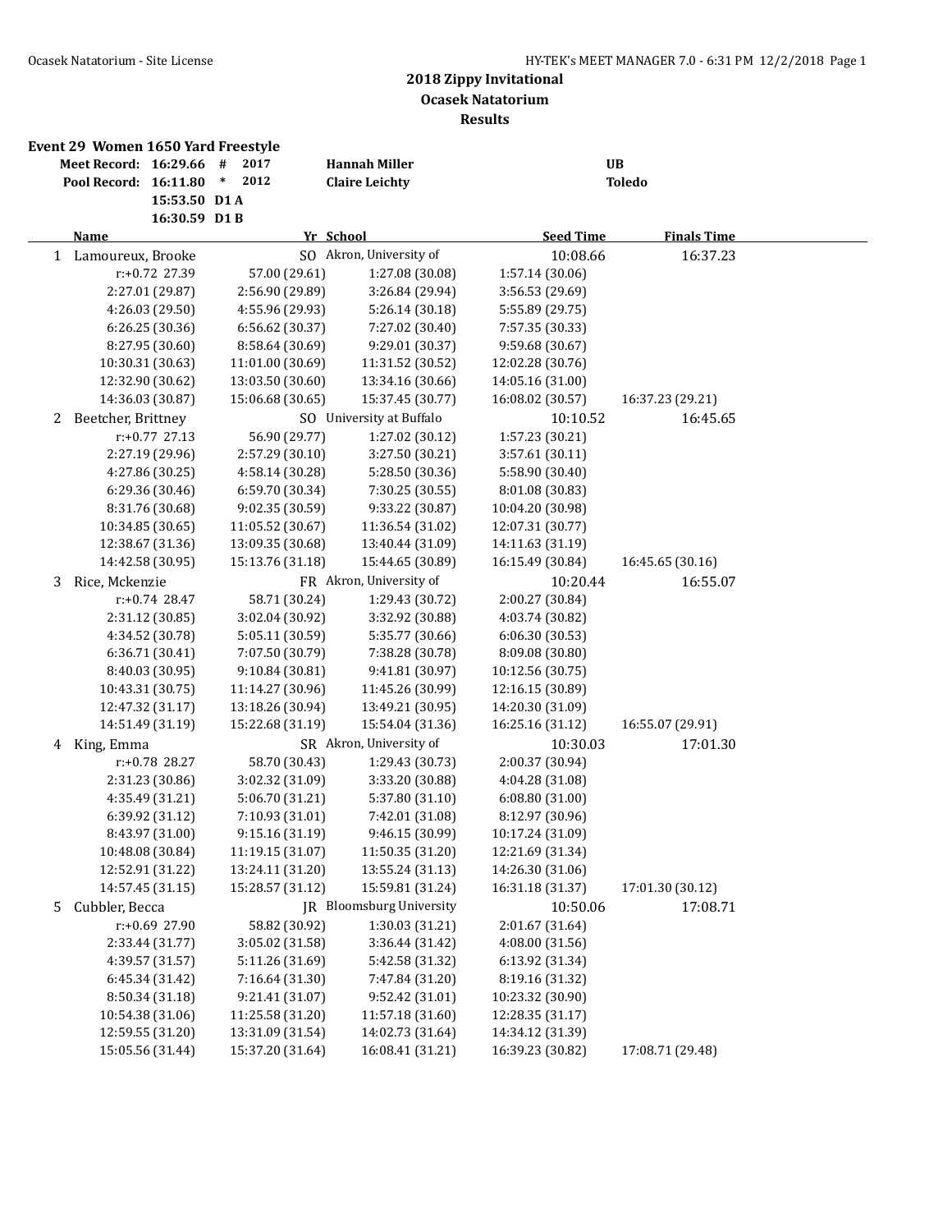# 2018 Zippy Invitational

## Ocasek Natatorium

## Results

### Event 29 Women 1650 Yard Freestyle

| | | | | |
|---|---|---|---|---|
| Meet Record: | 16:29.66 # | 2017 | Hannah Miller | UB |
| Pool Record: | 16:11.80 * | 2012 | Claire Leichty | Toledo |
| | 15:53.50 D1 A | | | |
| | 16:30.59 D1 B | | | |

| | Name | Yr | School | Seed Time | Finals Time |
|---|---|---|---|---|---|
| 1 | Lamoureux, Brooke | SO | Akron, University of | 10:08.66 | 16:37.23 |
| | r:+0.72 27.39 | 57.00 (29.61) | 1:27.08 (30.08) | 1:57.14 (30.06) | |
| | 2:27.01 (29.87) | 2:56.90 (29.89) | 3:26.84 (29.94) | 3:56.53 (29.69) | |
| | 4:26.03 (29.50) | 4:55.96 (29.93) | 5:26.14 (30.18) | 5:55.89 (29.75) | |
| | 6:26.25 (30.36) | 6:56.62 (30.37) | 7:27.02 (30.40) | 7:57.35 (30.33) | |
| | 8:27.95 (30.60) | 8:58.64 (30.69) | 9:29.01 (30.37) | 9:59.68 (30.67) | |
| | 10:30.31 (30.63) | 11:01.00 (30.69) | 11:31.52 (30.52) | 12:02.28 (30.76) | |
| | 12:32.90 (30.62) | 13:03.50 (30.60) | 13:34.16 (30.66) | 14:05.16 (31.00) | |
| | 14:36.03 (30.87) | 15:06.68 (30.65) | 15:37.45 (30.77) | 16:08.02 (30.57) | 16:37.23 (29.21) |
| 2 | Beetcher, Brittney | SO | University at Buffalo | 10:10.52 | 16:45.65 |
| | r:+0.77 27.13 | 56.90 (29.77) | 1:27.02 (30.12) | 1:57.23 (30.21) | |
| | 2:27.19 (29.96) | 2:57.29 (30.10) | 3:27.50 (30.21) | 3:57.61 (30.11) | |
| | 4:27.86 (30.25) | 4:58.14 (30.28) | 5:28.50 (30.36) | 5:58.90 (30.40) | |
| | 6:29.36 (30.46) | 6:59.70 (30.34) | 7:30.25 (30.55) | 8:01.08 (30.83) | |
| | 8:31.76 (30.68) | 9:02.35 (30.59) | 9:33.22 (30.87) | 10:04.20 (30.98) | |
| | 10:34.85 (30.65) | 11:05.52 (30.67) | 11:36.54 (31.02) | 12:07.31 (30.77) | |
| | 12:38.67 (31.36) | 13:09.35 (30.68) | 13:40.44 (31.09) | 14:11.63 (31.19) | |
| | 14:42.58 (30.95) | 15:13.76 (31.18) | 15:44.65 (30.89) | 16:15.49 (30.84) | 16:45.65 (30.16) |
| 3 | Rice, Mckenzie | FR | Akron, University of | 10:20.44 | 16:55.07 |
| | r:+0.74 28.47 | 58.71 (30.24) | 1:29.43 (30.72) | 2:00.27 (30.84) | |
| | 2:31.12 (30.85) | 3:02.04 (30.92) | 3:32.92 (30.88) | 4:03.74 (30.82) | |
| | 4:34.52 (30.78) | 5:05.11 (30.59) | 5:35.77 (30.66) | 6:06.30 (30.53) | |
| | 6:36.71 (30.41) | 7:07.50 (30.79) | 7:38.28 (30.78) | 8:09.08 (30.80) | |
| | 8:40.03 (30.95) | 9:10.84 (30.81) | 9:41.81 (30.97) | 10:12.56 (30.75) | |
| | 10:43.31 (30.75) | 11:14.27 (30.96) | 11:45.26 (30.99) | 12:16.15 (30.89) | |
| | 12:47.32 (31.17) | 13:18.26 (30.94) | 13:49.21 (30.95) | 14:20.30 (31.09) | |
| | 14:51.49 (31.19) | 15:22.68 (31.19) | 15:54.04 (31.36) | 16:25.16 (31.12) | 16:55.07 (29.91) |
| 4 | King, Emma | SR | Akron, University of | 10:30.03 | 17:01.30 |
| | r:+0.78 28.27 | 58.70 (30.43) | 1:29.43 (30.73) | 2:00.37 (30.94) | |
| | 2:31.23 (30.86) | 3:02.32 (31.09) | 3:33.20 (30.88) | 4:04.28 (31.08) | |
| | 4:35.49 (31.21) | 5:06.70 (31.21) | 5:37.80 (31.10) | 6:08.80 (31.00) | |
| | 6:39.92 (31.12) | 7:10.93 (31.01) | 7:42.01 (31.08) | 8:12.97 (30.96) | |
| | 8:43.97 (31.00) | 9:15.16 (31.19) | 9:46.15 (30.99) | 10:17.24 (31.09) | |
| | 10:48.08 (30.84) | 11:19.15 (31.07) | 11:50.35 (31.20) | 12:21.69 (31.34) | |
| | 12:52.91 (31.22) | 13:24.11 (31.20) | 13:55.24 (31.13) | 14:26.30 (31.06) | |
| | 14:57.45 (31.15) | 15:28.57 (31.12) | 15:59.81 (31.24) | 16:31.18 (31.37) | 17:01.30 (30.12) |
| 5 | Cubbler, Becca | JR | Bloomsburg University | 10:50.06 | 17:08.71 |
| | r:+0.69 27.90 | 58.82 (30.92) | 1:30.03 (31.21) | 2:01.67 (31.64) | |
| | 2:33.44 (31.77) | 3:05.02 (31.58) | 3:36.44 (31.42) | 4:08.00 (31.56) | |
| | 4:39.57 (31.57) | 5:11.26 (31.69) | 5:42.58 (31.32) | 6:13.92 (31.34) | |
| | 6:45.34 (31.42) | 7:16.64 (31.30) | 7:47.84 (31.20) | 8:19.16 (31.32) | |
| | 8:50.34 (31.18) | 9:21.41 (31.07) | 9:52.42 (31.01) | 10:23.32 (30.90) | |
| | 10:54.38 (31.06) | 11:25.58 (31.20) | 11:57.18 (31.60) | 12:28.35 (31.17) | |
| | 12:59.55 (31.20) | 13:31.09 (31.54) | 14:02.73 (31.64) | 14:34.12 (31.39) | |
| | 15:05.56 (31.44) | 15:37.20 (31.64) | 16:08.41 (31.21) | 16:39.23 (30.82) | 17:08.71 (29.48) |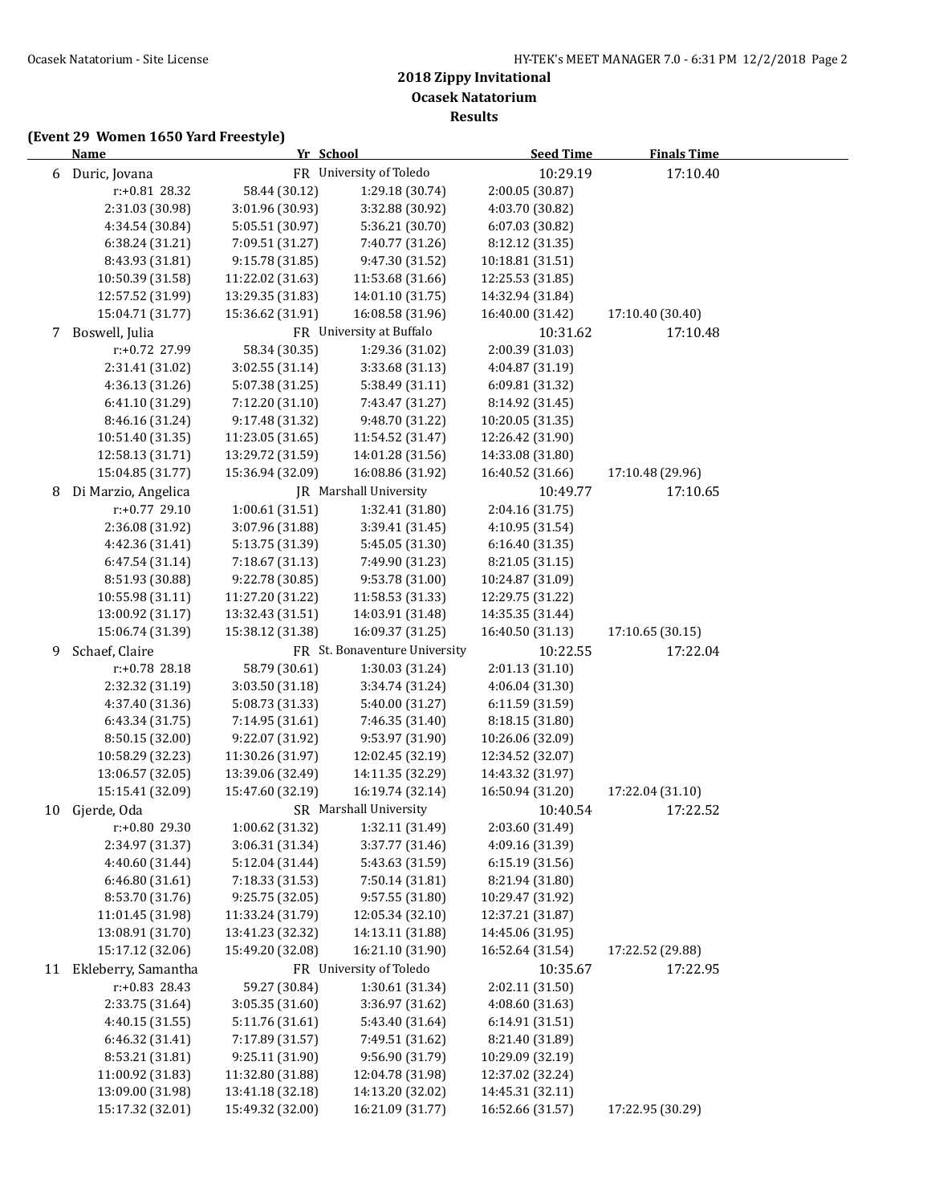**2018 Zippy Invitational**
**Ocasek Natatorium**
**Results**

**(Event 29 Women 1650 Yard Freestyle)**

| | Name | Yr | School | Seed Time | Finals Time |
|---|---|---|---|---|---|
| 6 | Duric, Jovana | FR | University of Toledo | 10:29.19 | 17:10.40 |
| | r:+0.81 28.32 | 58.44 (30.12) | 1:29.18 (30.74) | 2:00.05 (30.87) | |
| | 2:31.03 (30.98) | 3:01.96 (30.93) | 3:32.88 (30.92) | 4:03.70 (30.82) | |
| | 4:34.54 (30.84) | 5:05.51 (30.97) | 5:36.21 (30.70) | 6:07.03 (30.82) | |
| | 6:38.24 (31.21) | 7:09.51 (31.27) | 7:40.77 (31.26) | 8:12.12 (31.35) | |
| | 8:43.93 (31.81) | 9:15.78 (31.85) | 9:47.30 (31.52) | 10:18.81 (31.51) | |
| | 10:50.39 (31.58) | 11:22.02 (31.63) | 11:53.68 (31.66) | 12:25.53 (31.85) | |
| | 12:57.52 (31.99) | 13:29.35 (31.83) | 14:01.10 (31.75) | 14:32.94 (31.84) | |
| | 15:04.71 (31.77) | 15:36.62 (31.91) | 16:08.58 (31.96) | 16:40.00 (31.42) | 17:10.40 (30.40) |
| 7 | Boswell, Julia | FR | University at Buffalo | 10:31.62 | 17:10.48 |
| | r:+0.72 27.99 | 58.34 (30.35) | 1:29.36 (31.02) | 2:00.39 (31.03) | |
| | 2:31.41 (31.02) | 3:02.55 (31.14) | 3:33.68 (31.13) | 4:04.87 (31.19) | |
| | 4:36.13 (31.26) | 5:07.38 (31.25) | 5:38.49 (31.11) | 6:09.81 (31.32) | |
| | 6:41.10 (31.29) | 7:12.20 (31.10) | 7:43.47 (31.27) | 8:14.92 (31.45) | |
| | 8:46.16 (31.24) | 9:17.48 (31.32) | 9:48.70 (31.22) | 10:20.05 (31.35) | |
| | 10:51.40 (31.35) | 11:23.05 (31.65) | 11:54.52 (31.47) | 12:26.42 (31.90) | |
| | 12:58.13 (31.71) | 13:29.72 (31.59) | 14:01.28 (31.56) | 14:33.08 (31.80) | |
| | 15:04.85 (31.77) | 15:36.94 (32.09) | 16:08.86 (31.92) | 16:40.52 (31.66) | 17:10.48 (29.96) |
| 8 | Di Marzio, Angelica | JR | Marshall University | 10:49.77 | 17:10.65 |
| | r:+0.77 29.10 | 1:00.61 (31.51) | 1:32.41 (31.80) | 2:04.16 (31.75) | |
| | 2:36.08 (31.92) | 3:07.96 (31.88) | 3:39.41 (31.45) | 4:10.95 (31.54) | |
| | 4:42.36 (31.41) | 5:13.75 (31.39) | 5:45.05 (31.30) | 6:16.40 (31.35) | |
| | 6:47.54 (31.14) | 7:18.67 (31.13) | 7:49.90 (31.23) | 8:21.05 (31.15) | |
| | 8:51.93 (30.88) | 9:22.78 (30.85) | 9:53.78 (31.00) | 10:24.87 (31.09) | |
| | 10:55.98 (31.11) | 11:27.20 (31.22) | 11:58.53 (31.33) | 12:29.75 (31.22) | |
| | 13:00.92 (31.17) | 13:32.43 (31.51) | 14:03.91 (31.48) | 14:35.35 (31.44) | |
| | 15:06.74 (31.39) | 15:38.12 (31.38) | 16:09.37 (31.25) | 16:40.50 (31.13) | 17:10.65 (30.15) |
| 9 | Schaef, Claire | FR | St. Bonaventure University | 10:22.55 | 17:22.04 |
| | r:+0.78 28.18 | 58.79 (30.61) | 1:30.03 (31.24) | 2:01.13 (31.10) | |
| | 2:32.32 (31.19) | 3:03.50 (31.18) | 3:34.74 (31.24) | 4:06.04 (31.30) | |
| | 4:37.40 (31.36) | 5:08.73 (31.33) | 5:40.00 (31.27) | 6:11.59 (31.59) | |
| | 6:43.34 (31.75) | 7:14.95 (31.61) | 7:46.35 (31.40) | 8:18.15 (31.80) | |
| | 8:50.15 (32.00) | 9:22.07 (31.92) | 9:53.97 (31.90) | 10:26.06 (32.09) | |
| | 10:58.29 (32.23) | 11:30.26 (31.97) | 12:02.45 (32.19) | 12:34.52 (32.07) | |
| | 13:06.57 (32.05) | 13:39.06 (32.49) | 14:11.35 (32.29) | 14:43.32 (31.97) | |
| | 15:15.41 (32.09) | 15:47.60 (32.19) | 16:19.74 (32.14) | 16:50.94 (31.20) | 17:22.04 (31.10) |
| 10 | Gjerde, Oda | SR | Marshall University | 10:40.54 | 17:22.52 |
| | r:+0.80 29.30 | 1:00.62 (31.32) | 1:32.11 (31.49) | 2:03.60 (31.49) | |
| | 2:34.97 (31.37) | 3:06.31 (31.34) | 3:37.77 (31.46) | 4:09.16 (31.39) | |
| | 4:40.60 (31.44) | 5:12.04 (31.44) | 5:43.63 (31.59) | 6:15.19 (31.56) | |
| | 6:46.80 (31.61) | 7:18.33 (31.53) | 7:50.14 (31.81) | 8:21.94 (31.80) | |
| | 8:53.70 (31.76) | 9:25.75 (32.05) | 9:57.55 (31.80) | 10:29.47 (31.92) | |
| | 11:01.45 (31.98) | 11:33.24 (31.79) | 12:05.34 (32.10) | 12:37.21 (31.87) | |
| | 13:08.91 (31.70) | 13:41.23 (32.32) | 14:13.11 (31.88) | 14:45.06 (31.95) | |
| | 15:17.12 (32.06) | 15:49.20 (32.08) | 16:21.10 (31.90) | 16:52.64 (31.54) | 17:22.52 (29.88) |
| 11 | Ekleberry, Samantha | FR | University of Toledo | 10:35.67 | 17:22.95 |
| | r:+0.83 28.43 | 59.27 (30.84) | 1:30.61 (31.34) | 2:02.11 (31.50) | |
| | 2:33.75 (31.64) | 3:05.35 (31.60) | 3:36.97 (31.62) | 4:08.60 (31.63) | |
| | 4:40.15 (31.55) | 5:11.76 (31.61) | 5:43.40 (31.64) | 6:14.91 (31.51) | |
| | 6:46.32 (31.41) | 7:17.89 (31.57) | 7:49.51 (31.62) | 8:21.40 (31.89) | |
| | 8:53.21 (31.81) | 9:25.11 (31.90) | 9:56.90 (31.79) | 10:29.09 (32.19) | |
| | 11:00.92 (31.83) | 11:32.80 (31.88) | 12:04.78 (31.98) | 12:37.02 (32.24) | |
| | 13:09.00 (31.98) | 13:41.18 (32.18) | 14:13.20 (32.02) | 14:45.31 (32.11) | |
| | 15:17.32 (32.01) | 15:49.32 (32.00) | 16:21.09 (31.77) | 16:52.66 (31.57) | 17:22.95 (30.29) |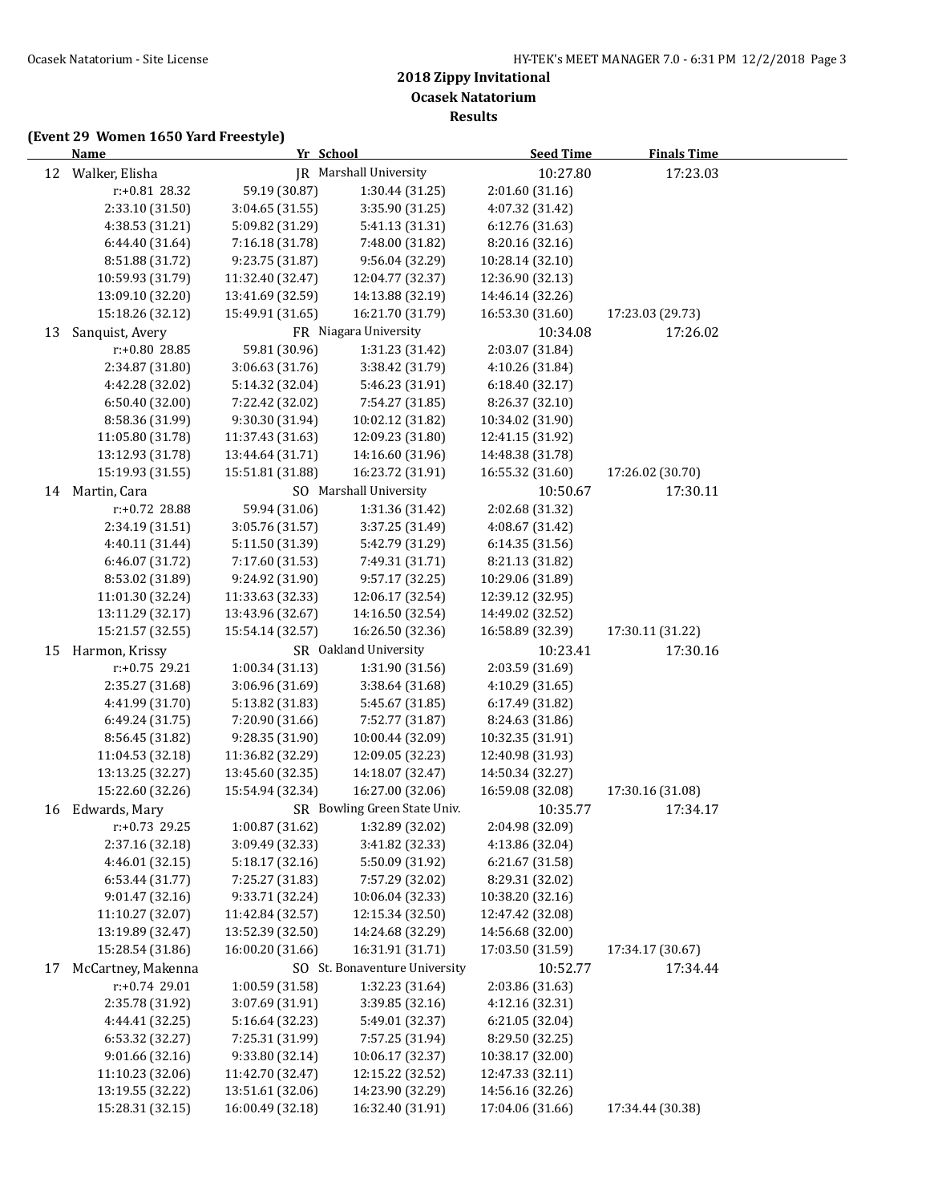## 2018 Zippy Invitational
### Ocasek Natatorium
### Results

**(Event 29 Women 1650 Yard Freestyle)**

| | Name | Yr | School | Seed Time | Finals Time |
|---|---|---|---|---|---|
| 12 | Walker, Elisha | JR | Marshall University | 10:27.80 | 17:23.03 |
| | r:+0.81 28.32 | 59.19 (30.87) | 1:30.44 (31.25) | 2:01.60 (31.16) | |
| | 2:33.10 (31.50) | 3:04.65 (31.55) | 3:35.90 (31.25) | 4:07.32 (31.42) | |
| | 4:38.53 (31.21) | 5:09.82 (31.29) | 5:41.13 (31.31) | 6:12.76 (31.63) | |
| | 6:44.40 (31.64) | 7:16.18 (31.78) | 7:48.00 (31.82) | 8:20.16 (32.16) | |
| | 8:51.88 (31.72) | 9:23.75 (31.87) | 9:56.04 (32.29) | 10:28.14 (32.10) | |
| | 10:59.93 (31.79) | 11:32.40 (32.47) | 12:04.77 (32.37) | 12:36.90 (32.13) | |
| | 13:09.10 (32.20) | 13:41.69 (32.59) | 14:13.88 (32.19) | 14:46.14 (32.26) | |
| | 15:18.26 (32.12) | 15:49.91 (31.65) | 16:21.70 (31.79) | 16:53.30 (31.60) | 17:23.03 (29.73) |
| 13 | Sanquist, Avery | FR | Niagara University | 10:34.08 | 17:26.02 |
| | r:+0.80 28.85 | 59.81 (30.96) | 1:31.23 (31.42) | 2:03.07 (31.84) | |
| | 2:34.87 (31.80) | 3:06.63 (31.76) | 3:38.42 (31.79) | 4:10.26 (31.84) | |
| | 4:42.28 (32.02) | 5:14.32 (32.04) | 5:46.23 (31.91) | 6:18.40 (32.17) | |
| | 6:50.40 (32.00) | 7:22.42 (32.02) | 7:54.27 (31.85) | 8:26.37 (32.10) | |
| | 8:58.36 (31.99) | 9:30.30 (31.94) | 10:02.12 (31.82) | 10:34.02 (31.90) | |
| | 11:05.80 (31.78) | 11:37.43 (31.63) | 12:09.23 (31.80) | 12:41.15 (31.92) | |
| | 13:12.93 (31.78) | 13:44.64 (31.71) | 14:16.60 (31.96) | 14:48.38 (31.78) | |
| | 15:19.93 (31.55) | 15:51.81 (31.88) | 16:23.72 (31.91) | 16:55.32 (31.60) | 17:26.02 (30.70) |
| 14 | Martin, Cara | SO | Marshall University | 10:50.67 | 17:30.11 |
| | r:+0.72 28.88 | 59.94 (31.06) | 1:31.36 (31.42) | 2:02.68 (31.32) | |
| | 2:34.19 (31.51) | 3:05.76 (31.57) | 3:37.25 (31.49) | 4:08.67 (31.42) | |
| | 4:40.11 (31.44) | 5:11.50 (31.39) | 5:42.79 (31.29) | 6:14.35 (31.56) | |
| | 6:46.07 (31.72) | 7:17.60 (31.53) | 7:49.31 (31.71) | 8:21.13 (31.82) | |
| | 8:53.02 (31.89) | 9:24.92 (31.90) | 9:57.17 (32.25) | 10:29.06 (31.89) | |
| | 11:01.30 (32.24) | 11:33.63 (32.33) | 12:06.17 (32.54) | 12:39.12 (32.95) | |
| | 13:11.29 (32.17) | 13:43.96 (32.67) | 14:16.50 (32.54) | 14:49.02 (32.52) | |
| | 15:21.57 (32.55) | 15:54.14 (32.57) | 16:26.50 (32.36) | 16:58.89 (32.39) | 17:30.11 (31.22) |
| 15 | Harmon, Krissy | SR | Oakland University | 10:23.41 | 17:30.16 |
| | r:+0.75 29.21 | 1:00.34 (31.13) | 1:31.90 (31.56) | 2:03.59 (31.69) | |
| | 2:35.27 (31.68) | 3:06.96 (31.69) | 3:38.64 (31.68) | 4:10.29 (31.65) | |
| | 4:41.99 (31.70) | 5:13.82 (31.83) | 5:45.67 (31.85) | 6:17.49 (31.82) | |
| | 6:49.24 (31.75) | 7:20.90 (31.66) | 7:52.77 (31.87) | 8:24.63 (31.86) | |
| | 8:56.45 (31.82) | 9:28.35 (31.90) | 10:00.44 (32.09) | 10:32.35 (31.91) | |
| | 11:04.53 (32.18) | 11:36.82 (32.29) | 12:09.05 (32.23) | 12:40.98 (31.93) | |
| | 13:13.25 (32.27) | 13:45.60 (32.35) | 14:18.07 (32.47) | 14:50.34 (32.27) | |
| | 15:22.60 (32.26) | 15:54.94 (32.34) | 16:27.00 (32.06) | 16:59.08 (32.08) | 17:30.16 (31.08) |
| 16 | Edwards, Mary | SR | Bowling Green State Univ. | 10:35.77 | 17:34.17 |
| | r:+0.73 29.25 | 1:00.87 (31.62) | 1:32.89 (32.02) | 2:04.98 (32.09) | |
| | 2:37.16 (32.18) | 3:09.49 (32.33) | 3:41.82 (32.33) | 4:13.86 (32.04) | |
| | 4:46.01 (32.15) | 5:18.17 (32.16) | 5:50.09 (31.92) | 6:21.67 (31.58) | |
| | 6:53.44 (31.77) | 7:25.27 (31.83) | 7:57.29 (32.02) | 8:29.31 (32.02) | |
| | 9:01.47 (32.16) | 9:33.71 (32.24) | 10:06.04 (32.33) | 10:38.20 (32.16) | |
| | 11:10.27 (32.07) | 11:42.84 (32.57) | 12:15.34 (32.50) | 12:47.42 (32.08) | |
| | 13:19.89 (32.47) | 13:52.39 (32.50) | 14:24.68 (32.29) | 14:56.68 (32.00) | |
| | 15:28.54 (31.86) | 16:00.20 (31.66) | 16:31.91 (31.71) | 17:03.50 (31.59) | 17:34.17 (30.67) |
| 17 | McCartney, Makenna | SO | St. Bonaventure University | 10:52.77 | 17:34.44 |
| | r:+0.74 29.01 | 1:00.59 (31.58) | 1:32.23 (31.64) | 2:03.86 (31.63) | |
| | 2:35.78 (31.92) | 3:07.69 (31.91) | 3:39.85 (32.16) | 4:12.16 (32.31) | |
| | 4:44.41 (32.25) | 5:16.64 (32.23) | 5:49.01 (32.37) | 6:21.05 (32.04) | |
| | 6:53.32 (32.27) | 7:25.31 (31.99) | 7:57.25 (31.94) | 8:29.50 (32.25) | |
| | 9:01.66 (32.16) | 9:33.80 (32.14) | 10:06.17 (32.37) | 10:38.17 (32.00) | |
| | 11:10.23 (32.06) | 11:42.70 (32.47) | 12:15.22 (32.52) | 12:47.33 (32.11) | |
| | 13:19.55 (32.22) | 13:51.61 (32.06) | 14:23.90 (32.29) | 14:56.16 (32.26) | |
| | 15:28.31 (32.15) | 16:00.49 (32.18) | 16:32.40 (31.91) | 17:04.06 (31.66) | 17:34.44 (30.38) |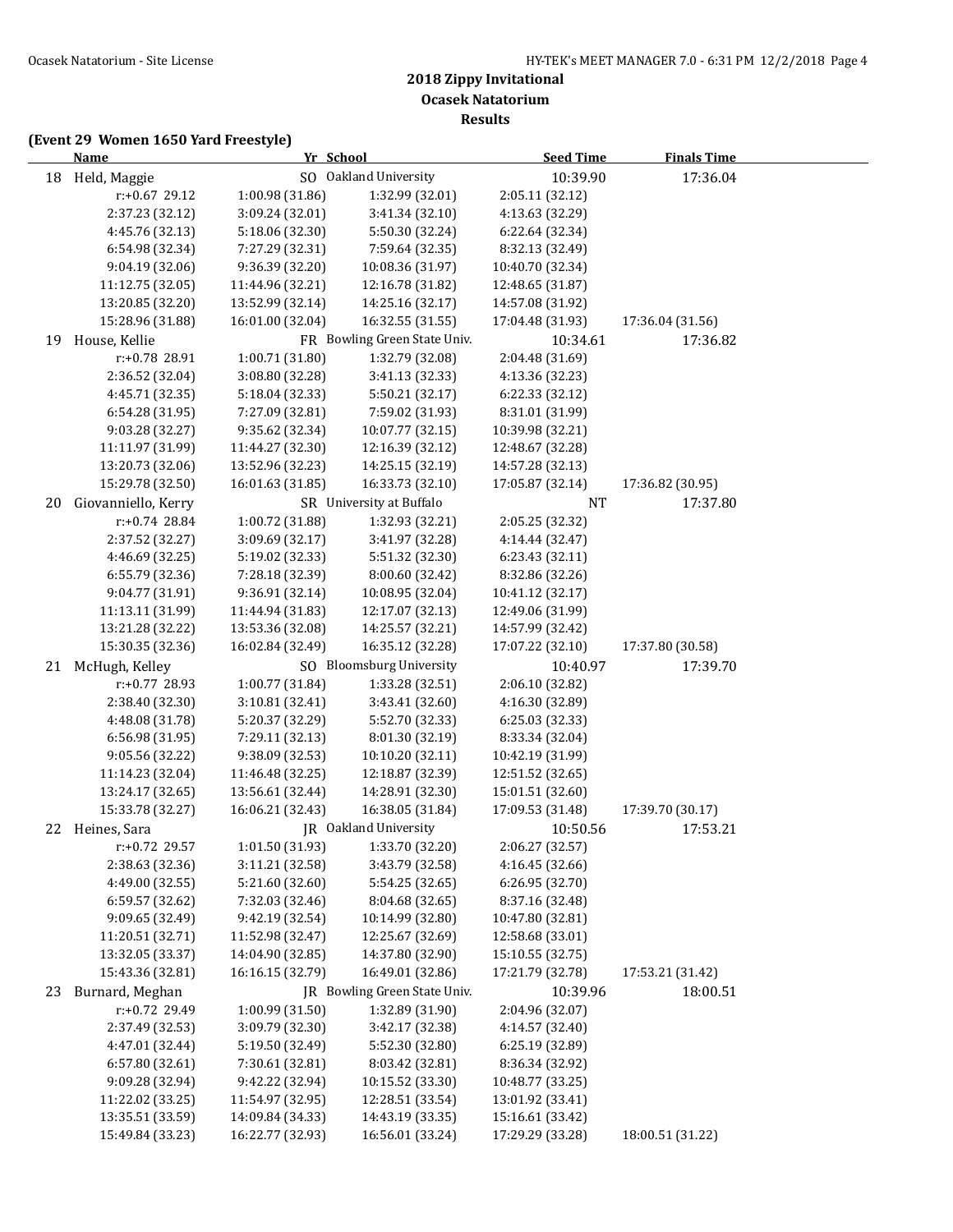# 2018 Zippy Invitational
## Ocasek Natatorium
### Results

**(Event 29 Women 1650 Yard Freestyle)**

| | Name | Yr | School | Seed Time | Finals Time |
|---|---|---|---|---|---|
| 18 | Held, Maggie | SO | Oakland University | 10:39.90 | 17:36.04 |
| | r:+0.67 29.12 | 1:00.98 (31.86) | 1:32.99 (32.01) | 2:05.11 (32.12) | |
| | 2:37.23 (32.12) | 3:09.24 (32.01) | 3:41.34 (32.10) | 4:13.63 (32.29) | |
| | 4:45.76 (32.13) | 5:18.06 (32.30) | 5:50.30 (32.24) | 6:22.64 (32.34) | |
| | 6:54.98 (32.34) | 7:27.29 (32.31) | 7:59.64 (32.35) | 8:32.13 (32.49) | |
| | 9:04.19 (32.06) | 9:36.39 (32.20) | 10:08.36 (31.97) | 10:40.70 (32.34) | |
| | 11:12.75 (32.05) | 11:44.96 (32.21) | 12:16.78 (31.82) | 12:48.65 (31.87) | |
| | 13:20.85 (32.20) | 13:52.99 (32.14) | 14:25.16 (32.17) | 14:57.08 (31.92) | |
| | 15:28.96 (31.88) | 16:01.00 (32.04) | 16:32.55 (31.55) | 17:04.48 (31.93) | 17:36.04 (31.56) |
| 19 | House, Kellie | FR | Bowling Green State Univ. | 10:34.61 | 17:36.82 |
| | r:+0.78 28.91 | 1:00.71 (31.80) | 1:32.79 (32.08) | 2:04.48 (31.69) | |
| | 2:36.52 (32.04) | 3:08.80 (32.28) | 3:41.13 (32.33) | 4:13.36 (32.23) | |
| | 4:45.71 (32.35) | 5:18.04 (32.33) | 5:50.21 (32.17) | 6:22.33 (32.12) | |
| | 6:54.28 (31.95) | 7:27.09 (32.81) | 7:59.02 (31.93) | 8:31.01 (31.99) | |
| | 9:03.28 (32.27) | 9:35.62 (32.34) | 10:07.77 (32.15) | 10:39.98 (32.21) | |
| | 11:11.97 (31.99) | 11:44.27 (32.30) | 12:16.39 (32.12) | 12:48.67 (32.28) | |
| | 13:20.73 (32.06) | 13:52.96 (32.23) | 14:25.15 (32.19) | 14:57.28 (32.13) | |
| | 15:29.78 (32.50) | 16:01.63 (31.85) | 16:33.73 (32.10) | 17:05.87 (32.14) | 17:36.82 (30.95) |
| 20 | Giovanniello, Kerry | SR | University at Buffalo | NT | 17:37.80 |
| | r:+0.74 28.84 | 1:00.72 (31.88) | 1:32.93 (32.21) | 2:05.25 (32.32) | |
| | 2:37.52 (32.27) | 3:09.69 (32.17) | 3:41.97 (32.28) | 4:14.44 (32.47) | |
| | 4:46.69 (32.25) | 5:19.02 (32.33) | 5:51.32 (32.30) | 6:23.43 (32.11) | |
| | 6:55.79 (32.36) | 7:28.18 (32.39) | 8:00.60 (32.42) | 8:32.86 (32.26) | |
| | 9:04.77 (31.91) | 9:36.91 (32.14) | 10:08.95 (32.04) | 10:41.12 (32.17) | |
| | 11:13.11 (31.99) | 11:44.94 (31.83) | 12:17.07 (32.13) | 12:49.06 (31.99) | |
| | 13:21.28 (32.22) | 13:53.36 (32.08) | 14:25.57 (32.21) | 14:57.99 (32.42) | |
| | 15:30.35 (32.36) | 16:02.84 (32.49) | 16:35.12 (32.28) | 17:07.22 (32.10) | 17:37.80 (30.58) |
| 21 | McHugh, Kelley | SO | Bloomsburg University | 10:40.97 | 17:39.70 |
| | r:+0.77 28.93 | 1:00.77 (31.84) | 1:33.28 (32.51) | 2:06.10 (32.82) | |
| | 2:38.40 (32.30) | 3:10.81 (32.41) | 3:43.41 (32.60) | 4:16.30 (32.89) | |
| | 4:48.08 (31.78) | 5:20.37 (32.29) | 5:52.70 (32.33) | 6:25.03 (32.33) | |
| | 6:56.98 (31.95) | 7:29.11 (32.13) | 8:01.30 (32.19) | 8:33.34 (32.04) | |
| | 9:05.56 (32.22) | 9:38.09 (32.53) | 10:10.20 (32.11) | 10:42.19 (31.99) | |
| | 11:14.23 (32.04) | 11:46.48 (32.25) | 12:18.87 (32.39) | 12:51.52 (32.65) | |
| | 13:24.17 (32.65) | 13:56.61 (32.44) | 14:28.91 (32.30) | 15:01.51 (32.60) | |
| | 15:33.78 (32.27) | 16:06.21 (32.43) | 16:38.05 (31.84) | 17:09.53 (31.48) | 17:39.70 (30.17) |
| 22 | Heines, Sara | JR | Oakland University | 10:50.56 | 17:53.21 |
| | r:+0.72 29.57 | 1:01.50 (31.93) | 1:33.70 (32.20) | 2:06.27 (32.57) | |
| | 2:38.63 (32.36) | 3:11.21 (32.58) | 3:43.79 (32.58) | 4:16.45 (32.66) | |
| | 4:49.00 (32.55) | 5:21.60 (32.60) | 5:54.25 (32.65) | 6:26.95 (32.70) | |
| | 6:59.57 (32.62) | 7:32.03 (32.46) | 8:04.68 (32.65) | 8:37.16 (32.48) | |
| | 9:09.65 (32.49) | 9:42.19 (32.54) | 10:14.99 (32.80) | 10:47.80 (32.81) | |
| | 11:20.51 (32.71) | 11:52.98 (32.47) | 12:25.67 (32.69) | 12:58.68 (33.01) | |
| | 13:32.05 (33.37) | 14:04.90 (32.85) | 14:37.80 (32.90) | 15:10.55 (32.75) | |
| | 15:43.36 (32.81) | 16:16.15 (32.79) | 16:49.01 (32.86) | 17:21.79 (32.78) | 17:53.21 (31.42) |
| 23 | Burnard, Meghan | JR | Bowling Green State Univ. | 10:39.96 | 18:00.51 |
| | r:+0.72 29.49 | 1:00.99 (31.50) | 1:32.89 (31.90) | 2:04.96 (32.07) | |
| | 2:37.49 (32.53) | 3:09.79 (32.30) | 3:42.17 (32.38) | 4:14.57 (32.40) | |
| | 4:47.01 (32.44) | 5:19.50 (32.49) | 5:52.30 (32.80) | 6:25.19 (32.89) | |
| | 6:57.80 (32.61) | 7:30.61 (32.81) | 8:03.42 (32.81) | 8:36.34 (32.92) | |
| | 9:09.28 (32.94) | 9:42.22 (32.94) | 10:15.52 (33.30) | 10:48.77 (33.25) | |
| | 11:22.02 (33.25) | 11:54.97 (32.95) | 12:28.51 (33.54) | 13:01.92 (33.41) | |
| | 13:35.51 (33.59) | 14:09.84 (34.33) | 14:43.19 (33.35) | 15:16.61 (33.42) | |
| | 15:49.84 (33.23) | 16:22.77 (32.93) | 16:56.01 (33.24) | 17:29.29 (33.28) | 18:00.51 (31.22) |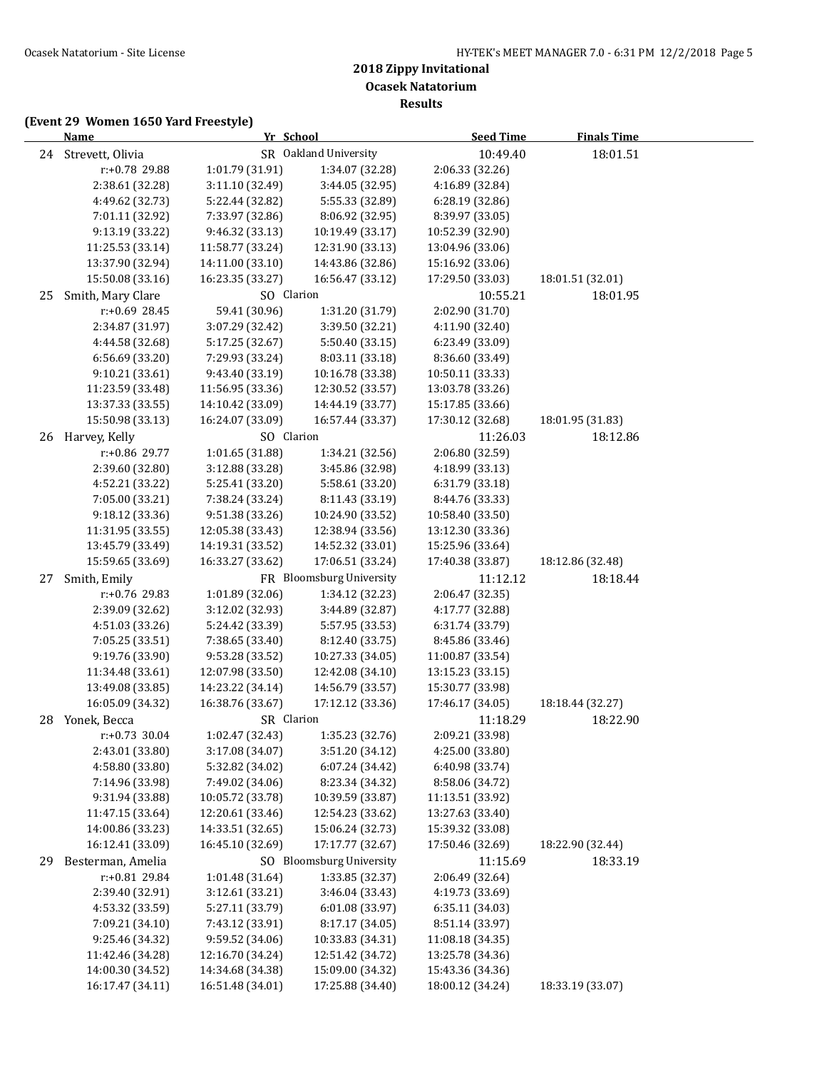## 2018 Zippy Invitational
### Ocasek Natatorium
### Results

**(Event 29 Women 1650 Yard Freestyle)**

| | Name | Yr | School | Seed Time | Finals Time |
|---|---|---|---|---|---|
| 24 | Strevett, Olivia | SR | Oakland University | 10:49.40 | 18:01.51 |
| | r:+0.78 29.88 | 1:01.79 (31.91) | 1:34.07 (32.28) | 2:06.33 (32.26) | |
| | 2:38.61 (32.28) | 3:11.10 (32.49) | 3:44.05 (32.95) | 4:16.89 (32.84) | |
| | 4:49.62 (32.73) | 5:22.44 (32.82) | 5:55.33 (32.89) | 6:28.19 (32.86) | |
| | 7:01.11 (32.92) | 7:33.97 (32.86) | 8:06.92 (32.95) | 8:39.97 (33.05) | |
| | 9:13.19 (33.22) | 9:46.32 (33.13) | 10:19.49 (33.17) | 10:52.39 (32.90) | |
| | 11:25.53 (33.14) | 11:58.77 (33.24) | 12:31.90 (33.13) | 13:04.96 (33.06) | |
| | 13:37.90 (32.94) | 14:11.00 (33.10) | 14:43.86 (32.86) | 15:16.92 (33.06) | |
| | 15:50.08 (33.16) | 16:23.35 (33.27) | 16:56.47 (33.12) | 17:29.50 (33.03) | 18:01.51 (32.01) |
| 25 | Smith, Mary Clare | SO | Clarion | 10:55.21 | 18:01.95 |
| | r:+0.69 28.45 | 59.41 (30.96) | 1:31.20 (31.79) | 2:02.90 (31.70) | |
| | 2:34.87 (31.97) | 3:07.29 (32.42) | 3:39.50 (32.21) | 4:11.90 (32.40) | |
| | 4:44.58 (32.68) | 5:17.25 (32.67) | 5:50.40 (33.15) | 6:23.49 (33.09) | |
| | 6:56.69 (33.20) | 7:29.93 (33.24) | 8:03.11 (33.18) | 8:36.60 (33.49) | |
| | 9:10.21 (33.61) | 9:43.40 (33.19) | 10:16.78 (33.38) | 10:50.11 (33.33) | |
| | 11:23.59 (33.48) | 11:56.95 (33.36) | 12:30.52 (33.57) | 13:03.78 (33.26) | |
| | 13:37.33 (33.55) | 14:10.42 (33.09) | 14:44.19 (33.77) | 15:17.85 (33.66) | |
| | 15:50.98 (33.13) | 16:24.07 (33.09) | 16:57.44 (33.37) | 17:30.12 (32.68) | 18:01.95 (31.83) |
| 26 | Harvey, Kelly | SO | Clarion | 11:26.03 | 18:12.86 |
| | r:+0.86 29.77 | 1:01.65 (31.88) | 1:34.21 (32.56) | 2:06.80 (32.59) | |
| | 2:39.60 (32.80) | 3:12.88 (33.28) | 3:45.86 (32.98) | 4:18.99 (33.13) | |
| | 4:52.21 (33.22) | 5:25.41 (33.20) | 5:58.61 (33.20) | 6:31.79 (33.18) | |
| | 7:05.00 (33.21) | 7:38.24 (33.24) | 8:11.43 (33.19) | 8:44.76 (33.33) | |
| | 9:18.12 (33.36) | 9:51.38 (33.26) | 10:24.90 (33.52) | 10:58.40 (33.50) | |
| | 11:31.95 (33.55) | 12:05.38 (33.43) | 12:38.94 (33.56) | 13:12.30 (33.36) | |
| | 13:45.79 (33.49) | 14:19.31 (33.52) | 14:52.32 (33.01) | 15:25.96 (33.64) | |
| | 15:59.65 (33.69) | 16:33.27 (33.62) | 17:06.51 (33.24) | 17:40.38 (33.87) | 18:12.86 (32.48) |
| 27 | Smith, Emily | FR | Bloomsburg University | 11:12.12 | 18:18.44 |
| | r:+0.76 29.83 | 1:01.89 (32.06) | 1:34.12 (32.23) | 2:06.47 (32.35) | |
| | 2:39.09 (32.62) | 3:12.02 (32.93) | 3:44.89 (32.87) | 4:17.77 (32.88) | |
| | 4:51.03 (33.26) | 5:24.42 (33.39) | 5:57.95 (33.53) | 6:31.74 (33.79) | |
| | 7:05.25 (33.51) | 7:38.65 (33.40) | 8:12.40 (33.75) | 8:45.86 (33.46) | |
| | 9:19.76 (33.90) | 9:53.28 (33.52) | 10:27.33 (34.05) | 11:00.87 (33.54) | |
| | 11:34.48 (33.61) | 12:07.98 (33.50) | 12:42.08 (34.10) | 13:15.23 (33.15) | |
| | 13:49.08 (33.85) | 14:23.22 (34.14) | 14:56.79 (33.57) | 15:30.77 (33.98) | |
| | 16:05.09 (34.32) | 16:38.76 (33.67) | 17:12.12 (33.36) | 17:46.17 (34.05) | 18:18.44 (32.27) |
| 28 | Yonek, Becca | SR | Clarion | 11:18.29 | 18:22.90 |
| | r:+0.73 30.04 | 1:02.47 (32.43) | 1:35.23 (32.76) | 2:09.21 (33.98) | |
| | 2:43.01 (33.80) | 3:17.08 (34.07) | 3:51.20 (34.12) | 4:25.00 (33.80) | |
| | 4:58.80 (33.80) | 5:32.82 (34.02) | 6:07.24 (34.42) | 6:40.98 (33.74) | |
| | 7:14.96 (33.98) | 7:49.02 (34.06) | 8:23.34 (34.32) | 8:58.06 (34.72) | |
| | 9:31.94 (33.88) | 10:05.72 (33.78) | 10:39.59 (33.87) | 11:13.51 (33.92) | |
| | 11:47.15 (33.64) | 12:20.61 (33.46) | 12:54.23 (33.62) | 13:27.63 (33.40) | |
| | 14:00.86 (33.23) | 14:33.51 (32.65) | 15:06.24 (32.73) | 15:39.32 (33.08) | |
| | 16:12.41 (33.09) | 16:45.10 (32.69) | 17:17.77 (32.67) | 17:50.46 (32.69) | 18:22.90 (32.44) |
| 29 | Besterman, Amelia | SO | Bloomsburg University | 11:15.69 | 18:33.19 |
| | r:+0.81 29.84 | 1:01.48 (31.64) | 1:33.85 (32.37) | 2:06.49 (32.64) | |
| | 2:39.40 (32.91) | 3:12.61 (33.21) | 3:46.04 (33.43) | 4:19.73 (33.69) | |
| | 4:53.32 (33.59) | 5:27.11 (33.79) | 6:01.08 (33.97) | 6:35.11 (34.03) | |
| | 7:09.21 (34.10) | 7:43.12 (33.91) | 8:17.17 (34.05) | 8:51.14 (33.97) | |
| | 9:25.46 (34.32) | 9:59.52 (34.06) | 10:33.83 (34.31) | 11:08.18 (34.35) | |
| | 11:42.46 (34.28) | 12:16.70 (34.24) | 12:51.42 (34.72) | 13:25.78 (34.36) | |
| | 14:00.30 (34.52) | 14:34.68 (34.38) | 15:09.00 (34.32) | 15:43.36 (34.36) | |
| | 16:17.47 (34.11) | 16:51.48 (34.01) | 17:25.88 (34.40) | 18:00.12 (34.24) | 18:33.19 (33.07) |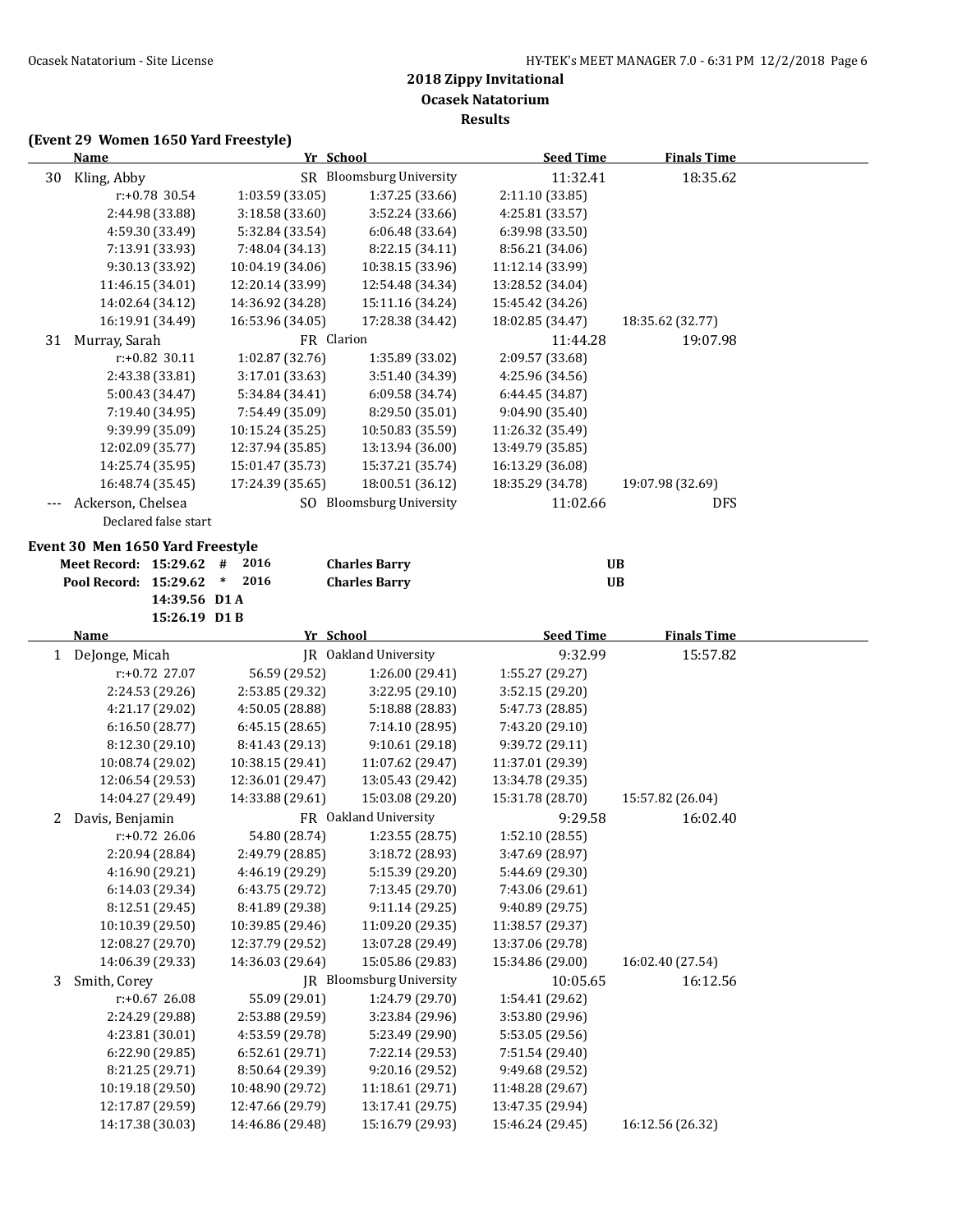**2018 Zippy Invitational**
**Ocasek Natatorium**
**Results**

**(Event 29 Women 1650 Yard Freestyle)**

| | Name | Yr | School | Seed Time | Finals Time |
|---|---|---|---|---|---|
| 30 | Kling, Abby | SR | Bloomsburg University | 11:32.41 | 18:35.62 |

r:+0.78 30.54 | 1:03.59 (33.05) | 1:37.25 (33.66) | 2:11.10 (33.85)
2:44.98 (33.88) | 3:18.58 (33.60) | 3:52.24 (33.66) | 4:25.81 (33.57)
4:59.30 (33.49) | 5:32.84 (33.54) | 6:06.48 (33.64) | 6:39.98 (33.50)
7:13.91 (33.93) | 7:48.04 (34.13) | 8:22.15 (34.11) | 8:56.21 (34.06)
9:30.13 (33.92) | 10:04.19 (34.06) | 10:38.15 (33.96) | 11:12.14 (33.99)
11:46.15 (34.01) | 12:20.14 (33.99) | 12:54.48 (34.34) | 13:28.52 (34.04)
14:02.64 (34.12) | 14:36.92 (34.28) | 15:11.16 (34.24) | 15:45.42 (34.26)
16:19.91 (34.49) | 16:53.96 (34.05) | 17:28.38 (34.42) | 18:02.85 (34.47) | 18:35.62 (32.77)

| | Name | Yr | School | Seed Time | Finals Time |
|---|---|---|---|---|---|
| 31 | Murray, Sarah | FR | Clarion | 11:44.28 | 19:07.98 |

r:+0.82 30.11 | 1:02.87 (32.76) | 1:35.89 (33.02) | 2:09.57 (33.68)
2:43.38 (33.81) | 3:17.01 (33.63) | 3:51.40 (34.39) | 4:25.96 (34.56)
5:00.43 (34.47) | 5:34.84 (34.41) | 6:09.58 (34.74) | 6:44.45 (34.87)
7:19.40 (34.95) | 7:54.49 (35.09) | 8:29.50 (35.01) | 9:04.90 (35.40)
9:39.99 (35.09) | 10:15.24 (35.25) | 10:50.83 (35.59) | 11:26.32 (35.49)
12:02.09 (35.77) | 12:37.94 (35.85) | 13:13.94 (36.00) | 13:49.79 (35.85)
14:25.74 (35.95) | 15:01.47 (35.73) | 15:37.21 (35.74) | 16:13.29 (36.08)
16:48.74 (35.45) | 17:24.39 (35.65) | 18:00.51 (36.12) | 18:35.29 (34.78) | 19:07.98 (32.69)

| | Name | Yr | School | Seed Time | Finals Time |
|---|---|---|---|---|---|
| --- | Ackerson, Chelsea | SO | Bloomsburg University | 11:02.66 | DFS |

Declared false start

**Event 30 Men 1650 Yard Freestyle**

Meet Record: 15:29.62 # 2016 Charles Barry UB
Pool Record: 15:29.62 * 2016 Charles Barry UB
14:39.56 D1 A
15:26.19 D1 B

| | Name | Yr | School | Seed Time | Finals Time |
|---|---|---|---|---|---|
| 1 | DeJonge, Micah | JR | Oakland University | 9:32.99 | 15:57.82 |

r:+0.72 27.07 | 56.59 (29.52) | 1:26.00 (29.41) | 1:55.27 (29.27)
2:24.53 (29.26) | 2:53.85 (29.32) | 3:22.95 (29.10) | 3:52.15 (29.20)
4:21.17 (29.02) | 4:50.05 (28.88) | 5:18.88 (28.83) | 5:47.73 (28.85)
6:16.50 (28.77) | 6:45.15 (28.65) | 7:14.10 (28.95) | 7:43.20 (29.10)
8:12.30 (29.10) | 8:41.43 (29.13) | 9:10.61 (29.18) | 9:39.72 (29.11)
10:08.74 (29.02) | 10:38.15 (29.41) | 11:07.62 (29.47) | 11:37.01 (29.39)
12:06.54 (29.53) | 12:36.01 (29.47) | 13:05.43 (29.42) | 13:34.78 (29.35)
14:04.27 (29.49) | 14:33.88 (29.61) | 15:03.08 (29.20) | 15:31.78 (28.70) | 15:57.82 (26.04)

| | Name | Yr | School | Seed Time | Finals Time |
|---|---|---|---|---|---|
| 2 | Davis, Benjamin | FR | Oakland University | 9:29.58 | 16:02.40 |

r:+0.72 26.06 | 54.80 (28.74) | 1:23.55 (28.75) | 1:52.10 (28.55)
2:20.94 (28.84) | 2:49.79 (28.85) | 3:18.72 (28.93) | 3:47.69 (28.97)
4:16.90 (29.21) | 4:46.19 (29.29) | 5:15.39 (29.20) | 5:44.69 (29.30)
6:14.03 (29.34) | 6:43.75 (29.72) | 7:13.45 (29.70) | 7:43.06 (29.61)
8:12.51 (29.45) | 8:41.89 (29.38) | 9:11.14 (29.25) | 9:40.89 (29.75)
10:10.39 (29.50) | 10:39.85 (29.46) | 11:09.20 (29.35) | 11:38.57 (29.37)
12:08.27 (29.70) | 12:37.79 (29.52) | 13:07.28 (29.49) | 13:37.06 (29.78)
14:06.39 (29.33) | 14:36.03 (29.64) | 15:05.86 (29.83) | 15:34.86 (29.00) | 16:02.40 (27.54)

| | Name | Yr | School | Seed Time | Finals Time |
|---|---|---|---|---|---|
| 3 | Smith, Corey | JR | Bloomsburg University | 10:05.65 | 16:12.56 |

r:+0.67 26.08 | 55.09 (29.01) | 1:24.79 (29.70) | 1:54.41 (29.62)
2:24.29 (29.88) | 2:53.88 (29.59) | 3:23.84 (29.96) | 3:53.80 (29.96)
4:23.81 (30.01) | 4:53.59 (29.78) | 5:23.49 (29.90) | 5:53.05 (29.56)
6:22.90 (29.85) | 6:52.61 (29.71) | 7:22.14 (29.53) | 7:51.54 (29.40)
8:21.25 (29.71) | 8:50.64 (29.39) | 9:20.16 (29.52) | 9:49.68 (29.52)
10:19.18 (29.50) | 10:48.90 (29.72) | 11:18.61 (29.71) | 11:48.28 (29.67)
12:17.87 (29.59) | 12:47.66 (29.79) | 13:17.41 (29.75) | 13:47.35 (29.94)
14:17.38 (30.03) | 14:46.86 (29.48) | 15:16.79 (29.93) | 15:46.24 (29.45) | 16:12.56 (26.32)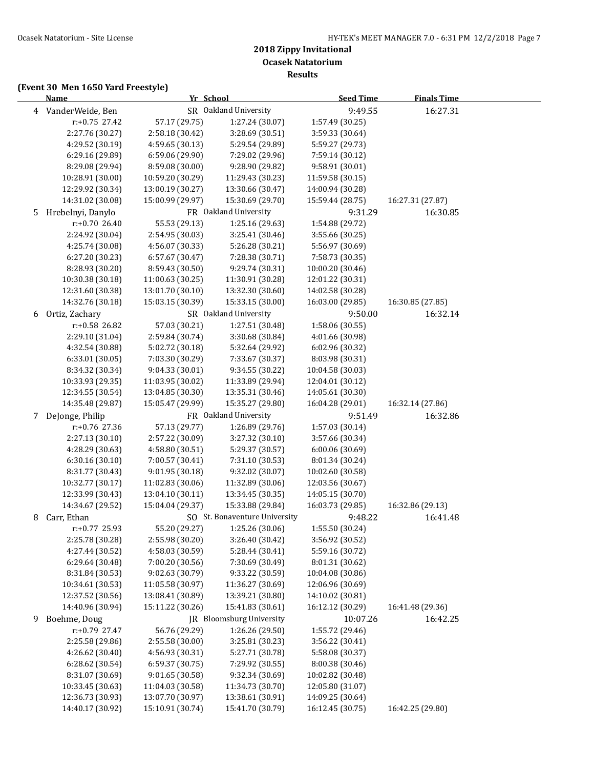**2018 Zippy Invitational**
**Ocasek Natatorium**
**Results**

**(Event 30 Men 1650 Yard Freestyle)**

| | Name | Yr | School | Seed Time | Finals Time |
|---|---|---|---|---|---|
| 4 | VanderWeide, Ben | SR | Oakland University | 9:49.55 | 16:27.31 |
| | r:+0.75 27.42 | 57.17 (29.75) | 1:27.24 (30.07) | 1:57.49 (30.25) | |
| | 2:27.76 (30.27) | 2:58.18 (30.42) | 3:28.69 (30.51) | 3:59.33 (30.64) | |
| | 4:29.52 (30.19) | 4:59.65 (30.13) | 5:29.54 (29.89) | 5:59.27 (29.73) | |
| | 6:29.16 (29.89) | 6:59.06 (29.90) | 7:29.02 (29.96) | 7:59.14 (30.12) | |
| | 8:29.08 (29.94) | 8:59.08 (30.00) | 9:28.90 (29.82) | 9:58.91 (30.01) | |
| | 10:28.91 (30.00) | 10:59.20 (30.29) | 11:29.43 (30.23) | 11:59.58 (30.15) | |
| | 12:29.92 (30.34) | 13:00.19 (30.27) | 13:30.66 (30.47) | 14:00.94 (30.28) | |
| | 14:31.02 (30.08) | 15:00.99 (29.97) | 15:30.69 (29.70) | 15:59.44 (28.75) | 16:27.31 (27.87) |
| 5 | Hrebelnyi, Danylo | FR | Oakland University | 9:31.29 | 16:30.85 |
| | r:+0.70 26.40 | 55.53 (29.13) | 1:25.16 (29.63) | 1:54.88 (29.72) | |
| | 2:24.92 (30.04) | 2:54.95 (30.03) | 3:25.41 (30.46) | 3:55.66 (30.25) | |
| | 4:25.74 (30.08) | 4:56.07 (30.33) | 5:26.28 (30.21) | 5:56.97 (30.69) | |
| | 6:27.20 (30.23) | 6:57.67 (30.47) | 7:28.38 (30.71) | 7:58.73 (30.35) | |
| | 8:28.93 (30.20) | 8:59.43 (30.50) | 9:29.74 (30.31) | 10:00.20 (30.46) | |
| | 10:30.38 (30.18) | 11:00.63 (30.25) | 11:30.91 (30.28) | 12:01.22 (30.31) | |
| | 12:31.60 (30.38) | 13:01.70 (30.10) | 13:32.30 (30.60) | 14:02.58 (30.28) | |
| | 14:32.76 (30.18) | 15:03.15 (30.39) | 15:33.15 (30.00) | 16:03.00 (29.85) | 16:30.85 (27.85) |
| 6 | Ortiz, Zachary | SR | Oakland University | 9:50.00 | 16:32.14 |
| | r:+0.58 26.82 | 57.03 (30.21) | 1:27.51 (30.48) | 1:58.06 (30.55) | |
| | 2:29.10 (31.04) | 2:59.84 (30.74) | 3:30.68 (30.84) | 4:01.66 (30.98) | |
| | 4:32.54 (30.88) | 5:02.72 (30.18) | 5:32.64 (29.92) | 6:02.96 (30.32) | |
| | 6:33.01 (30.05) | 7:03.30 (30.29) | 7:33.67 (30.37) | 8:03.98 (30.31) | |
| | 8:34.32 (30.34) | 9:04.33 (30.01) | 9:34.55 (30.22) | 10:04.58 (30.03) | |
| | 10:33.93 (29.35) | 11:03.95 (30.02) | 11:33.89 (29.94) | 12:04.01 (30.12) | |
| | 12:34.55 (30.54) | 13:04.85 (30.30) | 13:35.31 (30.46) | 14:05.61 (30.30) | |
| | 14:35.48 (29.87) | 15:05.47 (29.99) | 15:35.27 (29.80) | 16:04.28 (29.01) | 16:32.14 (27.86) |
| 7 | DeJonge, Philip | FR | Oakland University | 9:51.49 | 16:32.86 |
| | r:+0.76 27.36 | 57.13 (29.77) | 1:26.89 (29.76) | 1:57.03 (30.14) | |
| | 2:27.13 (30.10) | 2:57.22 (30.09) | 3:27.32 (30.10) | 3:57.66 (30.34) | |
| | 4:28.29 (30.63) | 4:58.80 (30.51) | 5:29.37 (30.57) | 6:00.06 (30.69) | |
| | 6:30.16 (30.10) | 7:00.57 (30.41) | 7:31.10 (30.53) | 8:01.34 (30.24) | |
| | 8:31.77 (30.43) | 9:01.95 (30.18) | 9:32.02 (30.07) | 10:02.60 (30.58) | |
| | 10:32.77 (30.17) | 11:02.83 (30.06) | 11:32.89 (30.06) | 12:03.56 (30.67) | |
| | 12:33.99 (30.43) | 13:04.10 (30.11) | 13:34.45 (30.35) | 14:05.15 (30.70) | |
| | 14:34.67 (29.52) | 15:04.04 (29.37) | 15:33.88 (29.84) | 16:03.73 (29.85) | 16:32.86 (29.13) |
| 8 | Carr, Ethan | SO | St. Bonaventure University | 9:48.22 | 16:41.48 |
| | r:+0.77 25.93 | 55.20 (29.27) | 1:25.26 (30.06) | 1:55.50 (30.24) | |
| | 2:25.78 (30.28) | 2:55.98 (30.20) | 3:26.40 (30.42) | 3:56.92 (30.52) | |
| | 4:27.44 (30.52) | 4:58.03 (30.59) | 5:28.44 (30.41) | 5:59.16 (30.72) | |
| | 6:29.64 (30.48) | 7:00.20 (30.56) | 7:30.69 (30.49) | 8:01.31 (30.62) | |
| | 8:31.84 (30.53) | 9:02.63 (30.79) | 9:33.22 (30.59) | 10:04.08 (30.86) | |
| | 10:34.61 (30.53) | 11:05.58 (30.97) | 11:36.27 (30.69) | 12:06.96 (30.69) | |
| | 12:37.52 (30.56) | 13:08.41 (30.89) | 13:39.21 (30.80) | 14:10.02 (30.81) | |
| | 14:40.96 (30.94) | 15:11.22 (30.26) | 15:41.83 (30.61) | 16:12.12 (30.29) | 16:41.48 (29.36) |
| 9 | Boehme, Doug | JR | Bloomsburg University | 10:07.26 | 16:42.25 |
| | r:+0.79 27.47 | 56.76 (29.29) | 1:26.26 (29.50) | 1:55.72 (29.46) | |
| | 2:25.58 (29.86) | 2:55.58 (30.00) | 3:25.81 (30.23) | 3:56.22 (30.41) | |
| | 4:26.62 (30.40) | 4:56.93 (30.31) | 5:27.71 (30.78) | 5:58.08 (30.37) | |
| | 6:28.62 (30.54) | 6:59.37 (30.75) | 7:29.92 (30.55) | 8:00.38 (30.46) | |
| | 8:31.07 (30.69) | 9:01.65 (30.58) | 9:32.34 (30.69) | 10:02.82 (30.48) | |
| | 10:33.45 (30.63) | 11:04.03 (30.58) | 11:34.73 (30.70) | 12:05.80 (31.07) | |
| | 12:36.73 (30.93) | 13:07.70 (30.97) | 13:38.61 (30.91) | 14:09.25 (30.64) | |
| | 14:40.17 (30.92) | 15:10.91 (30.74) | 15:41.70 (30.79) | 16:12.45 (30.75) | 16:42.25 (29.80) |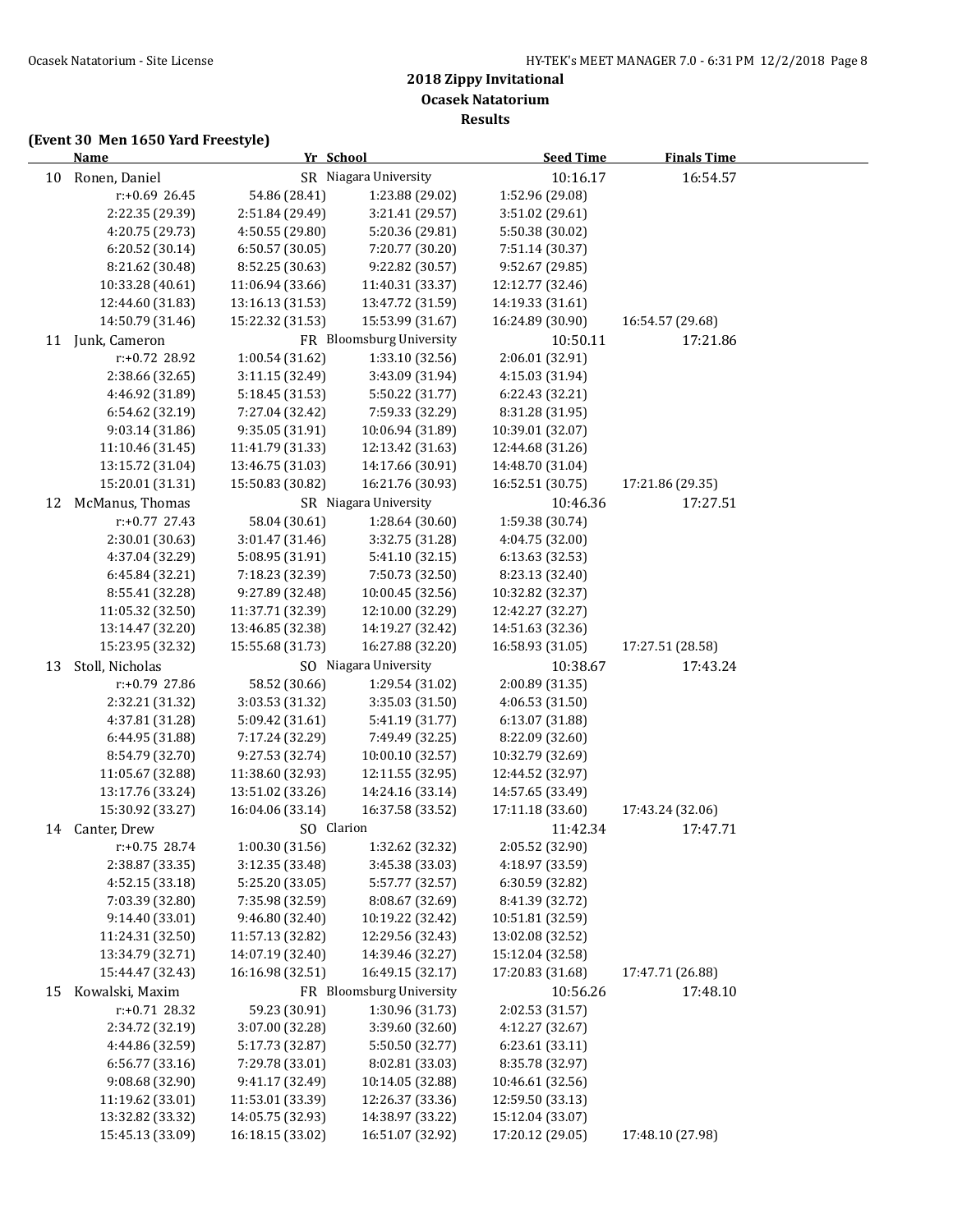## 2018 Zippy Invitational
## Ocasek Natatorium
## Results

**(Event 30 Men 1650 Yard Freestyle)**

| | Name | Yr | School | Seed Time | Finals Time |
|---|---|---|---|---|---|
| 10 | Ronen, Daniel | SR | Niagara University | 10:16.17 | 16:54.57 |

r:+0.69 26.45 | 54.86 (28.41) | 1:23.88 (29.02) | 1:52.96 (29.08)
2:22.35 (29.39) | 2:51.84 (29.49) | 3:21.41 (29.57) | 3:51.02 (29.61)
4:20.75 (29.73) | 4:50.55 (29.80) | 5:20.36 (29.81) | 5:50.38 (30.02)
6:20.52 (30.14) | 6:50.57 (30.05) | 7:20.77 (30.20) | 7:51.14 (30.37)
8:21.62 (30.48) | 8:52.25 (30.63) | 9:22.82 (30.57) | 9:52.67 (29.85)
10:33.28 (40.61) | 11:06.94 (33.66) | 11:40.31 (33.37) | 12:12.77 (32.46)
12:44.60 (31.83) | 13:16.13 (31.53) | 13:47.72 (31.59) | 14:19.33 (31.61)
14:50.79 (31.46) | 15:22.32 (31.53) | 15:53.99 (31.67) | 16:24.89 (30.90) | 16:54.57 (29.68)

| | Name | Yr | School | Seed Time | Finals Time |
|---|---|---|---|---|---|
| 11 | Junk, Cameron | FR | Bloomsburg University | 10:50.11 | 17:21.86 |

r:+0.72 28.92 | 1:00.54 (31.62) | 1:33.10 (32.56) | 2:06.01 (32.91)
2:38.66 (32.65) | 3:11.15 (32.49) | 3:43.09 (31.94) | 4:15.03 (31.94)
4:46.92 (31.89) | 5:18.45 (31.53) | 5:50.22 (31.77) | 6:22.43 (32.21)
6:54.62 (32.19) | 7:27.04 (32.42) | 7:59.33 (32.29) | 8:31.28 (31.95)
9:03.14 (31.86) | 9:35.05 (31.91) | 10:06.94 (31.89) | 10:39.01 (32.07)
11:10.46 (31.45) | 11:41.79 (31.33) | 12:13.42 (31.63) | 12:44.68 (31.26)
13:15.72 (31.04) | 13:46.75 (31.03) | 14:17.66 (30.91) | 14:48.70 (31.04)
15:20.01 (31.31) | 15:50.83 (30.82) | 16:21.76 (30.93) | 16:52.51 (30.75) | 17:21.86 (29.35)

| | Name | Yr | School | Seed Time | Finals Time |
|---|---|---|---|---|---|
| 12 | McManus, Thomas | SR | Niagara University | 10:46.36 | 17:27.51 |

r:+0.77 27.43 | 58.04 (30.61) | 1:28.64 (30.60) | 1:59.38 (30.74)
2:30.01 (30.63) | 3:01.47 (31.46) | 3:32.75 (31.28) | 4:04.75 (32.00)
4:37.04 (32.29) | 5:08.95 (31.91) | 5:41.10 (32.15) | 6:13.63 (32.53)
6:45.84 (32.21) | 7:18.23 (32.39) | 7:50.73 (32.50) | 8:23.13 (32.40)
8:55.41 (32.28) | 9:27.89 (32.48) | 10:00.45 (32.56) | 10:32.82 (32.37)
11:05.32 (32.50) | 11:37.71 (32.39) | 12:10.00 (32.29) | 12:42.27 (32.27)
13:14.47 (32.20) | 13:46.85 (32.38) | 14:19.27 (32.42) | 14:51.63 (32.36)
15:23.95 (32.32) | 15:55.68 (31.73) | 16:27.88 (32.20) | 16:58.93 (31.05) | 17:27.51 (28.58)

| | Name | Yr | School | Seed Time | Finals Time |
|---|---|---|---|---|---|
| 13 | Stoll, Nicholas | SO | Niagara University | 10:38.67 | 17:43.24 |

r:+0.79 27.86 | 58.52 (30.66) | 1:29.54 (31.02) | 2:00.89 (31.35)
2:32.21 (31.32) | 3:03.53 (31.32) | 3:35.03 (31.50) | 4:06.53 (31.50)
4:37.81 (31.28) | 5:09.42 (31.61) | 5:41.19 (31.77) | 6:13.07 (31.88)
6:44.95 (31.88) | 7:17.24 (32.29) | 7:49.49 (32.25) | 8:22.09 (32.60)
8:54.79 (32.70) | 9:27.53 (32.74) | 10:00.10 (32.57) | 10:32.79 (32.69)
11:05.67 (32.88) | 11:38.60 (32.93) | 12:11.55 (32.95) | 12:44.52 (32.97)
13:17.76 (33.24) | 13:51.02 (33.26) | 14:24.16 (33.14) | 14:57.65 (33.49)
15:30.92 (33.27) | 16:04.06 (33.14) | 16:37.58 (33.52) | 17:11.18 (33.60) | 17:43.24 (32.06)

| | Name | Yr | School | Seed Time | Finals Time |
|---|---|---|---|---|---|
| 14 | Canter, Drew | SO | Clarion | 11:42.34 | 17:47.71 |

r:+0.75 28.74 | 1:00.30 (31.56) | 1:32.62 (32.32) | 2:05.52 (32.90)
2:38.87 (33.35) | 3:12.35 (33.48) | 3:45.38 (33.03) | 4:18.97 (33.59)
4:52.15 (33.18) | 5:25.20 (33.05) | 5:57.77 (32.57) | 6:30.59 (32.82)
7:03.39 (32.80) | 7:35.98 (32.59) | 8:08.67 (32.69) | 8:41.39 (32.72)
9:14.40 (33.01) | 9:46.80 (32.40) | 10:19.22 (32.42) | 10:51.81 (32.59)
11:24.31 (32.50) | 11:57.13 (32.82) | 12:29.56 (32.43) | 13:02.08 (32.52)
13:34.79 (32.71) | 14:07.19 (32.40) | 14:39.46 (32.27) | 15:12.04 (32.58)
15:44.47 (32.43) | 16:16.98 (32.51) | 16:49.15 (32.17) | 17:20.83 (31.68) | 17:47.71 (26.88)

| | Name | Yr | School | Seed Time | Finals Time |
|---|---|---|---|---|---|
| 15 | Kowalski, Maxim | FR | Bloomsburg University | 10:56.26 | 17:48.10 |

r:+0.71 28.32 | 59.23 (30.91) | 1:30.96 (31.73) | 2:02.53 (31.57)
2:34.72 (32.19) | 3:07.00 (32.28) | 3:39.60 (32.60) | 4:12.27 (32.67)
4:44.86 (32.59) | 5:17.73 (32.87) | 5:50.50 (32.77) | 6:23.61 (33.11)
6:56.77 (33.16) | 7:29.78 (33.01) | 8:02.81 (33.03) | 8:35.78 (32.97)
9:08.68 (32.90) | 9:41.17 (32.49) | 10:14.05 (32.88) | 10:46.61 (32.56)
11:19.62 (33.01) | 11:53.01 (33.39) | 12:26.37 (33.36) | 12:59.50 (33.13)
13:32.82 (33.32) | 14:05.75 (32.93) | 14:38.97 (33.22) | 15:12.04 (33.07)
15:45.13 (33.09) | 16:18.15 (33.02) | 16:51.07 (32.92) | 17:20.12 (29.05) | 17:48.10 (27.98)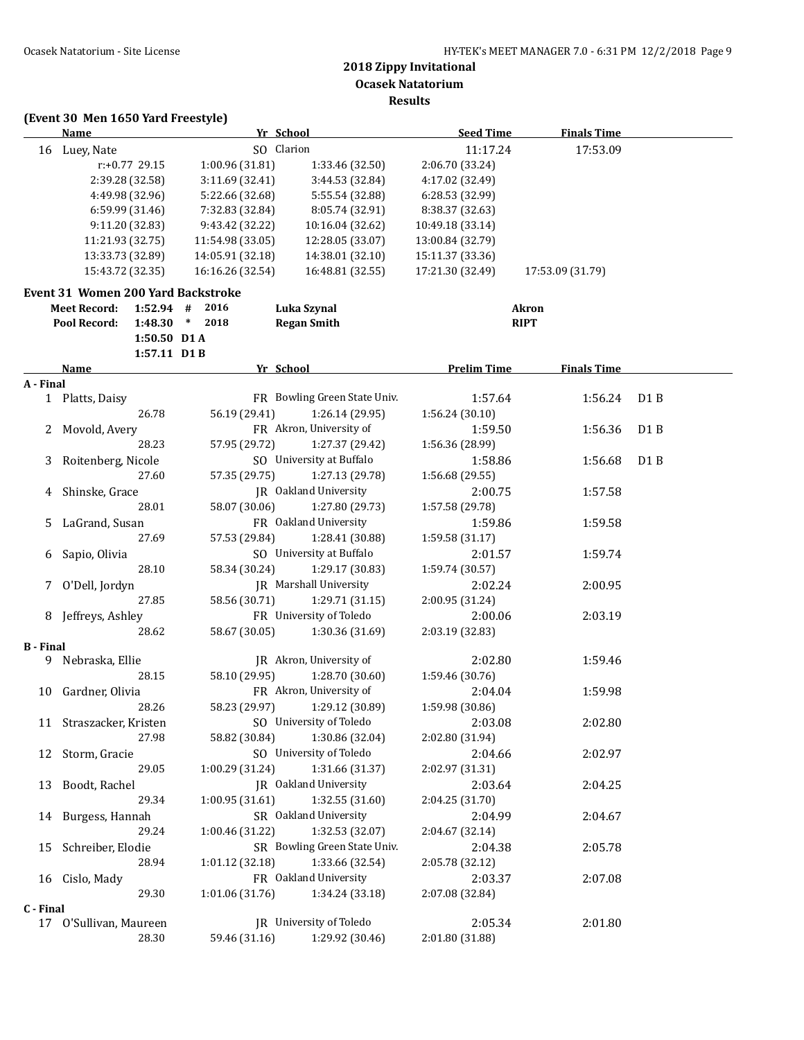## 2018 Zippy Invitational
### Ocasek Natatorium
### Results

**(Event 30 Men 1650 Yard Freestyle)**

| | Name | Yr | School | Seed Time | Finals Time |
|---|---|---|---|---|---|
| 16 | Luey, Nate | SO | Clarion | 11:17.24 | 17:53.09 |

r:+0.77 29.15 | 1:00.96 (31.81) | 1:33.46 (32.50) | 2:06.70 (33.24)
2:39.28 (32.58) | 3:11.69 (32.41) | 3:44.53 (32.84) | 4:17.02 (32.49)
4:49.98 (32.96) | 5:22.66 (32.68) | 5:55.54 (32.88) | 6:28.53 (32.99)
6:59.99 (31.46) | 7:32.83 (32.84) | 8:05.74 (32.91) | 8:38.37 (32.63)
9:11.20 (32.83) | 9:43.42 (32.22) | 10:16.04 (32.62) | 10:49.18 (33.14)
11:21.93 (32.75) | 11:54.98 (33.05) | 12:28.05 (33.07) | 13:00.84 (32.79)
13:33.73 (32.89) | 14:05.91 (32.18) | 14:38.01 (32.10) | 15:11.37 (33.36)
15:43.72 (32.35) | 16:16.26 (32.54) | 16:48.81 (32.55) | 17:21.30 (32.49) | 17:53.09 (31.79)

## Event 31 Women 200 Yard Backstroke

| | | | | | |
|---|---|---|---|---|---|
| Meet Record: | 1:52.94 | # | 2016 | Luka Szynal | Akron |
| Pool Record: | 1:48.30 | * | 2018 | Regan Smith | RIPT |
| | 1:50.50 | D1 A | | | |
| | 1:57.11 | D1 B | | | |

| | Name | Yr | School | Prelim Time | Finals Time | |
|---|---|---|---|---|---|---|
| **A - Final** | | | | | | |
| 1 | Platts, Daisy | FR | Bowling Green State Univ. | 1:57.64 | 1:56.24 | D1 B |
| | 26.78 | 56.19 (29.41) | 1:26.14 (29.95) | 1:56.24 (30.10) | | |
| 2 | Movold, Avery | FR | Akron, University of | 1:59.50 | 1:56.36 | D1 B |
| | 28.23 | 57.95 (29.72) | 1:27.37 (29.42) | 1:56.36 (28.99) | | |
| 3 | Roitenberg, Nicole | SO | University at Buffalo | 1:58.86 | 1:56.68 | D1 B |
| | 27.60 | 57.35 (29.75) | 1:27.13 (29.78) | 1:56.68 (29.55) | | |
| 4 | Shinske, Grace | JR | Oakland University | 2:00.75 | 1:57.58 | |
| | 28.01 | 58.07 (30.06) | 1:27.80 (29.73) | 1:57.58 (29.78) | | |
| 5 | LaGrand, Susan | FR | Oakland University | 1:59.86 | 1:59.58 | |
| | 27.69 | 57.53 (29.84) | 1:28.41 (30.88) | 1:59.58 (31.17) | | |
| 6 | Sapio, Olivia | SO | University at Buffalo | 2:01.57 | 1:59.74 | |
| | 28.10 | 58.34 (30.24) | 1:29.17 (30.83) | 1:59.74 (30.57) | | |
| 7 | O'Dell, Jordyn | JR | Marshall University | 2:02.24 | 2:00.95 | |
| | 27.85 | 58.56 (30.71) | 1:29.71 (31.15) | 2:00.95 (31.24) | | |
| 8 | Jeffreys, Ashley | FR | University of Toledo | 2:00.06 | 2:03.19 | |
| | 28.62 | 58.67 (30.05) | 1:30.36 (31.69) | 2:03.19 (32.83) | | |
| **B - Final** | | | | | | |
| 9 | Nebraska, Ellie | JR | Akron, University of | 2:02.80 | 1:59.46 | |
| | 28.15 | 58.10 (29.95) | 1:28.70 (30.60) | 1:59.46 (30.76) | | |
| 10 | Gardner, Olivia | FR | Akron, University of | 2:04.04 | 1:59.98 | |
| | 28.26 | 58.23 (29.97) | 1:29.12 (30.89) | 1:59.98 (30.86) | | |
| 11 | Straszacker, Kristen | SO | University of Toledo | 2:03.08 | 2:02.80 | |
| | 27.98 | 58.82 (30.84) | 1:30.86 (32.04) | 2:02.80 (31.94) | | |
| 12 | Storm, Gracie | SO | University of Toledo | 2:04.66 | 2:02.97 | |
| | 29.05 | 1:00.29 (31.24) | 1:31.66 (31.37) | 2:02.97 (31.31) | | |
| 13 | Boodt, Rachel | JR | Oakland University | 2:03.64 | 2:04.25 | |
| | 29.34 | 1:00.95 (31.61) | 1:32.55 (31.60) | 2:04.25 (31.70) | | |
| 14 | Burgess, Hannah | SR | Oakland University | 2:04.99 | 2:04.67 | |
| | 29.24 | 1:00.46 (31.22) | 1:32.53 (32.07) | 2:04.67 (32.14) | | |
| 15 | Schreiber, Elodie | SR | Bowling Green State Univ. | 2:04.38 | 2:05.78 | |
| | 28.94 | 1:01.12 (32.18) | 1:33.66 (32.54) | 2:05.78 (32.12) | | |
| 16 | Cislo, Mady | FR | Oakland University | 2:03.37 | 2:07.08 | |
| | 29.30 | 1:01.06 (31.76) | 1:34.24 (33.18) | 2:07.08 (32.84) | | |
| **C - Final** | | | | | | |
| 17 | O'Sullivan, Maureen | JR | University of Toledo | 2:05.34 | 2:01.80 | |
| | 28.30 | 59.46 (31.16) | 1:29.92 (30.46) | 2:01.80 (31.88) | | |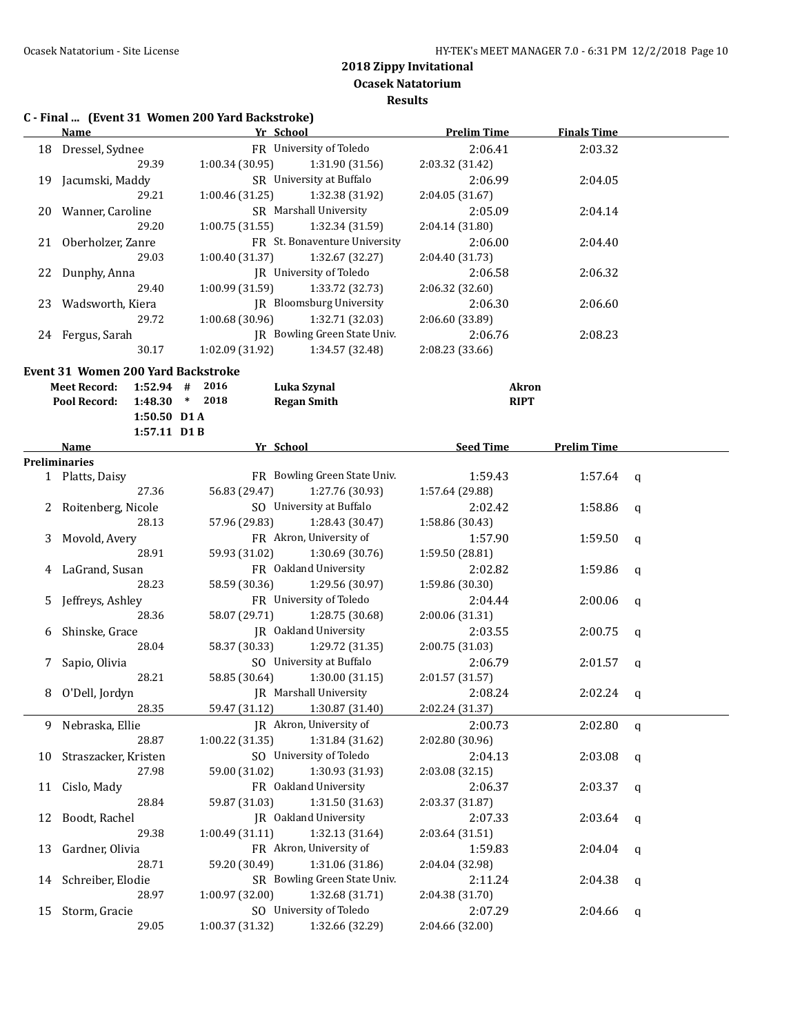# 2018 Zippy Invitational

## Ocasek Natatorium

### Results

**C - Final ... (Event 31 Women 200 Yard Backstroke)**

| | Name | Yr | School | Prelim Time | Finals Time |
|---|---|---|---|---|---|
| 18 | Dressel, Sydnee | FR | University of Toledo | 2:06.41 | 2:03.32 |
| | 29.39 | 1:00.34 (30.95) | 1:31.90 (31.56) | 2:03.32 (31.42) | |
| 19 | Jacumski, Maddy | SR | University at Buffalo | 2:06.99 | 2:04.05 |
| | 29.21 | 1:00.46 (31.25) | 1:32.38 (31.92) | 2:04.05 (31.67) | |
| 20 | Wanner, Caroline | SR | Marshall University | 2:05.09 | 2:04.14 |
| | 29.20 | 1:00.75 (31.55) | 1:32.34 (31.59) | 2:04.14 (31.80) | |
| 21 | Oberholzer, Zanre | FR | St. Bonaventure University | 2:06.00 | 2:04.40 |
| | 29.03 | 1:00.40 (31.37) | 1:32.67 (32.27) | 2:04.40 (31.73) | |
| 22 | Dunphy, Anna | JR | University of Toledo | 2:06.58 | 2:06.32 |
| | 29.40 | 1:00.99 (31.59) | 1:33.72 (32.73) | 2:06.32 (32.60) | |
| 23 | Wadsworth, Kiera | JR | Bloomsburg University | 2:06.30 | 2:06.60 |
| | 29.72 | 1:00.68 (30.96) | 1:32.71 (32.03) | 2:06.60 (33.89) | |
| 24 | Fergus, Sarah | JR | Bowling Green State Univ. | 2:06.76 | 2:08.23 |
| | 30.17 | 1:02.09 (31.92) | 1:34.57 (32.48) | 2:08.23 (33.66) | |

**Event 31 Women 200 Yard Backstroke**

| | Time | | Year | Name | Team |
|---|---|---|---|---|---|
| Meet Record: | 1:52.94 | # | 2016 | Luka Szynal | Akron |
| Pool Record: | 1:48.30 | * | 2018 | Regan Smith | RIPT |
| | 1:50.50 | D1 A | | | |
| | 1:57.11 | D1 B | | | |

**Preliminaries**

| | Name | Yr | School | Seed Time | Prelim Time | |
|---|---|---|---|---|---|---|
| 1 | Platts, Daisy | FR | Bowling Green State Univ. | 1:59.43 | 1:57.64 | q |
| | 27.36 | 56.83 (29.47) | 1:27.76 (30.93) | 1:57.64 (29.88) | | |
| 2 | Roitenberg, Nicole | SO | University at Buffalo | 2:02.42 | 1:58.86 | q |
| | 28.13 | 57.96 (29.83) | 1:28.43 (30.47) | 1:58.86 (30.43) | | |
| 3 | Movold, Avery | FR | Akron, University of | 1:57.90 | 1:59.50 | q |
| | 28.91 | 59.93 (31.02) | 1:30.69 (30.76) | 1:59.50 (28.81) | | |
| 4 | LaGrand, Susan | FR | Oakland University | 2:02.82 | 1:59.86 | q |
| | 28.23 | 58.59 (30.36) | 1:29.56 (30.97) | 1:59.86 (30.30) | | |
| 5 | Jeffreys, Ashley | FR | University of Toledo | 2:04.44 | 2:00.06 | q |
| | 28.36 | 58.07 (29.71) | 1:28.75 (30.68) | 2:00.06 (31.31) | | |
| 6 | Shinske, Grace | JR | Oakland University | 2:03.55 | 2:00.75 | q |
| | 28.04 | 58.37 (30.33) | 1:29.72 (31.35) | 2:00.75 (31.03) | | |
| 7 | Sapio, Olivia | SO | University at Buffalo | 2:06.79 | 2:01.57 | q |
| | 28.21 | 58.85 (30.64) | 1:30.00 (31.15) | 2:01.57 (31.57) | | |
| 8 | O'Dell, Jordyn | JR | Marshall University | 2:08.24 | 2:02.24 | q |
| | 28.35 | 59.47 (31.12) | 1:30.87 (31.40) | 2:02.24 (31.37) | | |
| 9 | Nebraska, Ellie | JR | Akron, University of | 2:00.73 | 2:02.80 | q |
| | 28.87 | 1:00.22 (31.35) | 1:31.84 (31.62) | 2:02.80 (30.96) | | |
| 10 | Straszacker, Kristen | SO | University of Toledo | 2:04.13 | 2:03.08 | q |
| | 27.98 | 59.00 (31.02) | 1:30.93 (31.93) | 2:03.08 (32.15) | | |
| 11 | Cislo, Mady | FR | Oakland University | 2:06.37 | 2:03.37 | q |
| | 28.84 | 59.87 (31.03) | 1:31.50 (31.63) | 2:03.37 (31.87) | | |
| 12 | Boodt, Rachel | JR | Oakland University | 2:07.33 | 2:03.64 | q |
| | 29.38 | 1:00.49 (31.11) | 1:32.13 (31.64) | 2:03.64 (31.51) | | |
| 13 | Gardner, Olivia | FR | Akron, University of | 1:59.83 | 2:04.04 | q |
| | 28.71 | 59.20 (30.49) | 1:31.06 (31.86) | 2:04.04 (32.98) | | |
| 14 | Schreiber, Elodie | SR | Bowling Green State Univ. | 2:11.24 | 2:04.38 | q |
| | 28.97 | 1:00.97 (32.00) | 1:32.68 (31.71) | 2:04.38 (31.70) | | |
| 15 | Storm, Gracie | SO | University of Toledo | 2:07.29 | 2:04.66 | q |
| | 29.05 | 1:00.37 (31.32) | 1:32.66 (32.29) | 2:04.66 (32.00) | | |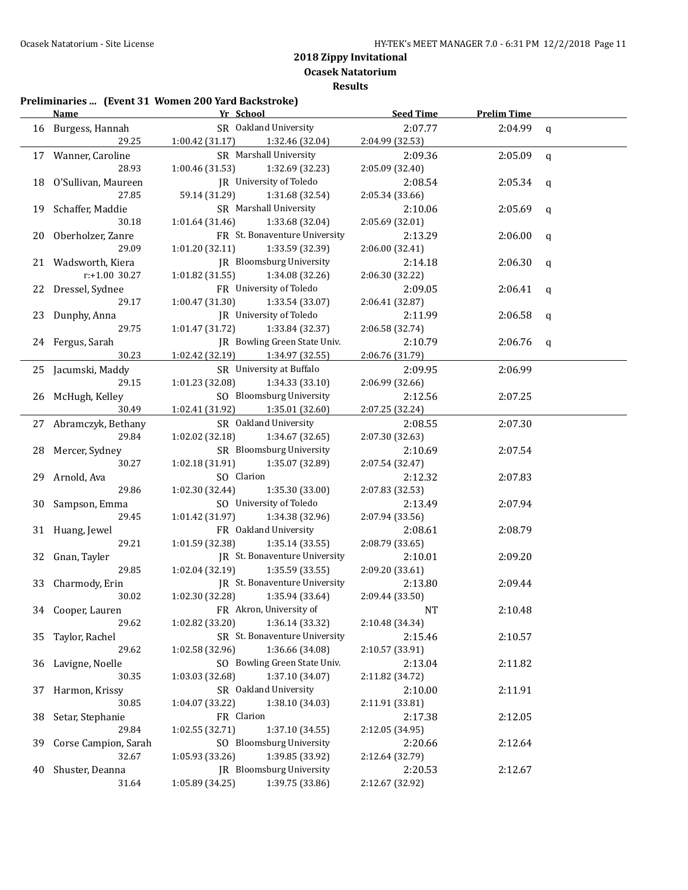## 2018 Zippy Invitational
## Ocasek Natatorium
## Results

### Preliminaries ... (Event 31 Women 200 Yard Backstroke)

| | Name | Yr | School | Seed Time | Prelim Time | |
|---|---|---|---|---|---|---|
| 16 | Burgess, Hannah | SR | Oakland University | 2:07.77 | 2:04.99 | q |
| | 29.25 | 1:00.42 (31.17) | 1:32.46 (32.04) | 2:04.99 (32.53) | | |
| 17 | Wanner, Caroline | SR | Marshall University | 2:09.36 | 2:05.09 | q |
| | 28.93 | 1:00.46 (31.53) | 1:32.69 (32.23) | 2:05.09 (32.40) | | |
| 18 | O'Sullivan, Maureen | JR | University of Toledo | 2:08.54 | 2:05.34 | q |
| | 27.85 | 59.14 (31.29) | 1:31.68 (32.54) | 2:05.34 (33.66) | | |
| 19 | Schaffer, Maddie | SR | Marshall University | 2:10.06 | 2:05.69 | q |
| | 30.18 | 1:01.64 (31.46) | 1:33.68 (32.04) | 2:05.69 (32.01) | | |
| 20 | Oberholzer, Zanre | FR | St. Bonaventure University | 2:13.29 | 2:06.00 | q |
| | 29.09 | 1:01.20 (32.11) | 1:33.59 (32.39) | 2:06.00 (32.41) | | |
| 21 | Wadsworth, Kiera | JR | Bloomsburg University | 2:14.18 | 2:06.30 | q |
| | r:+1.00 30.27 | 1:01.82 (31.55) | 1:34.08 (32.26) | 2:06.30 (32.22) | | |
| 22 | Dressel, Sydnee | FR | University of Toledo | 2:09.05 | 2:06.41 | q |
| | 29.17 | 1:00.47 (31.30) | 1:33.54 (33.07) | 2:06.41 (32.87) | | |
| 23 | Dunphy, Anna | JR | University of Toledo | 2:11.99 | 2:06.58 | q |
| | 29.75 | 1:01.47 (31.72) | 1:33.84 (32.37) | 2:06.58 (32.74) | | |
| 24 | Fergus, Sarah | JR | Bowling Green State Univ. | 2:10.79 | 2:06.76 | q |
| | 30.23 | 1:02.42 (32.19) | 1:34.97 (32.55) | 2:06.76 (31.79) | | |
| 25 | Jacumski, Maddy | SR | University at Buffalo | 2:09.95 | 2:06.99 | |
| | 29.15 | 1:01.23 (32.08) | 1:34.33 (33.10) | 2:06.99 (32.66) | | |
| 26 | McHugh, Kelley | SO | Bloomsburg University | 2:12.56 | 2:07.25 | |
| | 30.49 | 1:02.41 (31.92) | 1:35.01 (32.60) | 2:07.25 (32.24) | | |
| 27 | Abramczyk, Bethany | SR | Oakland University | 2:08.55 | 2:07.30 | |
| | 29.84 | 1:02.02 (32.18) | 1:34.67 (32.65) | 2:07.30 (32.63) | | |
| 28 | Mercer, Sydney | SR | Bloomsburg University | 2:10.69 | 2:07.54 | |
| | 30.27 | 1:02.18 (31.91) | 1:35.07 (32.89) | 2:07.54 (32.47) | | |
| 29 | Arnold, Ava | SO | Clarion | 2:12.32 | 2:07.83 | |
| | 29.86 | 1:02.30 (32.44) | 1:35.30 (33.00) | 2:07.83 (32.53) | | |
| 30 | Sampson, Emma | SO | University of Toledo | 2:13.49 | 2:07.94 | |
| | 29.45 | 1:01.42 (31.97) | 1:34.38 (32.96) | 2:07.94 (33.56) | | |
| 31 | Huang, Jewel | FR | Oakland University | 2:08.61 | 2:08.79 | |
| | 29.21 | 1:01.59 (32.38) | 1:35.14 (33.55) | 2:08.79 (33.65) | | |
| 32 | Gnan, Tayler | JR | St. Bonaventure University | 2:10.01 | 2:09.20 | |
| | 29.85 | 1:02.04 (32.19) | 1:35.59 (33.55) | 2:09.20 (33.61) | | |
| 33 | Charmody, Erin | JR | St. Bonaventure University | 2:13.80 | 2:09.44 | |
| | 30.02 | 1:02.30 (32.28) | 1:35.94 (33.64) | 2:09.44 (33.50) | | |
| 34 | Cooper, Lauren | FR | Akron, University of | NT | 2:10.48 | |
| | 29.62 | 1:02.82 (33.20) | 1:36.14 (33.32) | 2:10.48 (34.34) | | |
| 35 | Taylor, Rachel | SR | St. Bonaventure University | 2:15.46 | 2:10.57 | |
| | 29.62 | 1:02.58 (32.96) | 1:36.66 (34.08) | 2:10.57 (33.91) | | |
| 36 | Lavigne, Noelle | SO | Bowling Green State Univ. | 2:13.04 | 2:11.82 | |
| | 30.35 | 1:03.03 (32.68) | 1:37.10 (34.07) | 2:11.82 (34.72) | | |
| 37 | Harmon, Krissy | SR | Oakland University | 2:10.00 | 2:11.91 | |
| | 30.85 | 1:04.07 (33.22) | 1:38.10 (34.03) | 2:11.91 (33.81) | | |
| 38 | Setar, Stephanie | FR | Clarion | 2:17.38 | 2:12.05 | |
| | 29.84 | 1:02.55 (32.71) | 1:37.10 (34.55) | 2:12.05 (34.95) | | |
| 39 | Corse Campion, Sarah | SO | Bloomsburg University | 2:20.66 | 2:12.64 | |
| | 32.67 | 1:05.93 (33.26) | 1:39.85 (33.92) | 2:12.64 (32.79) | | |
| 40 | Shuster, Deanna | JR | Bloomsburg University | 2:20.53 | 2:12.67 | |
| | 31.64 | 1:05.89 (34.25) | 1:39.75 (33.86) | 2:12.67 (32.92) | | |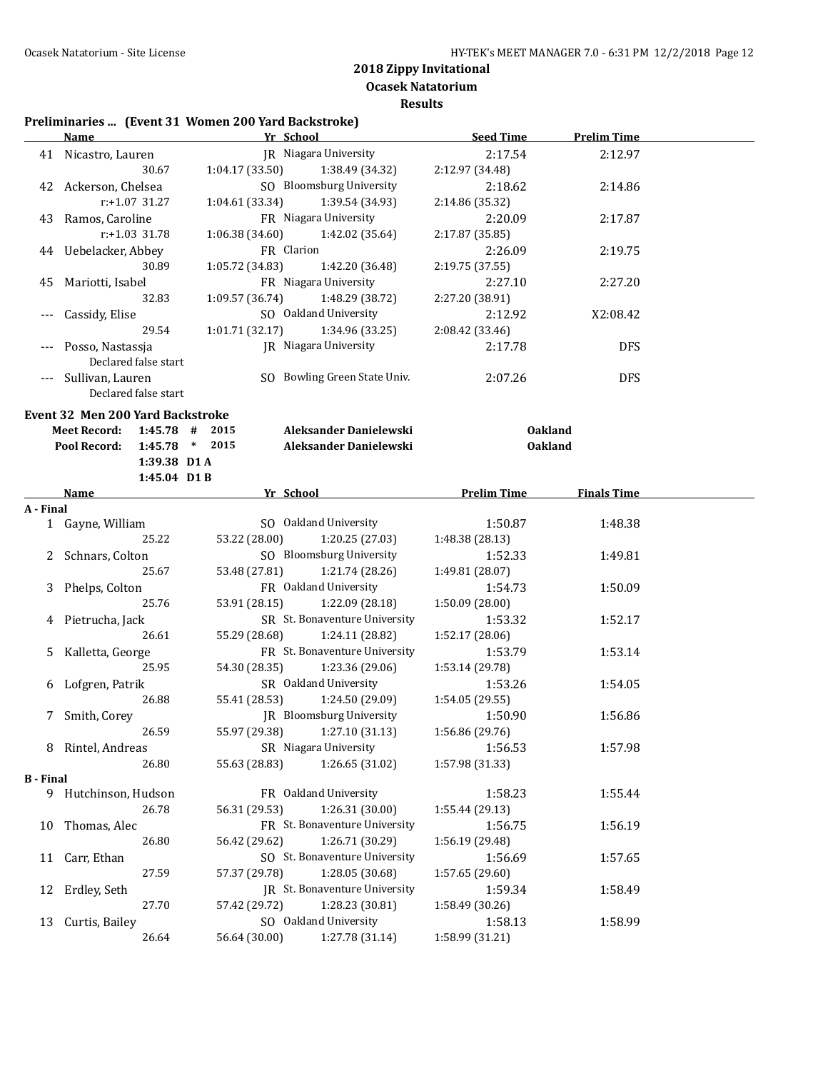## 2018 Zippy Invitational
### Ocasek Natatorium
### Results

**Preliminaries ... (Event 31 Women 200 Yard Backstroke)**

| | Name | Yr | School | Seed Time | Prelim Time |
|---|---|---|---|---|---|
| 41 | Nicastro, Lauren | JR | Niagara University | 2:17.54 | 2:12.97 |
| | 30.67 | 1:04.17 (33.50) | 1:38.49 (34.32) | 2:12.97 (34.48) | |
| 42 | Ackerson, Chelsea | SO | Bloomsburg University | 2:18.62 | 2:14.86 |
| | r:+1.07 31.27 | 1:04.61 (33.34) | 1:39.54 (34.93) | 2:14.86 (35.32) | |
| 43 | Ramos, Caroline | FR | Niagara University | 2:20.09 | 2:17.87 |
| | r:+1.03 31.78 | 1:06.38 (34.60) | 1:42.02 (35.64) | 2:17.87 (35.85) | |
| 44 | Uebelacker, Abbey | FR | Clarion | 2:26.09 | 2:19.75 |
| | 30.89 | 1:05.72 (34.83) | 1:42.20 (36.48) | 2:19.75 (37.55) | |
| 45 | Mariotti, Isabel | FR | Niagara University | 2:27.10 | 2:27.20 |
| | 32.83 | 1:09.57 (36.74) | 1:48.29 (38.72) | 2:27.20 (38.91) | |
| --- | Cassidy, Elise | SO | Oakland University | 2:12.92 | X2:08.42 |
| | 29.54 | 1:01.71 (32.17) | 1:34.96 (33.25) | 2:08.42 (33.46) | |
| --- | Posso, Nastassja | JR | Niagara University | 2:17.78 | DFS |
| | Declared false start | | | | |
| --- | Sullivan, Lauren | SO | Bowling Green State Univ. | 2:07.26 | DFS |
| | Declared false start | | | | |

**Event 32 Men 200 Yard Backstroke**

| | | | | | |
|---|---|---|---|---|---|
| Meet Record: | 1:45.78 | # | 2015 | Aleksander Danielewski | Oakland |
| Pool Record: | 1:45.78 | * | 2015 | Aleksander Danielewski | Oakland |
| | 1:39.38 | D1 A | | | |
| | 1:45.04 | D1 B | | | |

| | Name | Yr | School | Prelim Time | Finals Time |
|---|---|---|---|---|---|
| **A - Final** | | | | | |
| 1 | Gayne, William | SO | Oakland University | 1:50.87 | 1:48.38 |
| | 25.22 | 53.22 (28.00) | 1:20.25 (27.03) | 1:48.38 (28.13) | |
| 2 | Schnars, Colton | SO | Bloomsburg University | 1:52.33 | 1:49.81 |
| | 25.67 | 53.48 (27.81) | 1:21.74 (28.26) | 1:49.81 (28.07) | |
| 3 | Phelps, Colton | FR | Oakland University | 1:54.73 | 1:50.09 |
| | 25.76 | 53.91 (28.15) | 1:22.09 (28.18) | 1:50.09 (28.00) | |
| 4 | Pietrucha, Jack | SR | St. Bonaventure University | 1:53.32 | 1:52.17 |
| | 26.61 | 55.29 (28.68) | 1:24.11 (28.82) | 1:52.17 (28.06) | |
| 5 | Kalletta, George | FR | St. Bonaventure University | 1:53.79 | 1:53.14 |
| | 25.95 | 54.30 (28.35) | 1:23.36 (29.06) | 1:53.14 (29.78) | |
| 6 | Lofgren, Patrik | SR | Oakland University | 1:53.26 | 1:54.05 |
| | 26.88 | 55.41 (28.53) | 1:24.50 (29.09) | 1:54.05 (29.55) | |
| 7 | Smith, Corey | JR | Bloomsburg University | 1:50.90 | 1:56.86 |
| | 26.59 | 55.97 (29.38) | 1:27.10 (31.13) | 1:56.86 (29.76) | |
| 8 | Rintel, Andreas | SR | Niagara University | 1:56.53 | 1:57.98 |
| | 26.80 | 55.63 (28.83) | 1:26.65 (31.02) | 1:57.98 (31.33) | |
| **B - Final** | | | | | |
| 9 | Hutchinson, Hudson | FR | Oakland University | 1:58.23 | 1:55.44 |
| | 26.78 | 56.31 (29.53) | 1:26.31 (30.00) | 1:55.44 (29.13) | |
| 10 | Thomas, Alec | FR | St. Bonaventure University | 1:56.75 | 1:56.19 |
| | 26.80 | 56.42 (29.62) | 1:26.71 (30.29) | 1:56.19 (29.48) | |
| 11 | Carr, Ethan | SO | St. Bonaventure University | 1:56.69 | 1:57.65 |
| | 27.59 | 57.37 (29.78) | 1:28.05 (30.68) | 1:57.65 (29.60) | |
| 12 | Erdley, Seth | JR | St. Bonaventure University | 1:59.34 | 1:58.49 |
| | 27.70 | 57.42 (29.72) | 1:28.23 (30.81) | 1:58.49 (30.26) | |
| 13 | Curtis, Bailey | SO | Oakland University | 1:58.13 | 1:58.99 |
| | 26.64 | 56.64 (30.00) | 1:27.78 (31.14) | 1:58.99 (31.21) | |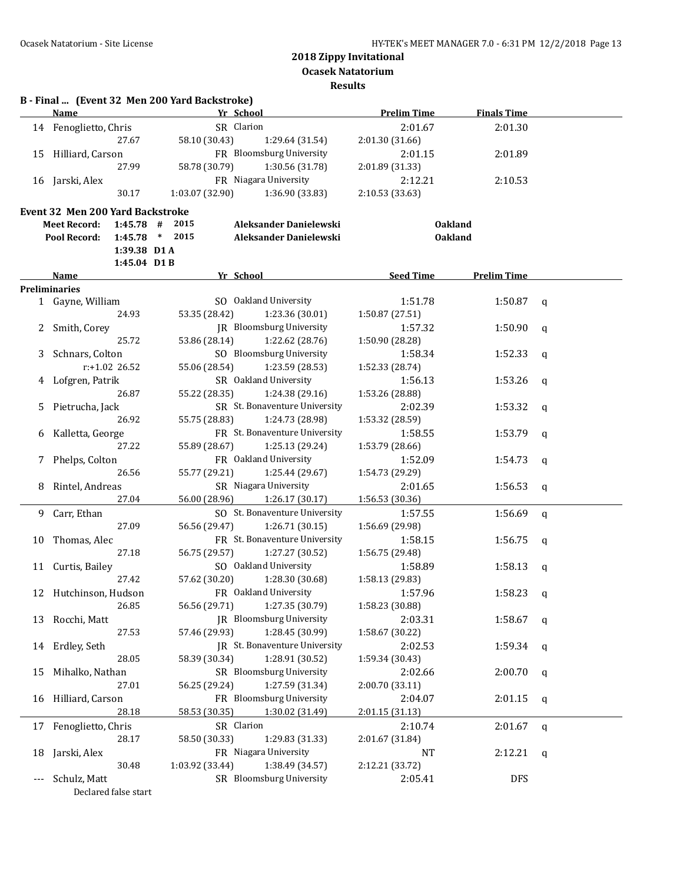## 2018 Zippy Invitational
## Ocasek Natatorium
## Results

### B - Final ... (Event 32 Men 200 Yard Backstroke)

| | Name | Yr | School | Prelim Time | Finals Time | |
|---|---|---|---|---|---|---|
| 14 | Fenoglietto, Chris | SR | Clarion | 2:01.67 | 2:01.30 | |
| | 27.67 | 58.10 (30.43) | 1:29.64 (31.54) | 2:01.30 (31.66) | | |
| 15 | Hilliard, Carson | FR | Bloomsburg University | 2:01.15 | 2:01.89 | |
| | 27.99 | 58.78 (30.79) | 1:30.56 (31.78) | 2:01.89 (31.33) | | |
| 16 | Jarski, Alex | FR | Niagara University | 2:12.21 | 2:10.53 | |
| | 30.17 | 1:03.07 (32.90) | 1:36.90 (33.83) | 2:10.53 (33.63) | | |

### Event 32 Men 200 Yard Backstroke

| | | | | | |
|---|---|---|---|---|---|
| Meet Record: | 1:45.78 | # | 2015 | Aleksander Danielewski | Oakland |
| Pool Record: | 1:45.78 | * | 2015 | Aleksander Danielewski | Oakland |
| | 1:39.38 | D1 A | | | |
| | 1:45.04 | D1 B | | | |

**Preliminaries**

| | Name | Yr | School | Seed Time | Prelim Time | |
|---|---|---|---|---|---|---|
| 1 | Gayne, William | SO | Oakland University | 1:51.78 | 1:50.87 | q |
| | 24.93 | 53.35 (28.42) | 1:23.36 (30.01) | 1:50.87 (27.51) | | |
| 2 | Smith, Corey | JR | Bloomsburg University | 1:57.32 | 1:50.90 | q |
| | 25.72 | 53.86 (28.14) | 1:22.62 (28.76) | 1:50.90 (28.28) | | |
| 3 | Schnars, Colton | SO | Bloomsburg University | 1:58.34 | 1:52.33 | q |
| | r:+1.02 26.52 | 55.06 (28.54) | 1:23.59 (28.53) | 1:52.33 (28.74) | | |
| 4 | Lofgren, Patrik | SR | Oakland University | 1:56.13 | 1:53.26 | q |
| | 26.87 | 55.22 (28.35) | 1:24.38 (29.16) | 1:53.26 (28.88) | | |
| 5 | Pietrucha, Jack | SR | St. Bonaventure University | 2:02.39 | 1:53.32 | q |
| | 26.92 | 55.75 (28.83) | 1:24.73 (28.98) | 1:53.32 (28.59) | | |
| 6 | Kalletta, George | FR | St. Bonaventure University | 1:58.55 | 1:53.79 | q |
| | 27.22 | 55.89 (28.67) | 1:25.13 (29.24) | 1:53.79 (28.66) | | |
| 7 | Phelps, Colton | FR | Oakland University | 1:52.09 | 1:54.73 | q |
| | 26.56 | 55.77 (29.21) | 1:25.44 (29.67) | 1:54.73 (29.29) | | |
| 8 | Rintel, Andreas | SR | Niagara University | 2:01.65 | 1:56.53 | q |
| | 27.04 | 56.00 (28.96) | 1:26.17 (30.17) | 1:56.53 (30.36) | | |
| 9 | Carr, Ethan | SO | St. Bonaventure University | 1:57.55 | 1:56.69 | q |
| | 27.09 | 56.56 (29.47) | 1:26.71 (30.15) | 1:56.69 (29.98) | | |
| 10 | Thomas, Alec | FR | St. Bonaventure University | 1:58.15 | 1:56.75 | q |
| | 27.18 | 56.75 (29.57) | 1:27.27 (30.52) | 1:56.75 (29.48) | | |
| 11 | Curtis, Bailey | SO | Oakland University | 1:58.89 | 1:58.13 | q |
| | 27.42 | 57.62 (30.20) | 1:28.30 (30.68) | 1:58.13 (29.83) | | |
| 12 | Hutchinson, Hudson | FR | Oakland University | 1:57.96 | 1:58.23 | q |
| | 26.85 | 56.56 (29.71) | 1:27.35 (30.79) | 1:58.23 (30.88) | | |
| 13 | Rocchi, Matt | JR | Bloomsburg University | 2:03.31 | 1:58.67 | q |
| | 27.53 | 57.46 (29.93) | 1:28.45 (30.99) | 1:58.67 (30.22) | | |
| 14 | Erdley, Seth | JR | St. Bonaventure University | 2:02.53 | 1:59.34 | q |
| | 28.05 | 58.39 (30.34) | 1:28.91 (30.52) | 1:59.34 (30.43) | | |
| 15 | Mihalko, Nathan | SR | Bloomsburg University | 2:02.66 | 2:00.70 | q |
| | 27.01 | 56.25 (29.24) | 1:27.59 (31.34) | 2:00.70 (33.11) | | |
| 16 | Hilliard, Carson | FR | Bloomsburg University | 2:04.07 | 2:01.15 | q |
| | 28.18 | 58.53 (30.35) | 1:30.02 (31.49) | 2:01.15 (31.13) | | |
| 17 | Fenoglietto, Chris | SR | Clarion | 2:10.74 | 2:01.67 | q |
| | 28.17 | 58.50 (30.33) | 1:29.83 (31.33) | 2:01.67 (31.84) | | |
| 18 | Jarski, Alex | FR | Niagara University | NT | 2:12.21 | q |
| | 30.48 | 1:03.92 (33.44) | 1:38.49 (34.57) | 2:12.21 (33.72) | | |
| --- | Schulz, Matt | SR | Bloomsburg University | 2:05.41 | DFS | |
| | Declared false start | | | | | |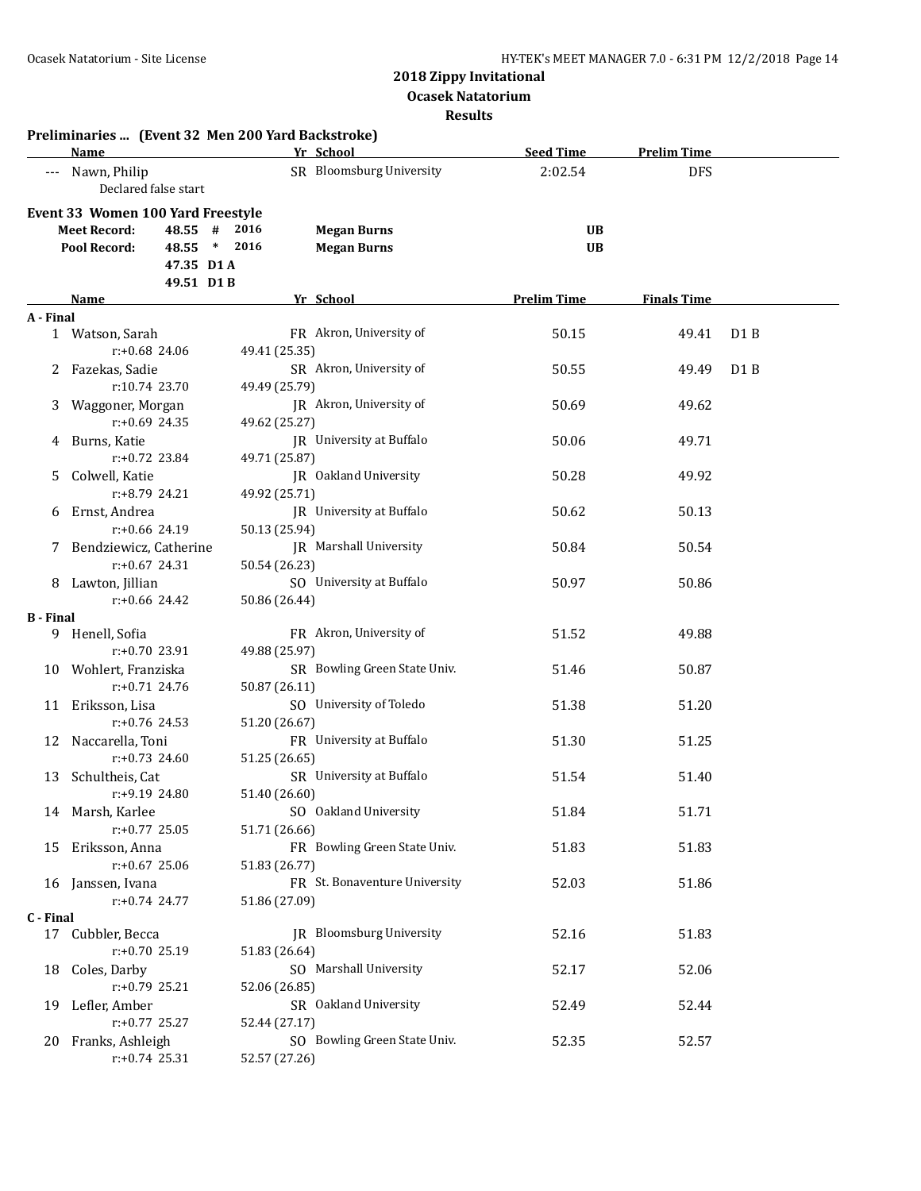## 2018 Zippy Invitational
### Ocasek Natatorium
### Results

**Preliminaries ... (Event 32 Men 200 Yard Backstroke)**

| | Name | Yr | School | Seed Time | Prelim Time |
|---|---|---|---|---|---|
| --- | Nawn, Philip | SR | Bloomsburg University | 2:02.54 | DFS |
| | Declared false start | | | | |

**Event 33 Women 100 Yard Freestyle**

| | | | | | |
|---|---|---|---|---|---|
| Meet Record: | 48.55 | # | 2016 | Megan Burns | UB |
| Pool Record: | 48.55 | * | 2016 | Megan Burns | UB |
| | 47.35 | D1 A | | | |
| | 49.51 | D1 B | | | |

| | Name | Yr | School | Prelim Time | Finals Time | |
|---|---|---|---|---|---|---|
| **A - Final** | | | | | | |
| 1 | Watson, Sarah | FR | Akron, University of | 50.15 | 49.41 | D1 B |
| | r:+0.68 24.06 | 49.41 (25.35) | | | | |
| 2 | Fazekas, Sadie | SR | Akron, University of | 50.55 | 49.49 | D1 B |
| | r:10.74 23.70 | 49.49 (25.79) | | | | |
| 3 | Waggoner, Morgan | JR | Akron, University of | 50.69 | 49.62 | |
| | r:+0.69 24.35 | 49.62 (25.27) | | | | |
| 4 | Burns, Katie | JR | University at Buffalo | 50.06 | 49.71 | |
| | r:+0.72 23.84 | 49.71 (25.87) | | | | |
| 5 | Colwell, Katie | JR | Oakland University | 50.28 | 49.92 | |
| | r:+8.79 24.21 | 49.92 (25.71) | | | | |
| 6 | Ernst, Andrea | JR | University at Buffalo | 50.62 | 50.13 | |
| | r:+0.66 24.19 | 50.13 (25.94) | | | | |
| 7 | Bendziewicz, Catherine | JR | Marshall University | 50.84 | 50.54 | |
| | r:+0.67 24.31 | 50.54 (26.23) | | | | |
| 8 | Lawton, Jillian | SO | University at Buffalo | 50.97 | 50.86 | |
| | r:+0.66 24.42 | 50.86 (26.44) | | | | |
| **B - Final** | | | | | | |
| 9 | Henell, Sofia | FR | Akron, University of | 51.52 | 49.88 | |
| | r:+0.70 23.91 | 49.88 (25.97) | | | | |
| 10 | Wohlert, Franziska | SR | Bowling Green State Univ. | 51.46 | 50.87 | |
| | r:+0.71 24.76 | 50.87 (26.11) | | | | |
| 11 | Eriksson, Lisa | SO | University of Toledo | 51.38 | 51.20 | |
| | r:+0.76 24.53 | 51.20 (26.67) | | | | |
| 12 | Naccarella, Toni | FR | University at Buffalo | 51.30 | 51.25 | |
| | r:+0.73 24.60 | 51.25 (26.65) | | | | |
| 13 | Schultheis, Cat | SR | University at Buffalo | 51.54 | 51.40 | |
| | r:+9.19 24.80 | 51.40 (26.60) | | | | |
| 14 | Marsh, Karlee | SO | Oakland University | 51.84 | 51.71 | |
| | r:+0.77 25.05 | 51.71 (26.66) | | | | |
| 15 | Eriksson, Anna | FR | Bowling Green State Univ. | 51.83 | 51.83 | |
| | r:+0.67 25.06 | 51.83 (26.77) | | | | |
| 16 | Janssen, Ivana | FR | St. Bonaventure University | 52.03 | 51.86 | |
| | r:+0.74 24.77 | 51.86 (27.09) | | | | |
| **C - Final** | | | | | | |
| 17 | Cubbler, Becca | JR | Bloomsburg University | 52.16 | 51.83 | |
| | r:+0.70 25.19 | 51.83 (26.64) | | | | |
| 18 | Coles, Darby | SO | Marshall University | 52.17 | 52.06 | |
| | r:+0.79 25.21 | 52.06 (26.85) | | | | |
| 19 | Lefler, Amber | SR | Oakland University | 52.49 | 52.44 | |
| | r:+0.77 25.27 | 52.44 (27.17) | | | | |
| 20 | Franks, Ashleigh | SO | Bowling Green State Univ. | 52.35 | 52.57 | |
| | r:+0.74 25.31 | 52.57 (27.26) | | | | |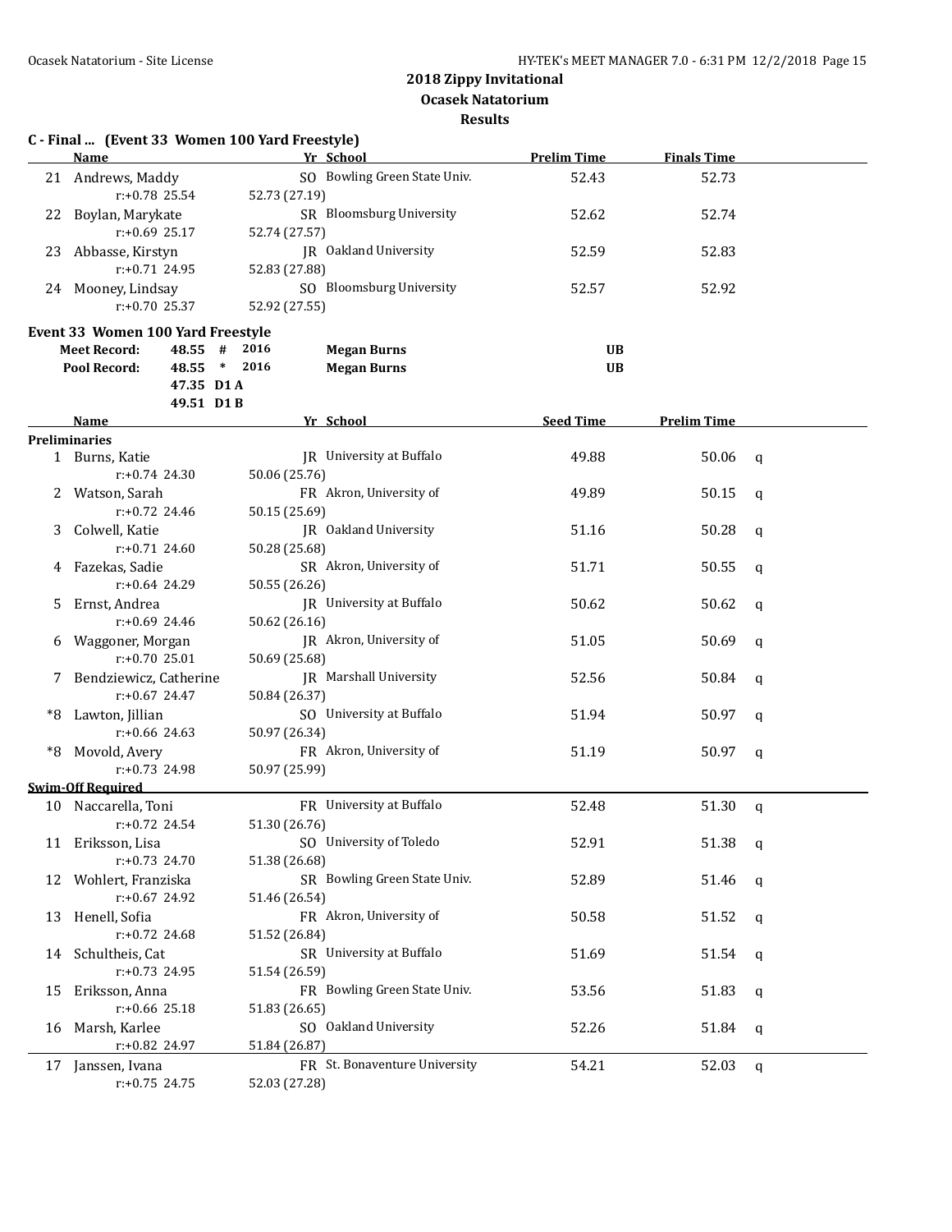# 2018 Zippy Invitational

## Ocasek Natatorium

### Results

**C - Final ... (Event 33 Women 100 Yard Freestyle)**

| | Name | Yr | School | Prelim Time | Finals Time | |
|---|---|---|---|---|---|---|
| 21 | Andrews, Maddy | SO | Bowling Green State Univ. | 52.43 | 52.73 | |
| | r:+0.78 25.54 | 52.73 (27.19) | | | | |
| 22 | Boylan, Marykate | SR | Bloomsburg University | 52.62 | 52.74 | |
| | r:+0.69 25.17 | 52.74 (27.57) | | | | |
| 23 | Abbasse, Kirstyn | JR | Oakland University | 52.59 | 52.83 | |
| | r:+0.71 24.95 | 52.83 (27.88) | | | | |
| 24 | Mooney, Lindsay | SO | Bloomsburg University | 52.57 | 52.92 | |
| | r:+0.70 25.37 | 52.92 (27.55) | | | | |

**Event 33 Women 100 Yard Freestyle**

| | | | | |
|---|---|---|---|---|
| Meet Record: | 48.55 # | 2016 | Megan Burns | UB |
| Pool Record: | 48.55 * | 2016 | Megan Burns | UB |
| | 47.35 D1 A | | | |
| | 49.51 D1 B | | | |

| | Name | Yr | School | Seed Time | Prelim Time | |
|---|---|---|---|---|---|---|
| **Preliminaries** | | | | | | |
| 1 | Burns, Katie | JR | University at Buffalo | 49.88 | 50.06 | q |
| | r:+0.74 24.30 | 50.06 (25.76) | | | | |
| 2 | Watson, Sarah | FR | Akron, University of | 49.89 | 50.15 | q |
| | r:+0.72 24.46 | 50.15 (25.69) | | | | |
| 3 | Colwell, Katie | JR | Oakland University | 51.16 | 50.28 | q |
| | r:+0.71 24.60 | 50.28 (25.68) | | | | |
| 4 | Fazekas, Sadie | SR | Akron, University of | 51.71 | 50.55 | q |
| | r:+0.64 24.29 | 50.55 (26.26) | | | | |
| 5 | Ernst, Andrea | JR | University at Buffalo | 50.62 | 50.62 | q |
| | r:+0.69 24.46 | 50.62 (26.16) | | | | |
| 6 | Waggoner, Morgan | JR | Akron, University of | 51.05 | 50.69 | q |
| | r:+0.70 25.01 | 50.69 (25.68) | | | | |
| 7 | Bendziewicz, Catherine | JR | Marshall University | 52.56 | 50.84 | q |
| | r:+0.67 24.47 | 50.84 (26.37) | | | | |
| *8 | Lawton, Jillian | SO | University at Buffalo | 51.94 | 50.97 | q |
| | r:+0.66 24.63 | 50.97 (26.34) | | | | |
| *8 | Movold, Avery | FR | Akron, University of | 51.19 | 50.97 | q |
| | r:+0.73 24.98 | 50.97 (25.99) | | | | |
| **Swim-Off Required** | | | | | | |
| 10 | Naccarella, Toni | FR | University at Buffalo | 52.48 | 51.30 | q |
| | r:+0.72 24.54 | 51.30 (26.76) | | | | |
| 11 | Eriksson, Lisa | SO | University of Toledo | 52.91 | 51.38 | q |
| | r:+0.73 24.70 | 51.38 (26.68) | | | | |
| 12 | Wohlert, Franziska | SR | Bowling Green State Univ. | 52.89 | 51.46 | q |
| | r:+0.67 24.92 | 51.46 (26.54) | | | | |
| 13 | Henell, Sofia | FR | Akron, University of | 50.58 | 51.52 | q |
| | r:+0.72 24.68 | 51.52 (26.84) | | | | |
| 14 | Schultheis, Cat | SR | University at Buffalo | 51.69 | 51.54 | q |
| | r:+0.73 24.95 | 51.54 (26.59) | | | | |
| 15 | Eriksson, Anna | FR | Bowling Green State Univ. | 53.56 | 51.83 | q |
| | r:+0.66 25.18 | 51.83 (26.65) | | | | |
| 16 | Marsh, Karlee | SO | Oakland University | 52.26 | 51.84 | q |
| | r:+0.82 24.97 | 51.84 (26.87) | | | | |
| 17 | Janssen, Ivana | FR | St. Bonaventure University | 54.21 | 52.03 | q |
| | r:+0.75 24.75 | 52.03 (27.28) | | | | |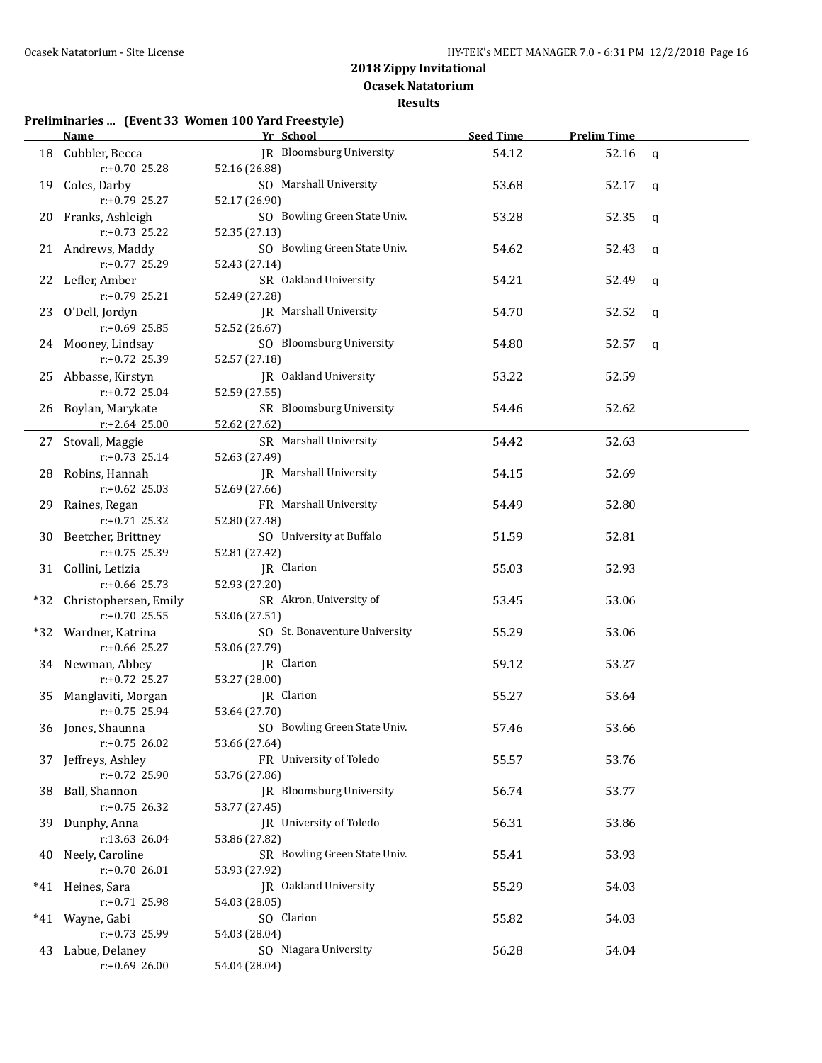**2018 Zippy Invitational**
**Ocasek Natatorium**
**Results**

### Preliminaries ... (Event 33 Women 100 Yard Freestyle)

| | Name | Yr | School | Seed Time | Prelim Time | |
|---|---|---|---|---|---|---|
| 18 | Cubbler, Becca | JR | Bloomsburg University | 54.12 | 52.16 | q |
| | r:+0.70 25.28 | | 52.16 (26.88) | | | |
| 19 | Coles, Darby | SO | Marshall University | 53.68 | 52.17 | q |
| | r:+0.79 25.27 | | 52.17 (26.90) | | | |
| 20 | Franks, Ashleigh | SO | Bowling Green State Univ. | 53.28 | 52.35 | q |
| | r:+0.73 25.22 | | 52.35 (27.13) | | | |
| 21 | Andrews, Maddy | SO | Bowling Green State Univ. | 54.62 | 52.43 | q |
| | r:+0.77 25.29 | | 52.43 (27.14) | | | |
| 22 | Lefler, Amber | SR | Oakland University | 54.21 | 52.49 | q |
| | r:+0.79 25.21 | | 52.49 (27.28) | | | |
| 23 | O'Dell, Jordyn | JR | Marshall University | 54.70 | 52.52 | q |
| | r:+0.69 25.85 | | 52.52 (26.67) | | | |
| 24 | Mooney, Lindsay | SO | Bloomsburg University | 54.80 | 52.57 | q |
| | r:+0.72 25.39 | | 52.57 (27.18) | | | |
| 25 | Abbasse, Kirstyn | JR | Oakland University | 53.22 | 52.59 | |
| | r:+0.72 25.04 | | 52.59 (27.55) | | | |
| 26 | Boylan, Marykate | SR | Bloomsburg University | 54.46 | 52.62 | |
| | r:+2.64 25.00 | | 52.62 (27.62) | | | |
| 27 | Stovall, Maggie | SR | Marshall University | 54.42 | 52.63 | |
| | r:+0.73 25.14 | | 52.63 (27.49) | | | |
| 28 | Robins, Hannah | JR | Marshall University | 54.15 | 52.69 | |
| | r:+0.62 25.03 | | 52.69 (27.66) | | | |
| 29 | Raines, Regan | FR | Marshall University | 54.49 | 52.80 | |
| | r:+0.71 25.32 | | 52.80 (27.48) | | | |
| 30 | Beetcher, Brittney | SO | University at Buffalo | 51.59 | 52.81 | |
| | r:+0.75 25.39 | | 52.81 (27.42) | | | |
| 31 | Collini, Letizia | JR | Clarion | 55.03 | 52.93 | |
| | r:+0.66 25.73 | | 52.93 (27.20) | | | |
| *32 | Christophersen, Emily | SR | Akron, University of | 53.45 | 53.06 | |
| | r:+0.70 25.55 | | 53.06 (27.51) | | | |
| *32 | Wardner, Katrina | SO | St. Bonaventure University | 55.29 | 53.06 | |
| | r:+0.66 25.27 | | 53.06 (27.79) | | | |
| 34 | Newman, Abbey | JR | Clarion | 59.12 | 53.27 | |
| | r:+0.72 25.27 | | 53.27 (28.00) | | | |
| 35 | Manglaviti, Morgan | JR | Clarion | 55.27 | 53.64 | |
| | r:+0.75 25.94 | | 53.64 (27.70) | | | |
| 36 | Jones, Shaunna | SO | Bowling Green State Univ. | 57.46 | 53.66 | |
| | r:+0.75 26.02 | | 53.66 (27.64) | | | |
| 37 | Jeffreys, Ashley | FR | University of Toledo | 55.57 | 53.76 | |
| | r:+0.72 25.90 | | 53.76 (27.86) | | | |
| 38 | Ball, Shannon | JR | Bloomsburg University | 56.74 | 53.77 | |
| | r:+0.75 26.32 | | 53.77 (27.45) | | | |
| 39 | Dunphy, Anna | JR | University of Toledo | 56.31 | 53.86 | |
| | r:13.63 26.04 | | 53.86 (27.82) | | | |
| 40 | Neely, Caroline | SR | Bowling Green State Univ. | 55.41 | 53.93 | |
| | r:+0.70 26.01 | | 53.93 (27.92) | | | |
| *41 | Heines, Sara | JR | Oakland University | 55.29 | 54.03 | |
| | r:+0.71 25.98 | | 54.03 (28.05) | | | |
| *41 | Wayne, Gabi | SO | Clarion | 55.82 | 54.03 | |
| | r:+0.73 25.99 | | 54.03 (28.04) | | | |
| 43 | Labue, Delaney | SO | Niagara University | 56.28 | 54.04 | |
| | r:+0.69 26.00 | | 54.04 (28.04) | | | |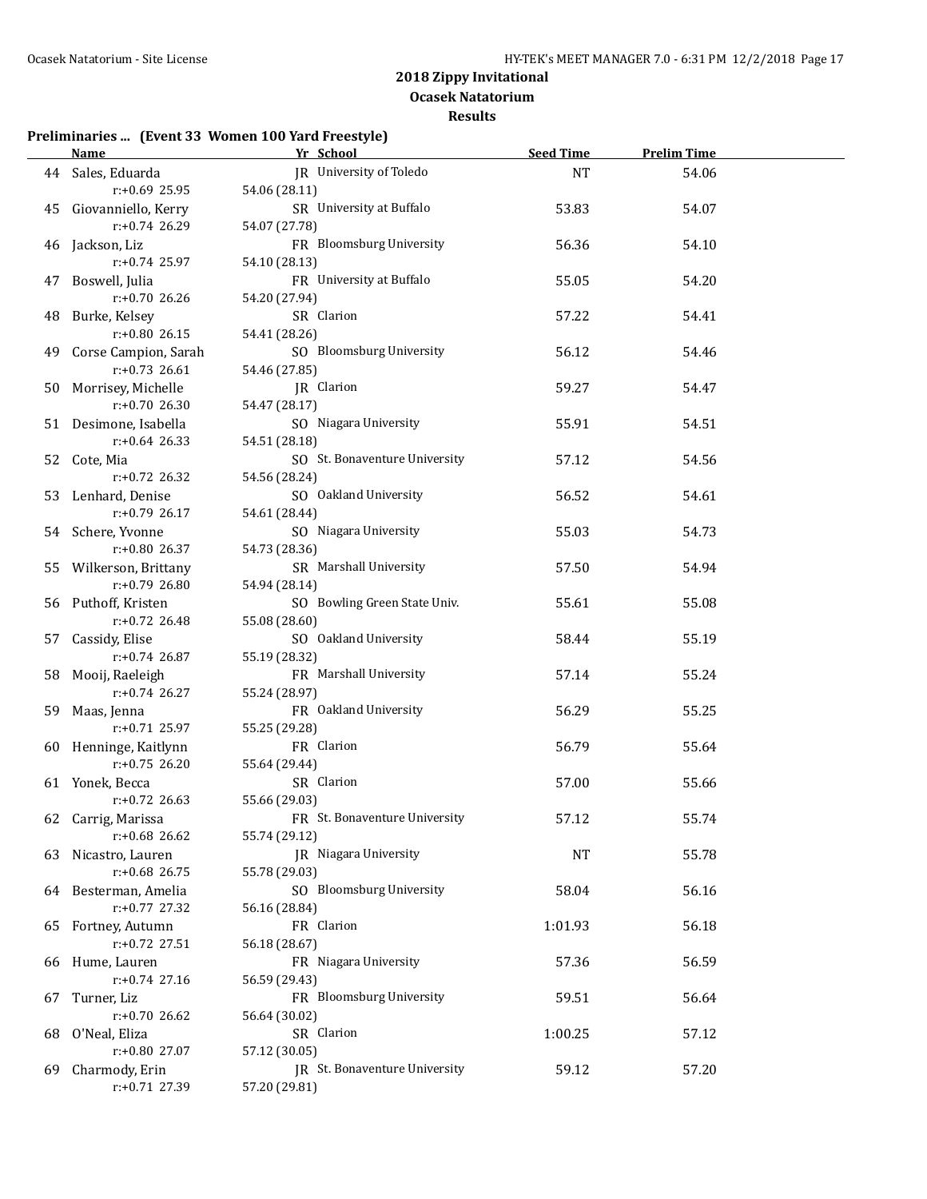# 2018 Zippy Invitational

## Ocasek Natatorium

### Results

**Preliminaries ... (Event 33 Women 100 Yard Freestyle)**

| | Name | Yr | School | Seed Time | Prelim Time |
|---|---|---|---|---|---|
| 44 | Sales, Eduarda | JR | University of Toledo | NT | 54.06 |
| | r:+0.69 25.95 | 54.06 (28.11) | | | |
| 45 | Giovanniello, Kerry | SR | University at Buffalo | 53.83 | 54.07 |
| | r:+0.74 26.29 | 54.07 (27.78) | | | |
| 46 | Jackson, Liz | FR | Bloomsburg University | 56.36 | 54.10 |
| | r:+0.74 25.97 | 54.10 (28.13) | | | |
| 47 | Boswell, Julia | FR | University at Buffalo | 55.05 | 54.20 |
| | r:+0.70 26.26 | 54.20 (27.94) | | | |
| 48 | Burke, Kelsey | SR | Clarion | 57.22 | 54.41 |
| | r:+0.80 26.15 | 54.41 (28.26) | | | |
| 49 | Corse Campion, Sarah | SO | Bloomsburg University | 56.12 | 54.46 |
| | r:+0.73 26.61 | 54.46 (27.85) | | | |
| 50 | Morrisey, Michelle | JR | Clarion | 59.27 | 54.47 |
| | r:+0.70 26.30 | 54.47 (28.17) | | | |
| 51 | Desimone, Isabella | SO | Niagara University | 55.91 | 54.51 |
| | r:+0.64 26.33 | 54.51 (28.18) | | | |
| 52 | Cote, Mia | SO | St. Bonaventure University | 57.12 | 54.56 |
| | r:+0.72 26.32 | 54.56 (28.24) | | | |
| 53 | Lenhard, Denise | SO | Oakland University | 56.52 | 54.61 |
| | r:+0.79 26.17 | 54.61 (28.44) | | | |
| 54 | Schere, Yvonne | SO | Niagara University | 55.03 | 54.73 |
| | r:+0.80 26.37 | 54.73 (28.36) | | | |
| 55 | Wilkerson, Brittany | SR | Marshall University | 57.50 | 54.94 |
| | r:+0.79 26.80 | 54.94 (28.14) | | | |
| 56 | Puthoff, Kristen | SO | Bowling Green State Univ. | 55.61 | 55.08 |
| | r:+0.72 26.48 | 55.08 (28.60) | | | |
| 57 | Cassidy, Elise | SO | Oakland University | 58.44 | 55.19 |
| | r:+0.74 26.87 | 55.19 (28.32) | | | |
| 58 | Mooij, Raeleigh | FR | Marshall University | 57.14 | 55.24 |
| | r:+0.74 26.27 | 55.24 (28.97) | | | |
| 59 | Maas, Jenna | FR | Oakland University | 56.29 | 55.25 |
| | r:+0.71 25.97 | 55.25 (29.28) | | | |
| 60 | Henninge, Kaitlynn | FR | Clarion | 56.79 | 55.64 |
| | r:+0.75 26.20 | 55.64 (29.44) | | | |
| 61 | Yonek, Becca | SR | Clarion | 57.00 | 55.66 |
| | r:+0.72 26.63 | 55.66 (29.03) | | | |
| 62 | Carrig, Marissa | FR | St. Bonaventure University | 57.12 | 55.74 |
| | r:+0.68 26.62 | 55.74 (29.12) | | | |
| 63 | Nicastro, Lauren | JR | Niagara University | NT | 55.78 |
| | r:+0.68 26.75 | 55.78 (29.03) | | | |
| 64 | Besterman, Amelia | SO | Bloomsburg University | 58.04 | 56.16 |
| | r:+0.77 27.32 | 56.16 (28.84) | | | |
| 65 | Fortney, Autumn | FR | Clarion | 1:01.93 | 56.18 |
| | r:+0.72 27.51 | 56.18 (28.67) | | | |
| 66 | Hume, Lauren | FR | Niagara University | 57.36 | 56.59 |
| | r:+0.74 27.16 | 56.59 (29.43) | | | |
| 67 | Turner, Liz | FR | Bloomsburg University | 59.51 | 56.64 |
| | r:+0.70 26.62 | 56.64 (30.02) | | | |
| 68 | O'Neal, Eliza | SR | Clarion | 1:00.25 | 57.12 |
| | r:+0.80 27.07 | 57.12 (30.05) | | | |
| 69 | Charmody, Erin | JR | St. Bonaventure University | 59.12 | 57.20 |
| | r:+0.71 27.39 | 57.20 (29.81) | | | |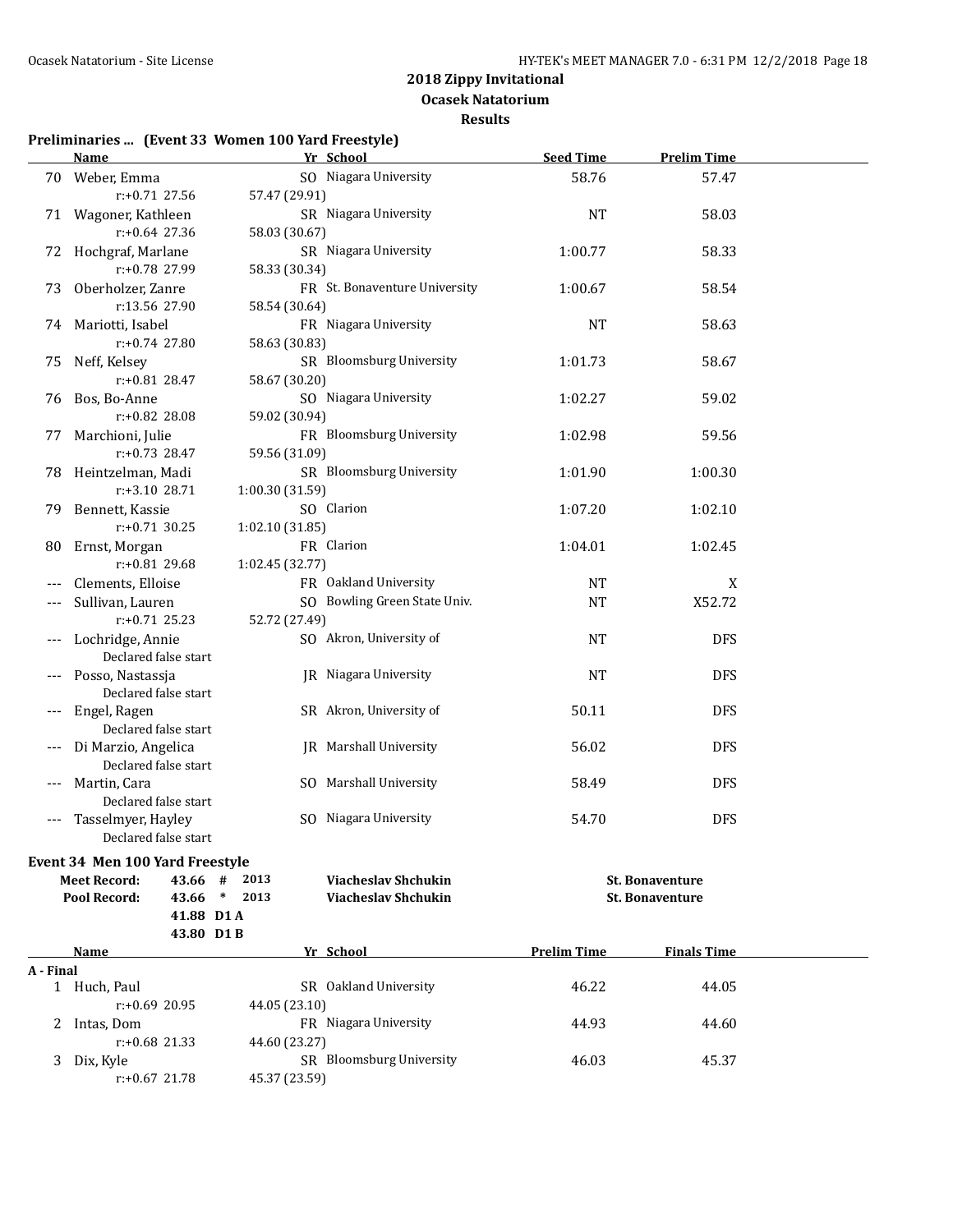## 2018 Zippy Invitational
### Ocasek Natatorium
### Results

**Preliminaries ... (Event 33 Women 100 Yard Freestyle)**

| | Name | Yr | School | Seed Time | Prelim Time |
|---|---|---|---|---|---|
| 70 | Weber, Emma | SO | Niagara University | 58.76 | 57.47 |
| | r:+0.71 27.56 | 57.47 (29.91) | | | |
| 71 | Wagoner, Kathleen | SR | Niagara University | NT | 58.03 |
| | r:+0.64 27.36 | 58.03 (30.67) | | | |
| 72 | Hochgraf, Marlane | SR | Niagara University | 1:00.77 | 58.33 |
| | r:+0.78 27.99 | 58.33 (30.34) | | | |
| 73 | Oberholzer, Zanre | FR | St. Bonaventure University | 1:00.67 | 58.54 |
| | r:13.56 27.90 | 58.54 (30.64) | | | |
| 74 | Mariotti, Isabel | FR | Niagara University | NT | 58.63 |
| | r:+0.74 27.80 | 58.63 (30.83) | | | |
| 75 | Neff, Kelsey | SR | Bloomsburg University | 1:01.73 | 58.67 |
| | r:+0.81 28.47 | 58.67 (30.20) | | | |
| 76 | Bos, Bo-Anne | SO | Niagara University | 1:02.27 | 59.02 |
| | r:+0.82 28.08 | 59.02 (30.94) | | | |
| 77 | Marchioni, Julie | FR | Bloomsburg University | 1:02.98 | 59.56 |
| | r:+0.73 28.47 | 59.56 (31.09) | | | |
| 78 | Heintzelman, Madi | SR | Bloomsburg University | 1:01.90 | 1:00.30 |
| | r:+3.10 28.71 | 1:00.30 (31.59) | | | |
| 79 | Bennett, Kassie | SO | Clarion | 1:07.20 | 1:02.10 |
| | r:+0.71 30.25 | 1:02.10 (31.85) | | | |
| 80 | Ernst, Morgan | FR | Clarion | 1:04.01 | 1:02.45 |
| | r:+0.81 29.68 | 1:02.45 (32.77) | | | |
| --- | Clements, Elloise | FR | Oakland University | NT | X |
| --- | Sullivan, Lauren | SO | Bowling Green State Univ. | NT | X52.72 |
| | r:+0.71 25.23 | 52.72 (27.49) | | | |
| --- | Lochridge, Annie | SO | Akron, University of | NT | DFS |
| | Declared false start | | | | |
| --- | Posso, Nastassja | JR | Niagara University | NT | DFS |
| | Declared false start | | | | |
| --- | Engel, Ragen | SR | Akron, University of | 50.11 | DFS |
| | Declared false start | | | | |
| --- | Di Marzio, Angelica | JR | Marshall University | 56.02 | DFS |
| | Declared false start | | | | |
| --- | Martin, Cara | SO | Marshall University | 58.49 | DFS |
| | Declared false start | | | | |
| --- | Tasselmyer, Hayley | SO | Niagara University | 54.70 | DFS |
| | Declared false start | | | | |

**Event 34 Men 100 Yard Freestyle**

| | | | | |
|---|---|---|---|---|
| Meet Record: | 43.66 # | 2013 | Viacheslav Shchukin | St. Bonaventure |
| Pool Record: | 43.66 * | 2013 | Viacheslav Shchukin | St. Bonaventure |
| | 41.88 D1 A | | | |
| | 43.80 D1 B | | | |

| | Name | Yr | School | Prelim Time | Finals Time |
|---|---|---|---|---|---|
| **A - Final** | | | | | |
| 1 | Huch, Paul | SR | Oakland University | 46.22 | 44.05 |
| | r:+0.69 20.95 | 44.05 (23.10) | | | |
| 2 | Intas, Dom | FR | Niagara University | 44.93 | 44.60 |
| | r:+0.68 21.33 | 44.60 (23.27) | | | |
| 3 | Dix, Kyle | SR | Bloomsburg University | 46.03 | 45.37 |
| | r:+0.67 21.78 | 45.37 (23.59) | | | |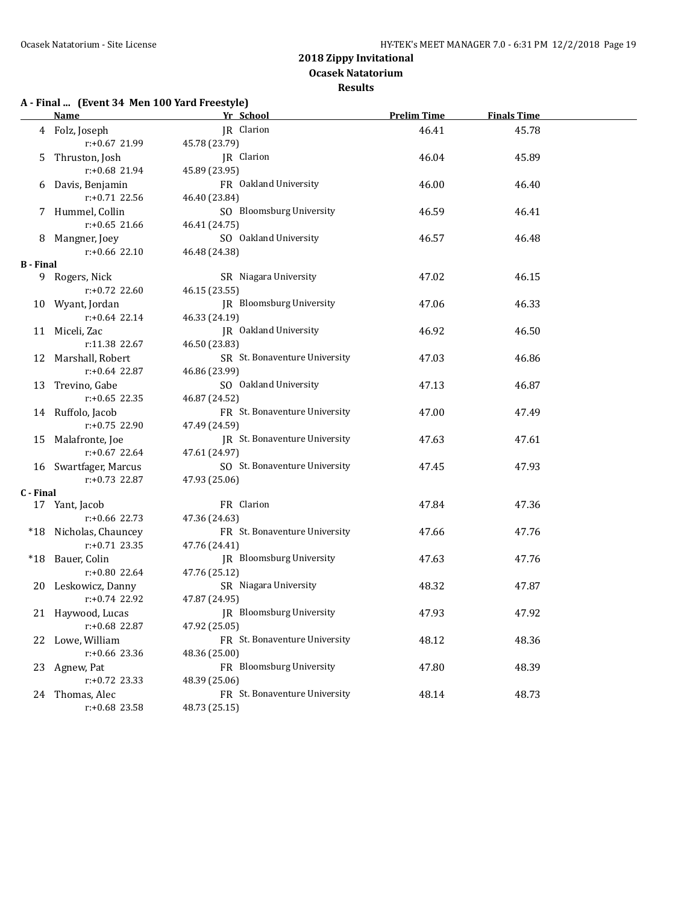# 2018 Zippy Invitational

## Ocasek Natatorium

### Results

**A - Final ... (Event 34 Men 100 Yard Freestyle)**

| | Name | Yr | School | Prelim Time | Finals Time |
|---|---|---|---|---|---|
| 4 | Folz, Joseph | JR | Clarion | 46.41 | 45.78 |
| | r:+0.67 21.99 | 45.78 (23.79) | | | |
| 5 | Thruston, Josh | JR | Clarion | 46.04 | 45.89 |
| | r:+0.68 21.94 | 45.89 (23.95) | | | |
| 6 | Davis, Benjamin | FR | Oakland University | 46.00 | 46.40 |
| | r:+0.71 22.56 | 46.40 (23.84) | | | |
| 7 | Hummel, Collin | SO | Bloomsburg University | 46.59 | 46.41 |
| | r:+0.65 21.66 | 46.41 (24.75) | | | |
| 8 | Mangner, Joey | SO | Oakland University | 46.57 | 46.48 |
| | r:+0.66 22.10 | 46.48 (24.38) | | | |
| **B - Final** | | | | | |
| 9 | Rogers, Nick | SR | Niagara University | 47.02 | 46.15 |
| | r:+0.72 22.60 | 46.15 (23.55) | | | |
| 10 | Wyant, Jordan | JR | Bloomsburg University | 47.06 | 46.33 |
| | r:+0.64 22.14 | 46.33 (24.19) | | | |
| 11 | Miceli, Zac | JR | Oakland University | 46.92 | 46.50 |
| | r:11.38 22.67 | 46.50 (23.83) | | | |
| 12 | Marshall, Robert | SR | St. Bonaventure University | 47.03 | 46.86 |
| | r:+0.64 22.87 | 46.86 (23.99) | | | |
| 13 | Trevino, Gabe | SO | Oakland University | 47.13 | 46.87 |
| | r:+0.65 22.35 | 46.87 (24.52) | | | |
| 14 | Ruffolo, Jacob | FR | St. Bonaventure University | 47.00 | 47.49 |
| | r:+0.75 22.90 | 47.49 (24.59) | | | |
| 15 | Malafronte, Joe | JR | St. Bonaventure University | 47.63 | 47.61 |
| | r:+0.67 22.64 | 47.61 (24.97) | | | |
| 16 | Swartfager, Marcus | SO | St. Bonaventure University | 47.45 | 47.93 |
| | r:+0.73 22.87 | 47.93 (25.06) | | | |
| **C - Final** | | | | | |
| 17 | Yant, Jacob | FR | Clarion | 47.84 | 47.36 |
| | r:+0.66 22.73 | 47.36 (24.63) | | | |
| *18 | Nicholas, Chauncey | FR | St. Bonaventure University | 47.66 | 47.76 |
| | r:+0.71 23.35 | 47.76 (24.41) | | | |
| *18 | Bauer, Colin | JR | Bloomsburg University | 47.63 | 47.76 |
| | r:+0.80 22.64 | 47.76 (25.12) | | | |
| 20 | Leskowicz, Danny | SR | Niagara University | 48.32 | 47.87 |
| | r:+0.74 22.92 | 47.87 (24.95) | | | |
| 21 | Haywood, Lucas | JR | Bloomsburg University | 47.93 | 47.92 |
| | r:+0.68 22.87 | 47.92 (25.05) | | | |
| 22 | Lowe, William | FR | St. Bonaventure University | 48.12 | 48.36 |
| | r:+0.66 23.36 | 48.36 (25.00) | | | |
| 23 | Agnew, Pat | FR | Bloomsburg University | 47.80 | 48.39 |
| | r:+0.72 23.33 | 48.39 (25.06) | | | |
| 24 | Thomas, Alec | FR | St. Bonaventure University | 48.14 | 48.73 |
| | r:+0.68 23.58 | 48.73 (25.15) | | | |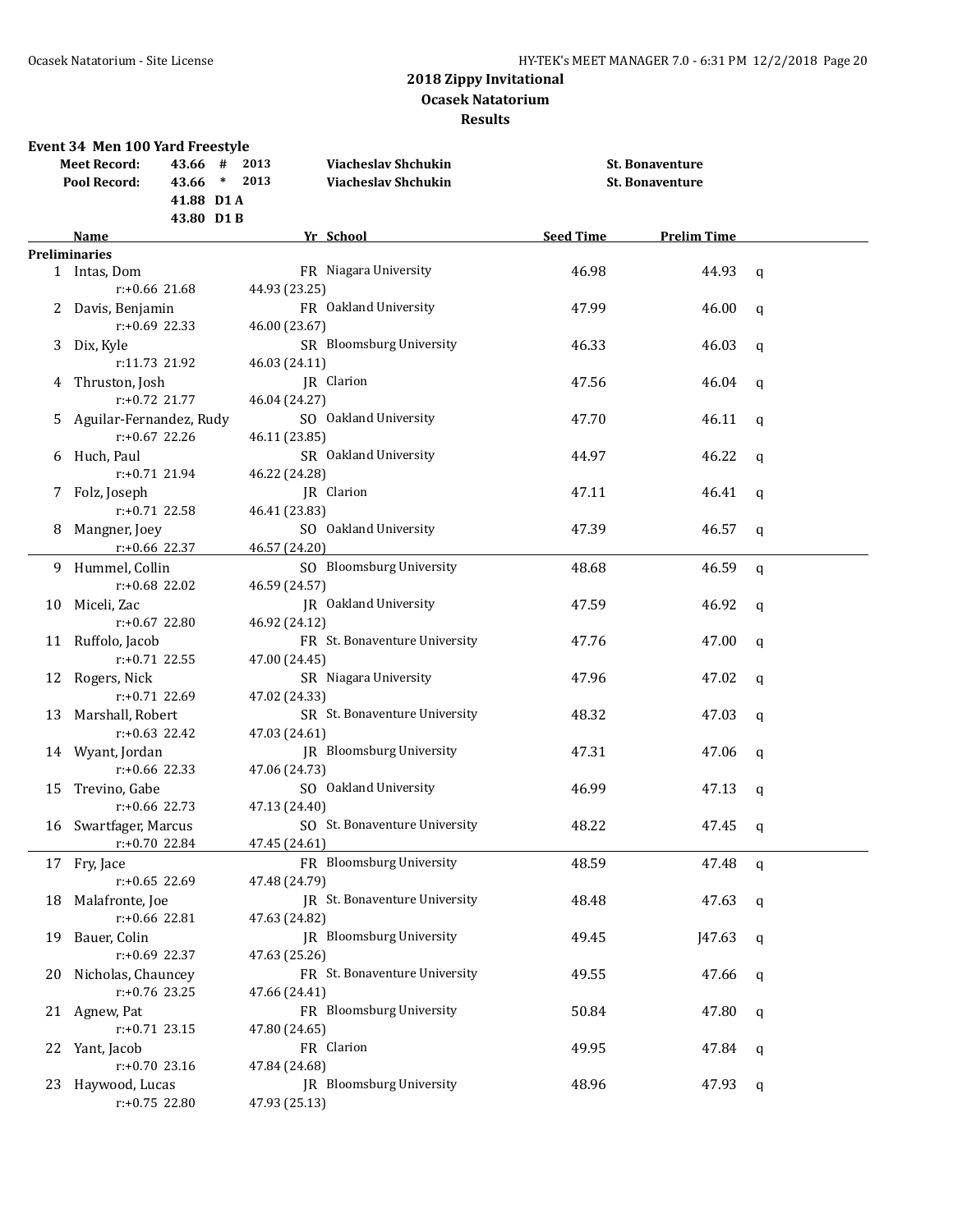## 2018 Zippy Invitational

### Ocasek Natatorium

### Results

**Event 34 Men 100 Yard Freestyle**

| | | | | | |
|---|---|---|---|---|---|
| **Meet Record:** | 43.66 | # | 2013 | Viacheslav Shchukin | St. Bonaventure |
| **Pool Record:** | 43.66 | * | 2013 | Viacheslav Shchukin | St. Bonaventure |
| | 41.88 | D1 A | | | |
| | 43.80 | D1 B | | | |

| | Name | Yr | School | Seed Time | Prelim Time | |
|---|---|---|---|---|---|---|
| **Preliminaries** | | | | | | |
| 1 | Intas, Dom | FR | Niagara University | 46.98 | 44.93 | q |
| | r:+0.66 21.68 | 44.93 (23.25) | | | | |
| 2 | Davis, Benjamin | FR | Oakland University | 47.99 | 46.00 | q |
| | r:+0.69 22.33 | 46.00 (23.67) | | | | |
| 3 | Dix, Kyle | SR | Bloomsburg University | 46.33 | 46.03 | q |
| | r:11.73 21.92 | 46.03 (24.11) | | | | |
| 4 | Thruston, Josh | JR | Clarion | 47.56 | 46.04 | q |
| | r:+0.72 21.77 | 46.04 (24.27) | | | | |
| 5 | Aguilar-Fernandez, Rudy | SO | Oakland University | 47.70 | 46.11 | q |
| | r:+0.67 22.26 | 46.11 (23.85) | | | | |
| 6 | Huch, Paul | SR | Oakland University | 44.97 | 46.22 | q |
| | r:+0.71 21.94 | 46.22 (24.28) | | | | |
| 7 | Folz, Joseph | JR | Clarion | 47.11 | 46.41 | q |
| | r:+0.71 22.58 | 46.41 (23.83) | | | | |
| 8 | Mangner, Joey | SO | Oakland University | 47.39 | 46.57 | q |
| | r:+0.66 22.37 | 46.57 (24.20) | | | | |
| 9 | Hummel, Collin | SO | Bloomsburg University | 48.68 | 46.59 | q |
| | r:+0.68 22.02 | 46.59 (24.57) | | | | |
| 10 | Miceli, Zac | JR | Oakland University | 47.59 | 46.92 | q |
| | r:+0.67 22.80 | 46.92 (24.12) | | | | |
| 11 | Ruffolo, Jacob | FR | St. Bonaventure University | 47.76 | 47.00 | q |
| | r:+0.71 22.55 | 47.00 (24.45) | | | | |
| 12 | Rogers, Nick | SR | Niagara University | 47.96 | 47.02 | q |
| | r:+0.71 22.69 | 47.02 (24.33) | | | | |
| 13 | Marshall, Robert | SR | St. Bonaventure University | 48.32 | 47.03 | q |
| | r:+0.63 22.42 | 47.03 (24.61) | | | | |
| 14 | Wyant, Jordan | JR | Bloomsburg University | 47.31 | 47.06 | q |
| | r:+0.66 22.33 | 47.06 (24.73) | | | | |
| 15 | Trevino, Gabe | SO | Oakland University | 46.99 | 47.13 | q |
| | r:+0.66 22.73 | 47.13 (24.40) | | | | |
| 16 | Swartfager, Marcus | SO | St. Bonaventure University | 48.22 | 47.45 | q |
| | r:+0.70 22.84 | 47.45 (24.61) | | | | |
| 17 | Fry, Jace | FR | Bloomsburg University | 48.59 | 47.48 | q |
| | r:+0.65 22.69 | 47.48 (24.79) | | | | |
| 18 | Malafronte, Joe | JR | St. Bonaventure University | 48.48 | 47.63 | q |
| | r:+0.66 22.81 | 47.63 (24.82) | | | | |
| 19 | Bauer, Colin | JR | Bloomsburg University | 49.45 | J47.63 | q |
| | r:+0.69 22.37 | 47.63 (25.26) | | | | |
| 20 | Nicholas, Chauncey | FR | St. Bonaventure University | 49.55 | 47.66 | q |
| | r:+0.76 23.25 | 47.66 (24.41) | | | | |
| 21 | Agnew, Pat | FR | Bloomsburg University | 50.84 | 47.80 | q |
| | r:+0.71 23.15 | 47.80 (24.65) | | | | |
| 22 | Yant, Jacob | FR | Clarion | 49.95 | 47.84 | q |
| | r:+0.70 23.16 | 47.84 (24.68) | | | | |
| 23 | Haywood, Lucas | JR | Bloomsburg University | 48.96 | 47.93 | q |
| | r:+0.75 22.80 | 47.93 (25.13) | | | | |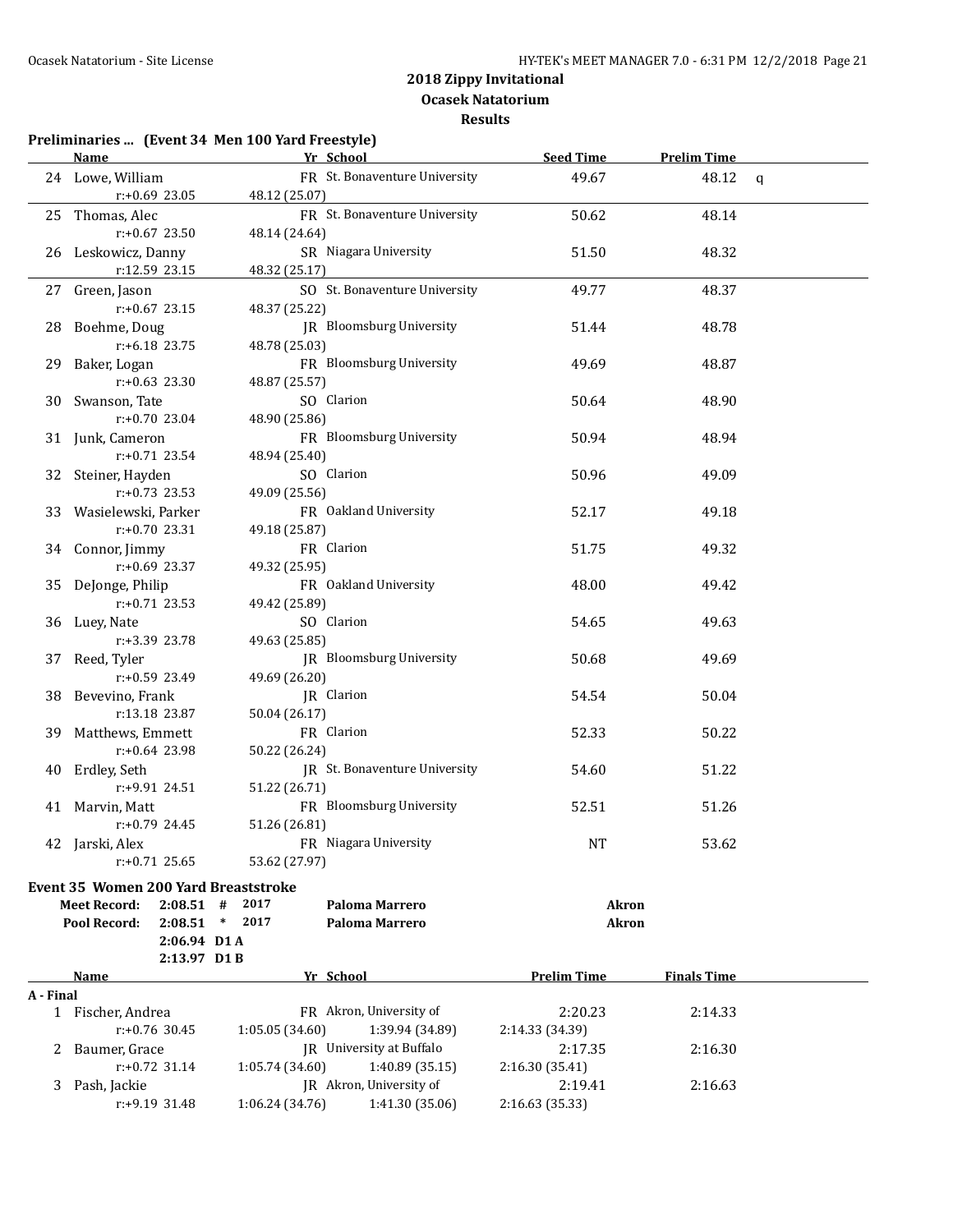## 2018 Zippy Invitational
### Ocasek Natatorium
### Results

**Preliminaries ... (Event 34 Men 100 Yard Freestyle)**

| | Name | Yr | School | Seed Time | Prelim Time | |
|---|---|---|---|---|---|---|
| 24 | Lowe, William | FR | St. Bonaventure University | 49.67 | 48.12 | q |
| | r:+0.69 23.05 | 48.12 (25.07) | | | | |
| 25 | Thomas, Alec | FR | St. Bonaventure University | 50.62 | 48.14 | |
| | r:+0.67 23.50 | 48.14 (24.64) | | | | |
| 26 | Leskowicz, Danny | SR | Niagara University | 51.50 | 48.32 | |
| | r:12.59 23.15 | 48.32 (25.17) | | | | |
| 27 | Green, Jason | SO | St. Bonaventure University | 49.77 | 48.37 | |
| | r:+0.67 23.15 | 48.37 (25.22) | | | | |
| 28 | Boehme, Doug | JR | Bloomsburg University | 51.44 | 48.78 | |
| | r:+6.18 23.75 | 48.78 (25.03) | | | | |
| 29 | Baker, Logan | FR | Bloomsburg University | 49.69 | 48.87 | |
| | r:+0.63 23.30 | 48.87 (25.57) | | | | |
| 30 | Swanson, Tate | SO | Clarion | 50.64 | 48.90 | |
| | r:+0.70 23.04 | 48.90 (25.86) | | | | |
| 31 | Junk, Cameron | FR | Bloomsburg University | 50.94 | 48.94 | |
| | r:+0.71 23.54 | 48.94 (25.40) | | | | |
| 32 | Steiner, Hayden | SO | Clarion | 50.96 | 49.09 | |
| | r:+0.73 23.53 | 49.09 (25.56) | | | | |
| 33 | Wasielewski, Parker | FR | Oakland University | 52.17 | 49.18 | |
| | r:+0.70 23.31 | 49.18 (25.87) | | | | |
| 34 | Connor, Jimmy | FR | Clarion | 51.75 | 49.32 | |
| | r:+0.69 23.37 | 49.32 (25.95) | | | | |
| 35 | DeJonge, Philip | FR | Oakland University | 48.00 | 49.42 | |
| | r:+0.71 23.53 | 49.42 (25.89) | | | | |
| 36 | Luey, Nate | SO | Clarion | 54.65 | 49.63 | |
| | r:+3.39 23.78 | 49.63 (25.85) | | | | |
| 37 | Reed, Tyler | JR | Bloomsburg University | 50.68 | 49.69 | |
| | r:+0.59 23.49 | 49.69 (26.20) | | | | |
| 38 | Bevevino, Frank | JR | Clarion | 54.54 | 50.04 | |
| | r:13.18 23.87 | 50.04 (26.17) | | | | |
| 39 | Matthews, Emmett | FR | Clarion | 52.33 | 50.22 | |
| | r:+0.64 23.98 | 50.22 (26.24) | | | | |
| 40 | Erdley, Seth | JR | St. Bonaventure University | 54.60 | 51.22 | |
| | r:+9.91 24.51 | 51.22 (26.71) | | | | |
| 41 | Marvin, Matt | FR | Bloomsburg University | 52.51 | 51.26 | |
| | r:+0.79 24.45 | 51.26 (26.81) | | | | |
| 42 | Jarski, Alex | FR | Niagara University | NT | 53.62 | |
| | r:+0.71 25.65 | 53.62 (27.97) | | | | |

**Event 35 Women 200 Yard Breaststroke**

| | Time | | Year | Name | School |
|---|---|---|---|---|---|
| **Meet Record:** | 2:08.51 | # | 2017 | Paloma Marrero | Akron |
| **Pool Record:** | 2:08.51 | * | 2017 | Paloma Marrero | Akron |
| | 2:06.94 | D1 A | | | |
| | 2:13.97 | D1 B | | | |

| | Name | Yr | School | Prelim Time | Finals Time |
|---|---|---|---|---|---|
| **A - Final** | | | | | |
| 1 | Fischer, Andrea | FR | Akron, University of | 2:20.23 | 2:14.33 |
| | r:+0.76 30.45 | 1:05.05 (34.60) | 1:39.94 (34.89) | 2:14.33 (34.39) | |
| 2 | Baumer, Grace | JR | University at Buffalo | 2:17.35 | 2:16.30 |
| | r:+0.72 31.14 | 1:05.74 (34.60) | 1:40.89 (35.15) | 2:16.30 (35.41) | |
| 3 | Pash, Jackie | JR | Akron, University of | 2:19.41 | 2:16.63 |
| | r:+9.19 31.48 | 1:06.24 (34.76) | 1:41.30 (35.06) | 2:16.63 (35.33) | |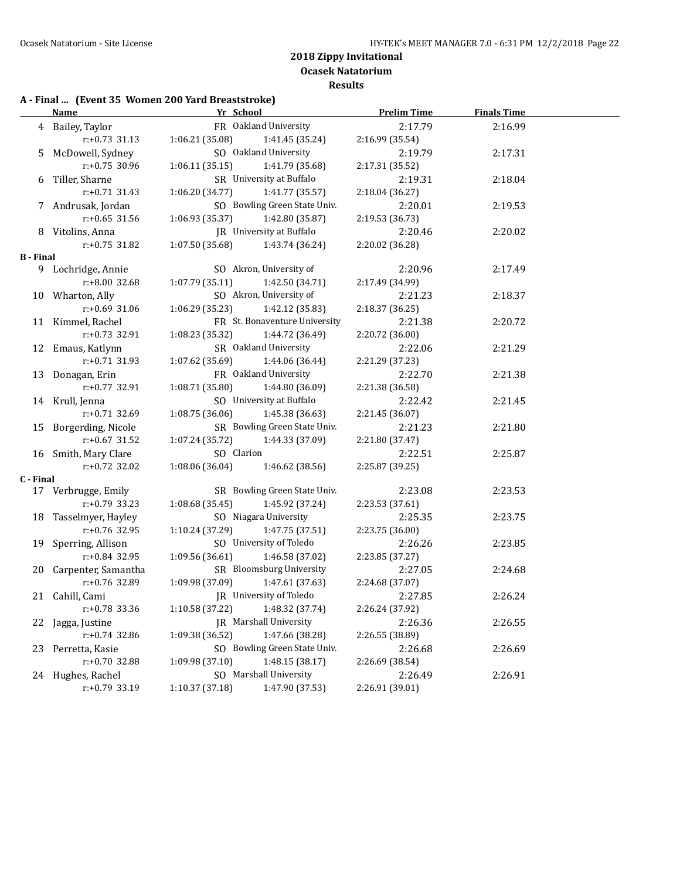## 2018 Zippy Invitational
### Ocasek Natatorium
### Results

**A - Final ... (Event 35 Women 200 Yard Breaststroke)**

| | Name | Yr | School | Prelim Time | Finals Time |
|---|---|---|---|---|---|
| 4 | Bailey, Taylor | FR | Oakland University | 2:17.79 | 2:16.99 |
| | r:+0.73 31.13 | 1:06.21 (35.08) | 1:41.45 (35.24) | 2:16.99 (35.54) | |
| 5 | McDowell, Sydney | SO | Oakland University | 2:19.79 | 2:17.31 |
| | r:+0.75 30.96 | 1:06.11 (35.15) | 1:41.79 (35.68) | 2:17.31 (35.52) | |
| 6 | Tiller, Sharne | SR | University at Buffalo | 2:19.31 | 2:18.04 |
| | r:+0.71 31.43 | 1:06.20 (34.77) | 1:41.77 (35.57) | 2:18.04 (36.27) | |
| 7 | Andrusak, Jordan | SO | Bowling Green State Univ. | 2:20.01 | 2:19.53 |
| | r:+0.65 31.56 | 1:06.93 (35.37) | 1:42.80 (35.87) | 2:19.53 (36.73) | |
| 8 | Vitolins, Anna | JR | University at Buffalo | 2:20.46 | 2:20.02 |
| | r:+0.75 31.82 | 1:07.50 (35.68) | 1:43.74 (36.24) | 2:20.02 (36.28) | |

**B - Final**

| | Name | Yr | School | Prelim Time | Finals Time |
|---|---|---|---|---|---|
| 9 | Lochridge, Annie | SO | Akron, University of | 2:20.96 | 2:17.49 |
| | r:+8.00 32.68 | 1:07.79 (35.11) | 1:42.50 (34.71) | 2:17.49 (34.99) | |
| 10 | Wharton, Ally | SO | Akron, University of | 2:21.23 | 2:18.37 |
| | r:+0.69 31.06 | 1:06.29 (35.23) | 1:42.12 (35.83) | 2:18.37 (36.25) | |
| 11 | Kimmel, Rachel | FR | St. Bonaventure University | 2:21.38 | 2:20.72 |
| | r:+0.73 32.91 | 1:08.23 (35.32) | 1:44.72 (36.49) | 2:20.72 (36.00) | |
| 12 | Emaus, Katlynn | SR | Oakland University | 2:22.06 | 2:21.29 |
| | r:+0.71 31.93 | 1:07.62 (35.69) | 1:44.06 (36.44) | 2:21.29 (37.23) | |
| 13 | Donagan, Erin | FR | Oakland University | 2:22.70 | 2:21.38 |
| | r:+0.77 32.91 | 1:08.71 (35.80) | 1:44.80 (36.09) | 2:21.38 (36.58) | |
| 14 | Krull, Jenna | SO | University at Buffalo | 2:22.42 | 2:21.45 |
| | r:+0.71 32.69 | 1:08.75 (36.06) | 1:45.38 (36.63) | 2:21.45 (36.07) | |
| 15 | Borgerding, Nicole | SR | Bowling Green State Univ. | 2:21.23 | 2:21.80 |
| | r:+0.67 31.52 | 1:07.24 (35.72) | 1:44.33 (37.09) | 2:21.80 (37.47) | |
| 16 | Smith, Mary Clare | SO | Clarion | 2:22.51 | 2:25.87 |
| | r:+0.72 32.02 | 1:08.06 (36.04) | 1:46.62 (38.56) | 2:25.87 (39.25) | |

**C - Final**

| | Name | Yr | School | Prelim Time | Finals Time |
|---|---|---|---|---|---|
| 17 | Verbrugge, Emily | SR | Bowling Green State Univ. | 2:23.08 | 2:23.53 |
| | r:+0.79 33.23 | 1:08.68 (35.45) | 1:45.92 (37.24) | 2:23.53 (37.61) | |
| 18 | Tasselmyer, Hayley | SO | Niagara University | 2:25.35 | 2:23.75 |
| | r:+0.76 32.95 | 1:10.24 (37.29) | 1:47.75 (37.51) | 2:23.75 (36.00) | |
| 19 | Sperring, Allison | SO | University of Toledo | 2:26.26 | 2:23.85 |
| | r:+0.84 32.95 | 1:09.56 (36.61) | 1:46.58 (37.02) | 2:23.85 (37.27) | |
| 20 | Carpenter, Samantha | SR | Bloomsburg University | 2:27.05 | 2:24.68 |
| | r:+0.76 32.89 | 1:09.98 (37.09) | 1:47.61 (37.63) | 2:24.68 (37.07) | |
| 21 | Cahill, Cami | JR | University of Toledo | 2:27.85 | 2:26.24 |
| | r:+0.78 33.36 | 1:10.58 (37.22) | 1:48.32 (37.74) | 2:26.24 (37.92) | |
| 22 | Jagga, Justine | JR | Marshall University | 2:26.36 | 2:26.55 |
| | r:+0.74 32.86 | 1:09.38 (36.52) | 1:47.66 (38.28) | 2:26.55 (38.89) | |
| 23 | Perretta, Kasie | SO | Bowling Green State Univ. | 2:26.68 | 2:26.69 |
| | r:+0.70 32.88 | 1:09.98 (37.10) | 1:48.15 (38.17) | 2:26.69 (38.54) | |
| 24 | Hughes, Rachel | SO | Marshall University | 2:26.49 | 2:26.91 |
| | r:+0.79 33.19 | 1:10.37 (37.18) | 1:47.90 (37.53) | 2:26.91 (39.01) | |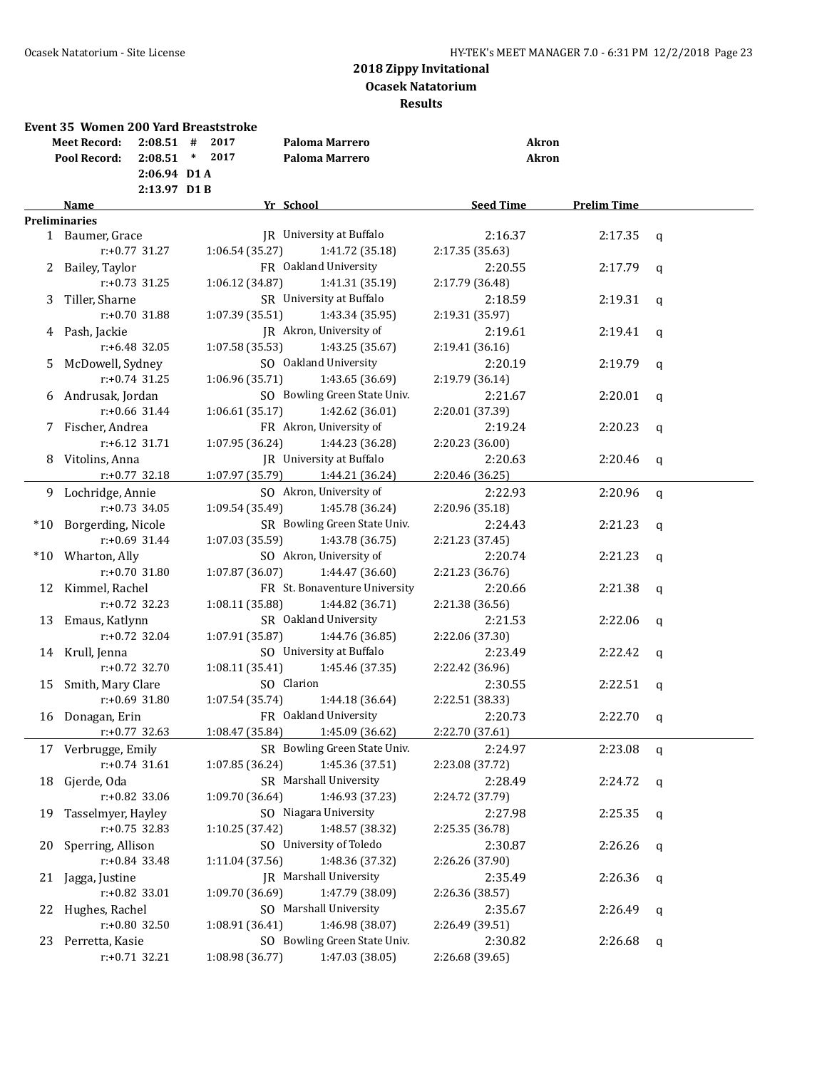## 2018 Zippy Invitational
## Ocasek Natatorium
## Results

### Event 35 Women 200 Yard Breaststroke

| | | | | | |
|---|---|---|---|---|---|
| Meet Record: | 2:08.51 | # | 2017 | Paloma Marrero | Akron |
| Pool Record: | 2:08.51 | * | 2017 | Paloma Marrero | Akron |
| | 2:06.94 | D1 A | | | |
| | 2:13.97 | D1 B | | | |

**Preliminaries**

| | Name | Yr | School | Seed Time | Prelim Time | |
|---|---|---|---|---|---|---|
| 1 | Baumer, Grace | JR | University at Buffalo | 2:16.37 | 2:17.35 | q |
| | r:+0.77 31.27 | 1:06.54 (35.27) | 1:41.72 (35.18) | 2:17.35 (35.63) | | |
| 2 | Bailey, Taylor | FR | Oakland University | 2:20.55 | 2:17.79 | q |
| | r:+0.73 31.25 | 1:06.12 (34.87) | 1:41.31 (35.19) | 2:17.79 (36.48) | | |
| 3 | Tiller, Sharne | SR | University at Buffalo | 2:18.59 | 2:19.31 | q |
| | r:+0.70 31.88 | 1:07.39 (35.51) | 1:43.34 (35.95) | 2:19.31 (35.97) | | |
| 4 | Pash, Jackie | JR | Akron, University of | 2:19.61 | 2:19.41 | q |
| | r:+6.48 32.05 | 1:07.58 (35.53) | 1:43.25 (35.67) | 2:19.41 (36.16) | | |
| 5 | McDowell, Sydney | SO | Oakland University | 2:20.19 | 2:19.79 | q |
| | r:+0.74 31.25 | 1:06.96 (35.71) | 1:43.65 (36.69) | 2:19.79 (36.14) | | |
| 6 | Andrusak, Jordan | SO | Bowling Green State Univ. | 2:21.67 | 2:20.01 | q |
| | r:+0.66 31.44 | 1:06.61 (35.17) | 1:42.62 (36.01) | 2:20.01 (37.39) | | |
| 7 | Fischer, Andrea | FR | Akron, University of | 2:19.24 | 2:20.23 | q |
| | r:+6.12 31.71 | 1:07.95 (36.24) | 1:44.23 (36.28) | 2:20.23 (36.00) | | |
| 8 | Vitolins, Anna | JR | University at Buffalo | 2:20.63 | 2:20.46 | q |
| | r:+0.77 32.18 | 1:07.97 (35.79) | 1:44.21 (36.24) | 2:20.46 (36.25) | | |
| 9 | Lochridge, Annie | SO | Akron, University of | 2:22.93 | 2:20.96 | q |
| | r:+0.73 34.05 | 1:09.54 (35.49) | 1:45.78 (36.24) | 2:20.96 (35.18) | | |
| *10 | Borgerding, Nicole | SR | Bowling Green State Univ. | 2:24.43 | 2:21.23 | q |
| | r:+0.69 31.44 | 1:07.03 (35.59) | 1:43.78 (36.75) | 2:21.23 (37.45) | | |
| *10 | Wharton, Ally | SO | Akron, University of | 2:20.74 | 2:21.23 | q |
| | r:+0.70 31.80 | 1:07.87 (36.07) | 1:44.47 (36.60) | 2:21.23 (36.76) | | |
| 12 | Kimmel, Rachel | FR | St. Bonaventure University | 2:20.66 | 2:21.38 | q |
| | r:+0.72 32.23 | 1:08.11 (35.88) | 1:44.82 (36.71) | 2:21.38 (36.56) | | |
| 13 | Emaus, Katlynn | SR | Oakland University | 2:21.53 | 2:22.06 | q |
| | r:+0.72 32.04 | 1:07.91 (35.87) | 1:44.76 (36.85) | 2:22.06 (37.30) | | |
| 14 | Krull, Jenna | SO | University at Buffalo | 2:23.49 | 2:22.42 | q |
| | r:+0.72 32.70 | 1:08.11 (35.41) | 1:45.46 (37.35) | 2:22.42 (36.96) | | |
| 15 | Smith, Mary Clare | SO | Clarion | 2:30.55 | 2:22.51 | q |
| | r:+0.69 31.80 | 1:07.54 (35.74) | 1:44.18 (36.64) | 2:22.51 (38.33) | | |
| 16 | Donagan, Erin | FR | Oakland University | 2:20.73 | 2:22.70 | q |
| | r:+0.77 32.63 | 1:08.47 (35.84) | 1:45.09 (36.62) | 2:22.70 (37.61) | | |
| 17 | Verbrugge, Emily | SR | Bowling Green State Univ. | 2:24.97 | 2:23.08 | q |
| | r:+0.74 31.61 | 1:07.85 (36.24) | 1:45.36 (37.51) | 2:23.08 (37.72) | | |
| 18 | Gjerde, Oda | SR | Marshall University | 2:28.49 | 2:24.72 | q |
| | r:+0.82 33.06 | 1:09.70 (36.64) | 1:46.93 (37.23) | 2:24.72 (37.79) | | |
| 19 | Tasselmyer, Hayley | SO | Niagara University | 2:27.98 | 2:25.35 | q |
| | r:+0.75 32.83 | 1:10.25 (37.42) | 1:48.57 (38.32) | 2:25.35 (36.78) | | |
| 20 | Sperring, Allison | SO | University of Toledo | 2:30.87 | 2:26.26 | q |
| | r:+0.84 33.48 | 1:11.04 (37.56) | 1:48.36 (37.32) | 2:26.26 (37.90) | | |
| 21 | Jagga, Justine | JR | Marshall University | 2:35.49 | 2:26.36 | q |
| | r:+0.82 33.01 | 1:09.70 (36.69) | 1:47.79 (38.09) | 2:26.36 (38.57) | | |
| 22 | Hughes, Rachel | SO | Marshall University | 2:35.67 | 2:26.49 | q |
| | r:+0.80 32.50 | 1:08.91 (36.41) | 1:46.98 (38.07) | 2:26.49 (39.51) | | |
| 23 | Perretta, Kasie | SO | Bowling Green State Univ. | 2:30.82 | 2:26.68 | q |
| | r:+0.71 32.21 | 1:08.98 (36.77) | 1:47.03 (38.05) | 2:26.68 (39.65) | | |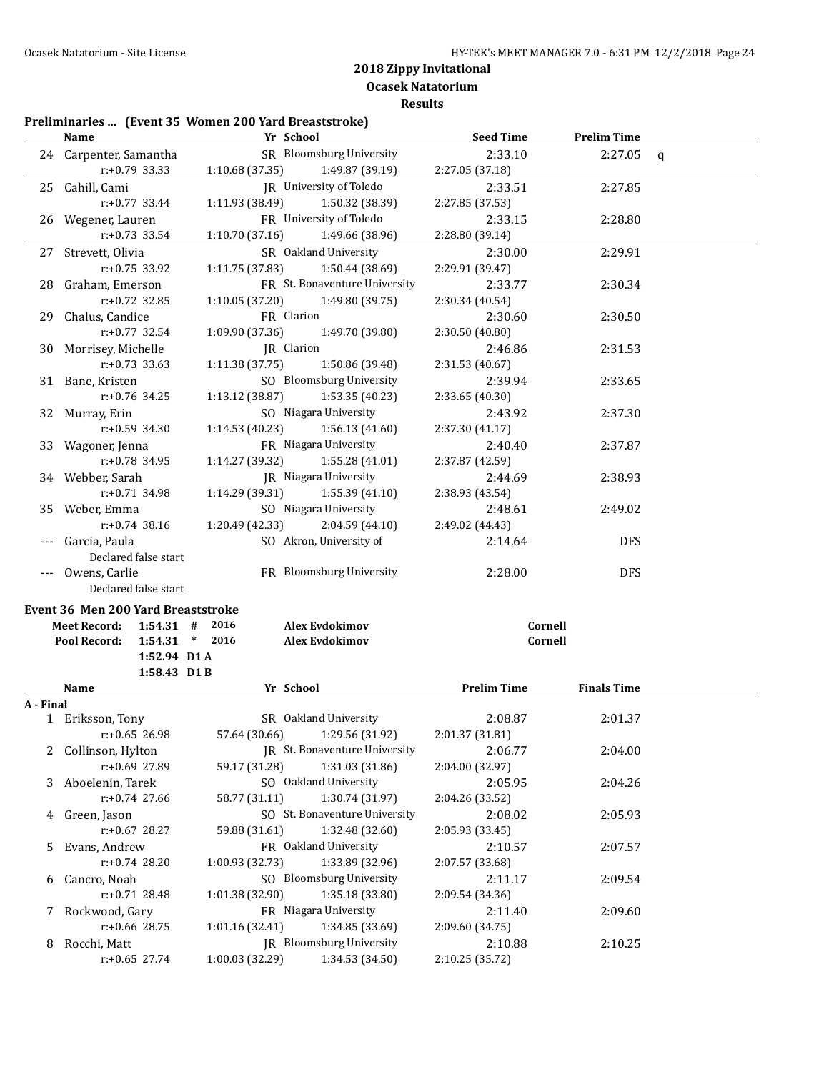# 2018 Zippy Invitational
## Ocasek Natatorium
### Results

**Preliminaries ... (Event 35 Women 200 Yard Breaststroke)**

| | Name | Yr | School | Seed Time | Prelim Time | |
|---|---|---|---|---|---|---|
| 24 | Carpenter, Samantha | SR | Bloomsburg University | 2:33.10 | 2:27.05 | q |
| | r:+0.79 33.33 | 1:10.68 (37.35) | 1:49.87 (39.19) | 2:27.05 (37.18) | | |
| 25 | Cahill, Cami | JR | University of Toledo | 2:33.51 | 2:27.85 | |
| | r:+0.77 33.44 | 1:11.93 (38.49) | 1:50.32 (38.39) | 2:27.85 (37.53) | | |
| 26 | Wegener, Lauren | FR | University of Toledo | 2:33.15 | 2:28.80 | |
| | r:+0.73 33.54 | 1:10.70 (37.16) | 1:49.66 (38.96) | 2:28.80 (39.14) | | |
| 27 | Strevett, Olivia | SR | Oakland University | 2:30.00 | 2:29.91 | |
| | r:+0.75 33.92 | 1:11.75 (37.83) | 1:50.44 (38.69) | 2:29.91 (39.47) | | |
| 28 | Graham, Emerson | FR | St. Bonaventure University | 2:33.77 | 2:30.34 | |
| | r:+0.72 32.85 | 1:10.05 (37.20) | 1:49.80 (39.75) | 2:30.34 (40.54) | | |
| 29 | Chalus, Candice | FR | Clarion | 2:30.60 | 2:30.50 | |
| | r:+0.77 32.54 | 1:09.90 (37.36) | 1:49.70 (39.80) | 2:30.50 (40.80) | | |
| 30 | Morrisey, Michelle | JR | Clarion | 2:46.86 | 2:31.53 | |
| | r:+0.73 33.63 | 1:11.38 (37.75) | 1:50.86 (39.48) | 2:31.53 (40.67) | | |
| 31 | Bane, Kristen | SO | Bloomsburg University | 2:39.94 | 2:33.65 | |
| | r:+0.76 34.25 | 1:13.12 (38.87) | 1:53.35 (40.23) | 2:33.65 (40.30) | | |
| 32 | Murray, Erin | SO | Niagara University | 2:43.92 | 2:37.30 | |
| | r:+0.59 34.30 | 1:14.53 (40.23) | 1:56.13 (41.60) | 2:37.30 (41.17) | | |
| 33 | Wagoner, Jenna | FR | Niagara University | 2:40.40 | 2:37.87 | |
| | r:+0.78 34.95 | 1:14.27 (39.32) | 1:55.28 (41.01) | 2:37.87 (42.59) | | |
| 34 | Webber, Sarah | JR | Niagara University | 2:44.69 | 2:38.93 | |
| | r:+0.71 34.98 | 1:14.29 (39.31) | 1:55.39 (41.10) | 2:38.93 (43.54) | | |
| 35 | Weber, Emma | SO | Niagara University | 2:48.61 | 2:49.02 | |
| | r:+0.74 38.16 | 1:20.49 (42.33) | 2:04.59 (44.10) | 2:49.02 (44.43) | | |
| --- | Garcia, Paula | SO | Akron, University of | 2:14.64 | DFS | |
| | Declared false start | | | | | |
| --- | Owens, Carlie | FR | Bloomsburg University | 2:28.00 | DFS | |
| | Declared false start | | | | | |

**Event 36 Men 200 Yard Breaststroke**

| | | | | | |
|---|---|---|---|---|---|
| Meet Record: | 1:54.31 | # | 2016 | Alex Evdokimov | Cornell |
| Pool Record: | 1:54.31 | * | 2016 | Alex Evdokimov | Cornell |
| | 1:52.94 | D1 A | | | |
| | 1:58.43 | D1 B | | | |

**A - Final**

| | Name | Yr | School | Prelim Time | Finals Time |
|---|---|---|---|---|---|
| 1 | Eriksson, Tony | SR | Oakland University | 2:08.87 | 2:01.37 |
| | r:+0.65 26.98 | 57.64 (30.66) | 1:29.56 (31.92) | 2:01.37 (31.81) | |
| 2 | Collinson, Hylton | JR | St. Bonaventure University | 2:06.77 | 2:04.00 |
| | r:+0.69 27.89 | 59.17 (31.28) | 1:31.03 (31.86) | 2:04.00 (32.97) | |
| 3 | Aboelenin, Tarek | SO | Oakland University | 2:05.95 | 2:04.26 |
| | r:+0.74 27.66 | 58.77 (31.11) | 1:30.74 (31.97) | 2:04.26 (33.52) | |
| 4 | Green, Jason | SO | St. Bonaventure University | 2:08.02 | 2:05.93 |
| | r:+0.67 28.27 | 59.88 (31.61) | 1:32.48 (32.60) | 2:05.93 (33.45) | |
| 5 | Evans, Andrew | FR | Oakland University | 2:10.57 | 2:07.57 |
| | r:+0.74 28.20 | 1:00.93 (32.73) | 1:33.89 (32.96) | 2:07.57 (33.68) | |
| 6 | Cancro, Noah | SO | Bloomsburg University | 2:11.17 | 2:09.54 |
| | r:+0.71 28.48 | 1:01.38 (32.90) | 1:35.18 (33.80) | 2:09.54 (34.36) | |
| 7 | Rockwood, Gary | FR | Niagara University | 2:11.40 | 2:09.60 |
| | r:+0.66 28.75 | 1:01.16 (32.41) | 1:34.85 (33.69) | 2:09.60 (34.75) | |
| 8 | Rocchi, Matt | JR | Bloomsburg University | 2:10.88 | 2:10.25 |
| | r:+0.65 27.74 | 1:00.03 (32.29) | 1:34.53 (34.50) | 2:10.25 (35.72) | |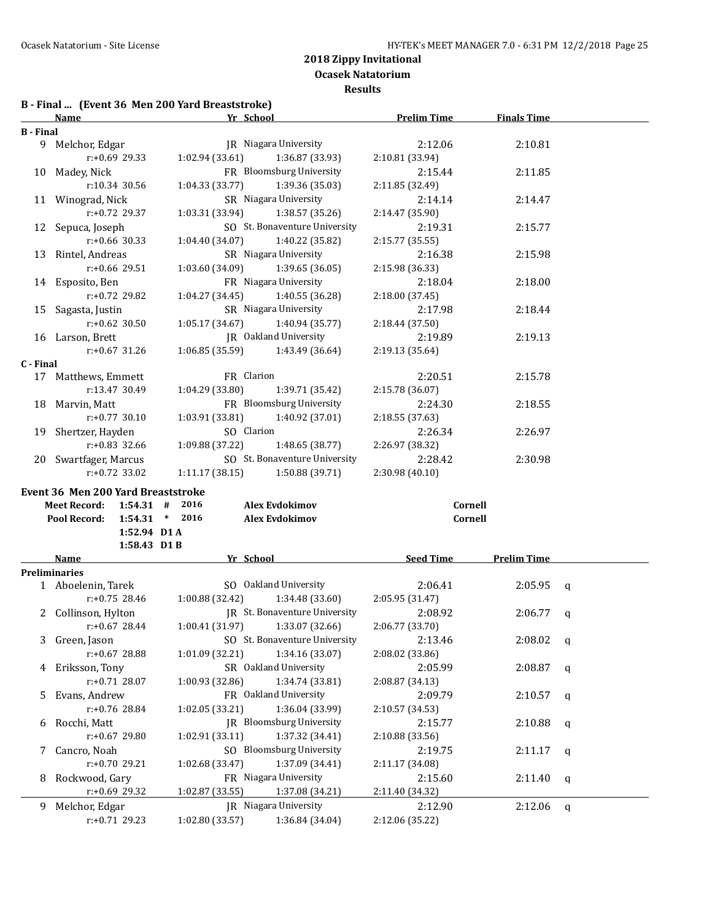## 2018 Zippy Invitational
## Ocasek Natatorium
## Results

### B - Final ... (Event 36 Men 200 Yard Breaststroke)

| | Name | Yr | School | Prelim Time | Finals Time |
|---|---|---|---|---|---|
| **B - Final** | | | | | |
| 9 | Melchor, Edgar | JR | Niagara University | 2:12.06 | 2:10.81 |
| | r:+0.69 29.33 | 1:02.94 (33.61) | 1:36.87 (33.93) | 2:10.81 (33.94) | |
| 10 | Madey, Nick | FR | Bloomsburg University | 2:15.44 | 2:11.85 |
| | r:10.34 30.56 | 1:04.33 (33.77) | 1:39.36 (35.03) | 2:11.85 (32.49) | |
| 11 | Winograd, Nick | SR | Niagara University | 2:14.14 | 2:14.47 |
| | r:+0.72 29.37 | 1:03.31 (33.94) | 1:38.57 (35.26) | 2:14.47 (35.90) | |
| 12 | Sepuca, Joseph | SO | St. Bonaventure University | 2:19.31 | 2:15.77 |
| | r:+0.66 30.33 | 1:04.40 (34.07) | 1:40.22 (35.82) | 2:15.77 (35.55) | |
| 13 | Rintel, Andreas | SR | Niagara University | 2:16.38 | 2:15.98 |
| | r:+0.66 29.51 | 1:03.60 (34.09) | 1:39.65 (36.05) | 2:15.98 (36.33) | |
| 14 | Esposito, Ben | FR | Niagara University | 2:18.04 | 2:18.00 |
| | r:+0.72 29.82 | 1:04.27 (34.45) | 1:40.55 (36.28) | 2:18.00 (37.45) | |
| 15 | Sagasta, Justin | SR | Niagara University | 2:17.98 | 2:18.44 |
| | r:+0.62 30.50 | 1:05.17 (34.67) | 1:40.94 (35.77) | 2:18.44 (37.50) | |
| 16 | Larson, Brett | JR | Oakland University | 2:19.89 | 2:19.13 |
| | r:+0.67 31.26 | 1:06.85 (35.59) | 1:43.49 (36.64) | 2:19.13 (35.64) | |
| **C - Final** | | | | | |
| 17 | Matthews, Emmett | FR | Clarion | 2:20.51 | 2:15.78 |
| | r:13.47 30.49 | 1:04.29 (33.80) | 1:39.71 (35.42) | 2:15.78 (36.07) | |
| 18 | Marvin, Matt | FR | Bloomsburg University | 2:24.30 | 2:18.55 |
| | r:+0.77 30.10 | 1:03.91 (33.81) | 1:40.92 (37.01) | 2:18.55 (37.63) | |
| 19 | Shertzer, Hayden | SO | Clarion | 2:26.34 | 2:26.97 |
| | r:+0.83 32.66 | 1:09.88 (37.22) | 1:48.65 (38.77) | 2:26.97 (38.32) | |
| 20 | Swartfager, Marcus | SO | St. Bonaventure University | 2:28.42 | 2:30.98 |
| | r:+0.72 33.02 | 1:11.17 (38.15) | 1:50.88 (39.71) | 2:30.98 (40.10) | |

### Event 36 Men 200 Yard Breaststroke

**Meet Record:** 1:54.31 # 2016 **Alex Evdokimov** **Cornell**
**Pool Record:** 1:54.31 * 2016 **Alex Evdokimov** **Cornell**
1:52.94 D1 A
1:58.43 D1 B

| | Name | Yr | School | Seed Time | Prelim Time | |
|---|---|---|---|---|---|---|
| **Preliminaries** | | | | | | |
| 1 | Aboelenin, Tarek | SO | Oakland University | 2:06.41 | 2:05.95 | q |
| | r:+0.75 28.46 | 1:00.88 (32.42) | 1:34.48 (33.60) | 2:05.95 (31.47) | | |
| 2 | Collinson, Hylton | JR | St. Bonaventure University | 2:08.92 | 2:06.77 | q |
| | r:+0.67 28.44 | 1:00.41 (31.97) | 1:33.07 (32.66) | 2:06.77 (33.70) | | |
| 3 | Green, Jason | SO | St. Bonaventure University | 2:13.46 | 2:08.02 | q |
| | r:+0.67 28.88 | 1:01.09 (32.21) | 1:34.16 (33.07) | 2:08.02 (33.86) | | |
| 4 | Eriksson, Tony | SR | Oakland University | 2:05.99 | 2:08.87 | q |
| | r:+0.71 28.07 | 1:00.93 (32.86) | 1:34.74 (33.81) | 2:08.87 (34.13) | | |
| 5 | Evans, Andrew | FR | Oakland University | 2:09.79 | 2:10.57 | q |
| | r:+0.76 28.84 | 1:02.05 (33.21) | 1:36.04 (33.99) | 2:10.57 (34.53) | | |
| 6 | Rocchi, Matt | JR | Bloomsburg University | 2:15.77 | 2:10.88 | q |
| | r:+0.67 29.80 | 1:02.91 (33.11) | 1:37.32 (34.41) | 2:10.88 (33.56) | | |
| 7 | Cancro, Noah | SO | Bloomsburg University | 2:19.75 | 2:11.17 | q |
| | r:+0.70 29.21 | 1:02.68 (33.47) | 1:37.09 (34.41) | 2:11.17 (34.08) | | |
| 8 | Rockwood, Gary | FR | Niagara University | 2:15.60 | 2:11.40 | q |
| | r:+0.69 29.32 | 1:02.87 (33.55) | 1:37.08 (34.21) | 2:11.40 (34.32) | | |
| 9 | Melchor, Edgar | JR | Niagara University | 2:12.90 | 2:12.06 | q |
| | r:+0.71 29.23 | 1:02.80 (33.57) | 1:36.84 (34.04) | 2:12.06 (35.22) | | |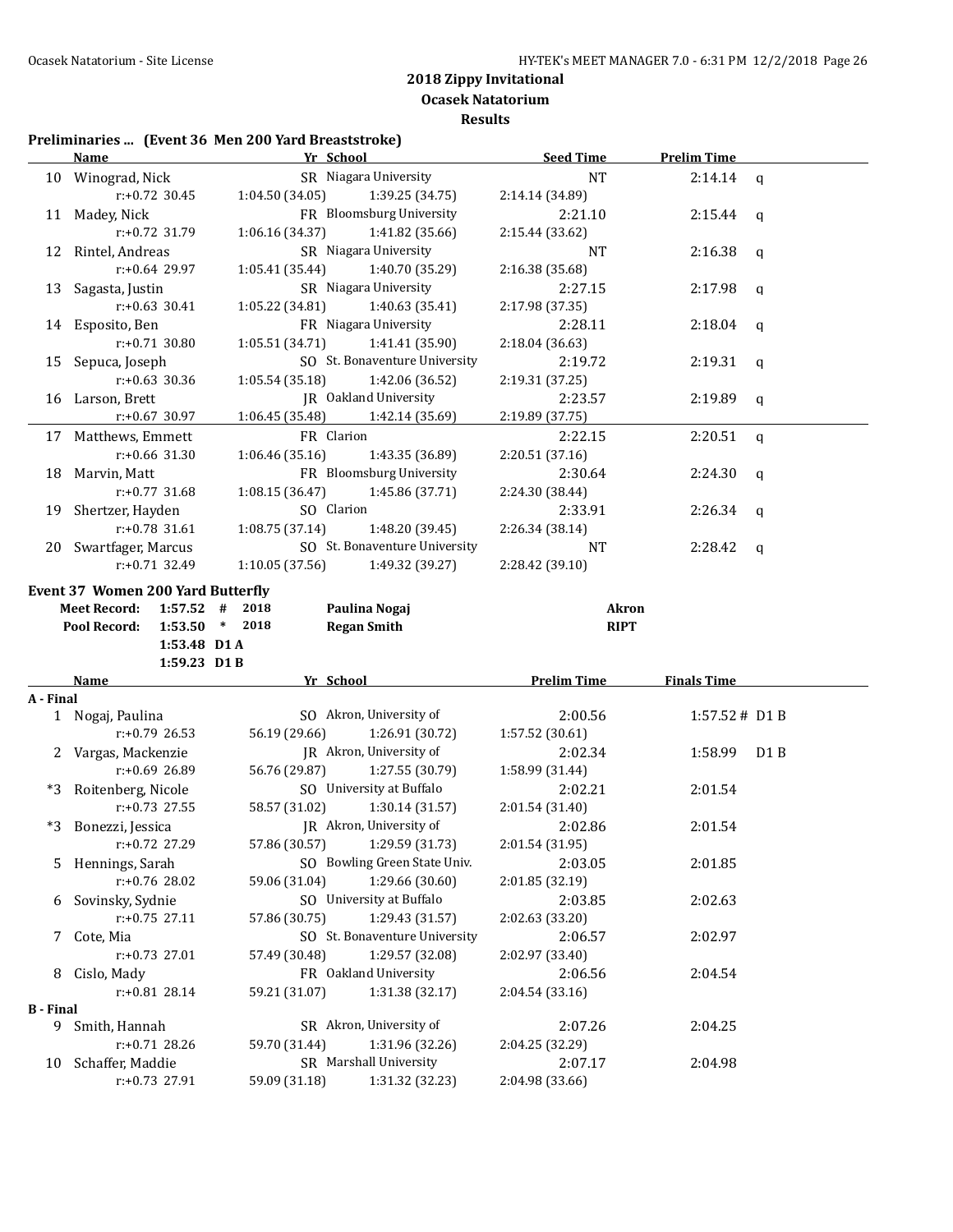## 2018 Zippy Invitational
## Ocasek Natatorium
## Results

### Preliminaries ... (Event 36 Men 200 Yard Breaststroke)

| | Name | Yr | School | Seed Time | Prelim Time | |
|---|---|---|---|---|---|---|
| 10 | Winograd, Nick | SR | Niagara University | NT | 2:14.14 | q |
| | r:+0.72 30.45 | 1:04.50 (34.05) | 1:39.25 (34.75) | 2:14.14 (34.89) | | |
| 11 | Madey, Nick | FR | Bloomsburg University | 2:21.10 | 2:15.44 | q |
| | r:+0.72 31.79 | 1:06.16 (34.37) | 1:41.82 (35.66) | 2:15.44 (33.62) | | |
| 12 | Rintel, Andreas | SR | Niagara University | NT | 2:16.38 | q |
| | r:+0.64 29.97 | 1:05.41 (35.44) | 1:40.70 (35.29) | 2:16.38 (35.68) | | |
| 13 | Sagasta, Justin | SR | Niagara University | 2:27.15 | 2:17.98 | q |
| | r:+0.63 30.41 | 1:05.22 (34.81) | 1:40.63 (35.41) | 2:17.98 (37.35) | | |
| 14 | Esposito, Ben | FR | Niagara University | 2:28.11 | 2:18.04 | q |
| | r:+0.71 30.80 | 1:05.51 (34.71) | 1:41.41 (35.90) | 2:18.04 (36.63) | | |
| 15 | Sepuca, Joseph | SO | St. Bonaventure University | 2:19.72 | 2:19.31 | q |
| | r:+0.63 30.36 | 1:05.54 (35.18) | 1:42.06 (36.52) | 2:19.31 (37.25) | | |
| 16 | Larson, Brett | JR | Oakland University | 2:23.57 | 2:19.89 | q |
| | r:+0.67 30.97 | 1:06.45 (35.48) | 1:42.14 (35.69) | 2:19.89 (37.75) | | |
| 17 | Matthews, Emmett | FR | Clarion | 2:22.15 | 2:20.51 | q |
| | r:+0.66 31.30 | 1:06.46 (35.16) | 1:43.35 (36.89) | 2:20.51 (37.16) | | |
| 18 | Marvin, Matt | FR | Bloomsburg University | 2:30.64 | 2:24.30 | q |
| | r:+0.77 31.68 | 1:08.15 (36.47) | 1:45.86 (37.71) | 2:24.30 (38.44) | | |
| 19 | Shertzer, Hayden | SO | Clarion | 2:33.91 | 2:26.34 | q |
| | r:+0.78 31.61 | 1:08.75 (37.14) | 1:48.20 (39.45) | 2:26.34 (38.14) | | |
| 20 | Swartfager, Marcus | SO | St. Bonaventure University | NT | 2:28.42 | q |
| | r:+0.71 32.49 | 1:10.05 (37.56) | 1:49.32 (39.27) | 2:28.42 (39.10) | | |

### Event 37 Women 200 Yard Butterfly

| | | | | |
|---|---|---|---|---|
| Meet Record: | 1:57.52 # | 2018 | Paulina Nogaj | Akron |
| Pool Record: | 1:53.50 * | 2018 | Regan Smith | RIPT |
| | 1:53.48 D1 A | | | |
| | 1:59.23 D1 B | | | |

| | Name | Yr | School | Prelim Time | Finals Time | |
|---|---|---|---|---|---|---|
| **A - Final** | | | | | | |
| 1 | Nogaj, Paulina | SO | Akron, University of | 2:00.56 | 1:57.52 # | D1 B |
| | r:+0.79 26.53 | 56.19 (29.66) | 1:26.91 (30.72) | 1:57.52 (30.61) | | |
| 2 | Vargas, Mackenzie | JR | Akron, University of | 2:02.34 | 1:58.99 | D1 B |
| | r:+0.69 26.89 | 56.76 (29.87) | 1:27.55 (30.79) | 1:58.99 (31.44) | | |
| *3 | Roitenberg, Nicole | SO | University at Buffalo | 2:02.21 | 2:01.54 | |
| | r:+0.73 27.55 | 58.57 (31.02) | 1:30.14 (31.57) | 2:01.54 (31.40) | | |
| *3 | Bonezzi, Jessica | JR | Akron, University of | 2:02.86 | 2:01.54 | |
| | r:+0.72 27.29 | 57.86 (30.57) | 1:29.59 (31.73) | 2:01.54 (31.95) | | |
| 5 | Hennings, Sarah | SO | Bowling Green State Univ. | 2:03.05 | 2:01.85 | |
| | r:+0.76 28.02 | 59.06 (31.04) | 1:29.66 (30.60) | 2:01.85 (32.19) | | |
| 6 | Sovinsky, Sydnie | SO | University at Buffalo | 2:03.85 | 2:02.63 | |
| | r:+0.75 27.11 | 57.86 (30.75) | 1:29.43 (31.57) | 2:02.63 (33.20) | | |
| 7 | Cote, Mia | SO | St. Bonaventure University | 2:06.57 | 2:02.97 | |
| | r:+0.73 27.01 | 57.49 (30.48) | 1:29.57 (32.08) | 2:02.97 (33.40) | | |
| 8 | Cislo, Mady | FR | Oakland University | 2:06.56 | 2:04.54 | |
| | r:+0.81 28.14 | 59.21 (31.07) | 1:31.38 (32.17) | 2:04.54 (33.16) | | |
| **B - Final** | | | | | | |
| 9 | Smith, Hannah | SR | Akron, University of | 2:07.26 | 2:04.25 | |
| | r:+0.71 28.26 | 59.70 (31.44) | 1:31.96 (32.26) | 2:04.25 (32.29) | | |
| 10 | Schaffer, Maddie | SR | Marshall University | 2:07.17 | 2:04.98 | |
| | r:+0.73 27.91 | 59.09 (31.18) | 1:31.32 (32.23) | 2:04.98 (33.66) | | |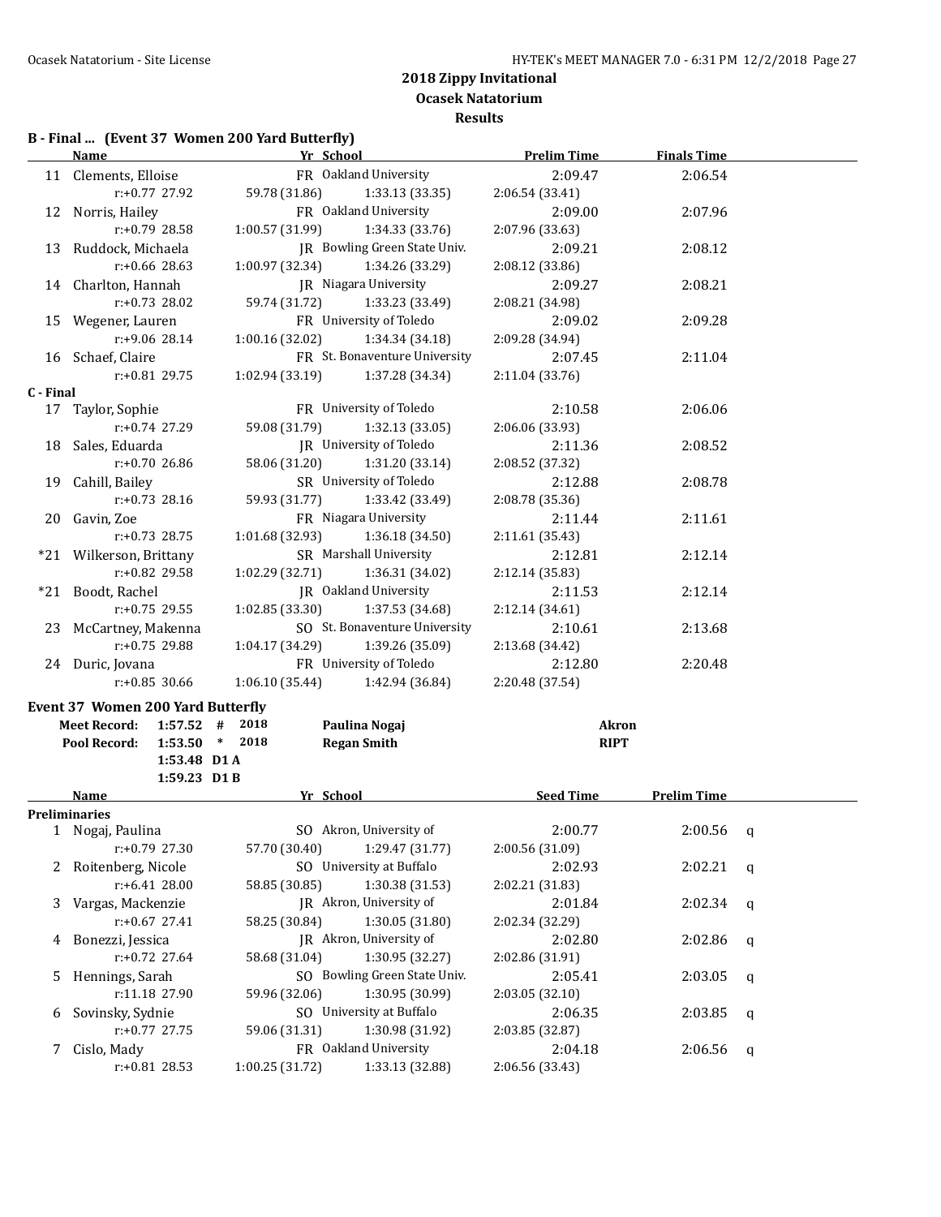## 2018 Zippy Invitational
### Ocasek Natatorium
### Results

**B - Final ... (Event 37 Women 200 Yard Butterfly)**

| | Name | Yr | School | Prelim Time | Finals Time |
|---|---|---|---|---|---|
| 11 | Clements, Elloise | FR | Oakland University | 2:09.47 | 2:06.54 |
| | r:+0.77 27.92 | 59.78 (31.86) | 1:33.13 (33.35) | 2:06.54 (33.41) | |
| 12 | Norris, Hailey | FR | Oakland University | 2:09.00 | 2:07.96 |
| | r:+0.79 28.58 | 1:00.57 (31.99) | 1:34.33 (33.76) | 2:07.96 (33.63) | |
| 13 | Ruddock, Michaela | JR | Bowling Green State Univ. | 2:09.21 | 2:08.12 |
| | r:+0.66 28.63 | 1:00.97 (32.34) | 1:34.26 (33.29) | 2:08.12 (33.86) | |
| 14 | Charlton, Hannah | JR | Niagara University | 2:09.27 | 2:08.21 |
| | r:+0.73 28.02 | 59.74 (31.72) | 1:33.23 (33.49) | 2:08.21 (34.98) | |
| 15 | Wegener, Lauren | FR | University of Toledo | 2:09.02 | 2:09.28 |
| | r:+9.06 28.14 | 1:00.16 (32.02) | 1:34.34 (34.18) | 2:09.28 (34.94) | |
| 16 | Schaef, Claire | FR | St. Bonaventure University | 2:07.45 | 2:11.04 |
| | r:+0.81 29.75 | 1:02.94 (33.19) | 1:37.28 (34.34) | 2:11.04 (33.76) | |
| **C - Final** | | | | | |
| 17 | Taylor, Sophie | FR | University of Toledo | 2:10.58 | 2:06.06 |
| | r:+0.74 27.29 | 59.08 (31.79) | 1:32.13 (33.05) | 2:06.06 (33.93) | |
| 18 | Sales, Eduarda | JR | University of Toledo | 2:11.36 | 2:08.52 |
| | r:+0.70 26.86 | 58.06 (31.20) | 1:31.20 (33.14) | 2:08.52 (37.32) | |
| 19 | Cahill, Bailey | SR | University of Toledo | 2:12.88 | 2:08.78 |
| | r:+0.73 28.16 | 59.93 (31.77) | 1:33.42 (33.49) | 2:08.78 (35.36) | |
| 20 | Gavin, Zoe | FR | Niagara University | 2:11.44 | 2:11.61 |
| | r:+0.73 28.75 | 1:01.68 (32.93) | 1:36.18 (34.50) | 2:11.61 (35.43) | |
| *21 | Wilkerson, Brittany | SR | Marshall University | 2:12.81 | 2:12.14 |
| | r:+0.82 29.58 | 1:02.29 (32.71) | 1:36.31 (34.02) | 2:12.14 (35.83) | |
| *21 | Boodt, Rachel | JR | Oakland University | 2:11.53 | 2:12.14 |
| | r:+0.75 29.55 | 1:02.85 (33.30) | 1:37.53 (34.68) | 2:12.14 (34.61) | |
| 23 | McCartney, Makenna | SO | St. Bonaventure University | 2:10.61 | 2:13.68 |
| | r:+0.75 29.88 | 1:04.17 (34.29) | 1:39.26 (35.09) | 2:13.68 (34.42) | |
| 24 | Duric, Jovana | FR | University of Toledo | 2:12.80 | 2:20.48 |
| | r:+0.85 30.66 | 1:06.10 (35.44) | 1:42.94 (36.84) | 2:20.48 (37.54) | |

**Event 37 Women 200 Yard Butterfly**

| | Time | | Year | Name | Team |
|---|---|---|---|---|---|
| **Meet Record:** | 1:57.52 | # | 2018 | Paulina Nogaj | Akron |
| **Pool Record:** | 1:53.50 | * | 2018 | Regan Smith | RIPT |
| | 1:53.48 | D1 A | | | |
| | 1:59.23 | D1 B | | | |

| | Name | Yr | School | Seed Time | Prelim Time | |
|---|---|---|---|---|---|---|
| **Preliminaries** | | | | | | |
| 1 | Nogaj, Paulina | SO | Akron, University of | 2:00.77 | 2:00.56 | q |
| | r:+0.79 27.30 | 57.70 (30.40) | 1:29.47 (31.77) | 2:00.56 (31.09) | | |
| 2 | Roitenberg, Nicole | SO | University at Buffalo | 2:02.93 | 2:02.21 | q |
| | r:+6.41 28.00 | 58.85 (30.85) | 1:30.38 (31.53) | 2:02.21 (31.83) | | |
| 3 | Vargas, Mackenzie | JR | Akron, University of | 2:01.84 | 2:02.34 | q |
| | r:+0.67 27.41 | 58.25 (30.84) | 1:30.05 (31.80) | 2:02.34 (32.29) | | |
| 4 | Bonezzi, Jessica | JR | Akron, University of | 2:02.80 | 2:02.86 | q |
| | r:+0.72 27.64 | 58.68 (31.04) | 1:30.95 (32.27) | 2:02.86 (31.91) | | |
| 5 | Hennings, Sarah | SO | Bowling Green State Univ. | 2:05.41 | 2:03.05 | q |
| | r:11.18 27.90 | 59.96 (32.06) | 1:30.95 (30.99) | 2:03.05 (32.10) | | |
| 6 | Sovinsky, Sydnie | SO | University at Buffalo | 2:06.35 | 2:03.85 | q |
| | r:+0.77 27.75 | 59.06 (31.31) | 1:30.98 (31.92) | 2:03.85 (32.87) | | |
| 7 | Cislo, Mady | FR | Oakland University | 2:04.18 | 2:06.56 | q |
| | r:+0.81 28.53 | 1:00.25 (31.72) | 1:33.13 (32.88) | 2:06.56 (33.43) | | |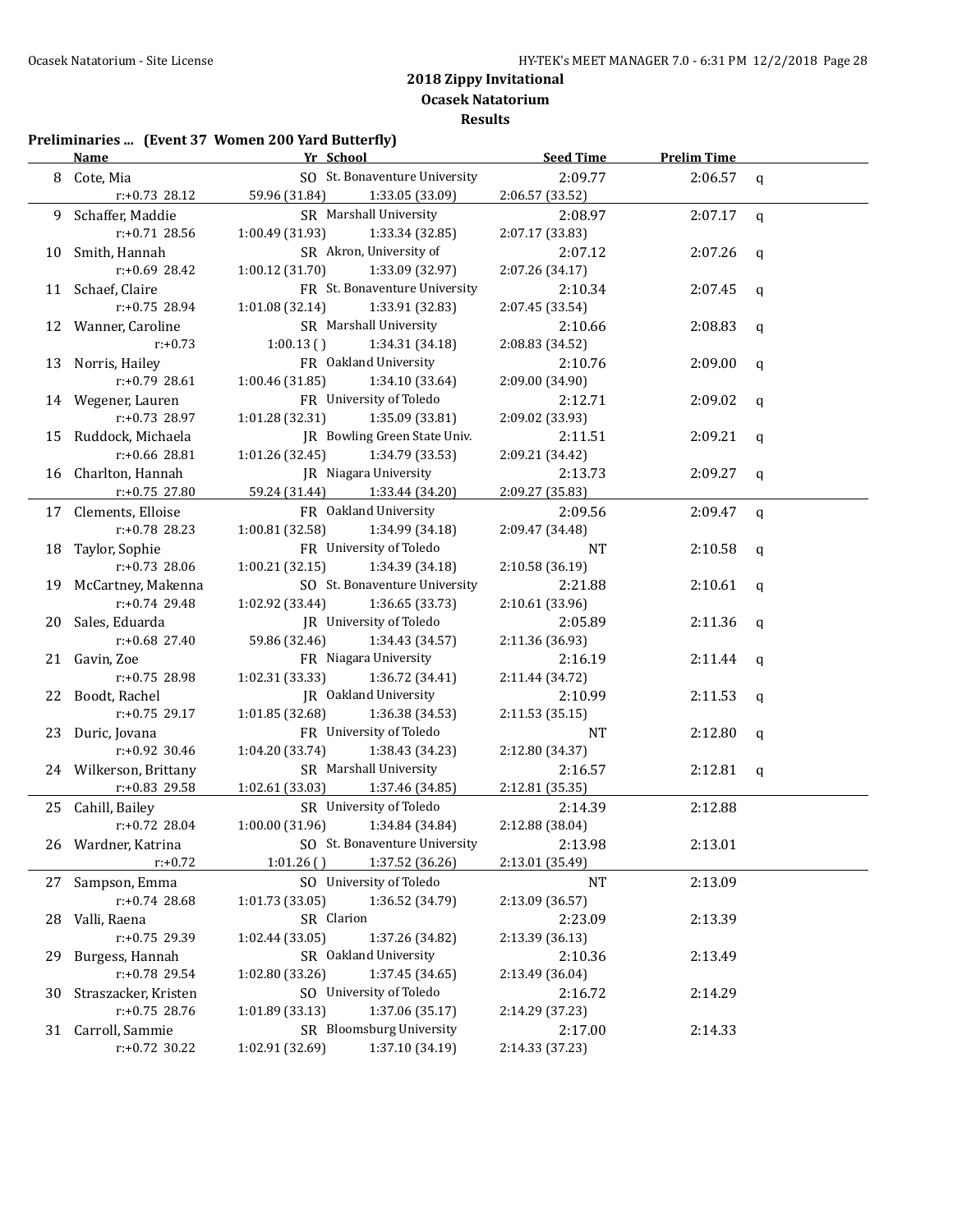## 2018 Zippy Invitational

### Ocasek Natatorium

### Results

**Preliminaries ... (Event 37 Women 200 Yard Butterfly)**

| | Name | Yr | School | | Seed Time | Prelim Time | |
|---|---|---|---|---|---|---|---|
| 8 | Cote, Mia | SO | St. Bonaventure University | | 2:09.77 | 2:06.57 | q |
| | r:+0.73 28.12 | 59.96 (31.84) | 1:33.05 (33.09) | 2:06.57 (33.52) | | | |
| 9 | Schaffer, Maddie | SR | Marshall University | | 2:08.97 | 2:07.17 | q |
| | r:+0.71 28.56 | 1:00.49 (31.93) | 1:33.34 (32.85) | 2:07.17 (33.83) | | | |
| 10 | Smith, Hannah | SR | Akron, University of | | 2:07.12 | 2:07.26 | q |
| | r:+0.69 28.42 | 1:00.12 (31.70) | 1:33.09 (32.97) | 2:07.26 (34.17) | | | |
| 11 | Schaef, Claire | FR | St. Bonaventure University | | 2:10.34 | 2:07.45 | q |
| | r:+0.75 28.94 | 1:01.08 (32.14) | 1:33.91 (32.83) | 2:07.45 (33.54) | | | |
| 12 | Wanner, Caroline | SR | Marshall University | | 2:10.66 | 2:08.83 | q |
| | r:+0.73 | 1:00.13 ( ) | 1:34.31 (34.18) | 2:08.83 (34.52) | | | |
| 13 | Norris, Hailey | FR | Oakland University | | 2:10.76 | 2:09.00 | q |
| | r:+0.79 28.61 | 1:00.46 (31.85) | 1:34.10 (33.64) | 2:09.00 (34.90) | | | |
| 14 | Wegener, Lauren | FR | University of Toledo | | 2:12.71 | 2:09.02 | q |
| | r:+0.73 28.97 | 1:01.28 (32.31) | 1:35.09 (33.81) | 2:09.02 (33.93) | | | |
| 15 | Ruddock, Michaela | JR | Bowling Green State Univ. | | 2:11.51 | 2:09.21 | q |
| | r:+0.66 28.81 | 1:01.26 (32.45) | 1:34.79 (33.53) | 2:09.21 (34.42) | | | |
| 16 | Charlton, Hannah | JR | Niagara University | | 2:13.73 | 2:09.27 | q |
| | r:+0.75 27.80 | 59.24 (31.44) | 1:33.44 (34.20) | 2:09.27 (35.83) | | | |
| 17 | Clements, Elloise | FR | Oakland University | | 2:09.56 | 2:09.47 | q |
| | r:+0.78 28.23 | 1:00.81 (32.58) | 1:34.99 (34.18) | 2:09.47 (34.48) | | | |
| 18 | Taylor, Sophie | FR | University of Toledo | | NT | 2:10.58 | q |
| | r:+0.73 28.06 | 1:00.21 (32.15) | 1:34.39 (34.18) | 2:10.58 (36.19) | | | |
| 19 | McCartney, Makenna | SO | St. Bonaventure University | | 2:21.88 | 2:10.61 | q |
| | r:+0.74 29.48 | 1:02.92 (33.44) | 1:36.65 (33.73) | 2:10.61 (33.96) | | | |
| 20 | Sales, Eduarda | JR | University of Toledo | | 2:05.89 | 2:11.36 | q |
| | r:+0.68 27.40 | 59.86 (32.46) | 1:34.43 (34.57) | 2:11.36 (36.93) | | | |
| 21 | Gavin, Zoe | FR | Niagara University | | 2:16.19 | 2:11.44 | q |
| | r:+0.75 28.98 | 1:02.31 (33.33) | 1:36.72 (34.41) | 2:11.44 (34.72) | | | |
| 22 | Boodt, Rachel | JR | Oakland University | | 2:10.99 | 2:11.53 | q |
| | r:+0.75 29.17 | 1:01.85 (32.68) | 1:36.38 (34.53) | 2:11.53 (35.15) | | | |
| 23 | Duric, Jovana | FR | University of Toledo | | NT | 2:12.80 | q |
| | r:+0.92 30.46 | 1:04.20 (33.74) | 1:38.43 (34.23) | 2:12.80 (34.37) | | | |
| 24 | Wilkerson, Brittany | SR | Marshall University | | 2:16.57 | 2:12.81 | q |
| | r:+0.83 29.58 | 1:02.61 (33.03) | 1:37.46 (34.85) | 2:12.81 (35.35) | | | |
| 25 | Cahill, Bailey | SR | University of Toledo | | 2:14.39 | 2:12.88 | |
| | r:+0.72 28.04 | 1:00.00 (31.96) | 1:34.84 (34.84) | 2:12.88 (38.04) | | | |
| 26 | Wardner, Katrina | SO | St. Bonaventure University | | 2:13.98 | 2:13.01 | |
| | r:+0.72 | 1:01.26 ( ) | 1:37.52 (36.26) | 2:13.01 (35.49) | | | |
| 27 | Sampson, Emma | SO | University of Toledo | | NT | 2:13.09 | |
| | r:+0.74 28.68 | 1:01.73 (33.05) | 1:36.52 (34.79) | 2:13.09 (36.57) | | | |
| 28 | Valli, Raena | SR | Clarion | | 2:23.09 | 2:13.39 | |
| | r:+0.75 29.39 | 1:02.44 (33.05) | 1:37.26 (34.82) | 2:13.39 (36.13) | | | |
| 29 | Burgess, Hannah | SR | Oakland University | | 2:10.36 | 2:13.49 | |
| | r:+0.78 29.54 | 1:02.80 (33.26) | 1:37.45 (34.65) | 2:13.49 (36.04) | | | |
| 30 | Straszacker, Kristen | SO | University of Toledo | | 2:16.72 | 2:14.29 | |
| | r:+0.75 28.76 | 1:01.89 (33.13) | 1:37.06 (35.17) | 2:14.29 (37.23) | | | |
| 31 | Carroll, Sammie | SR | Bloomsburg University | | 2:17.00 | 2:14.33 | |
| | r:+0.72 30.22 | 1:02.91 (32.69) | 1:37.10 (34.19) | 2:14.33 (37.23) | | | |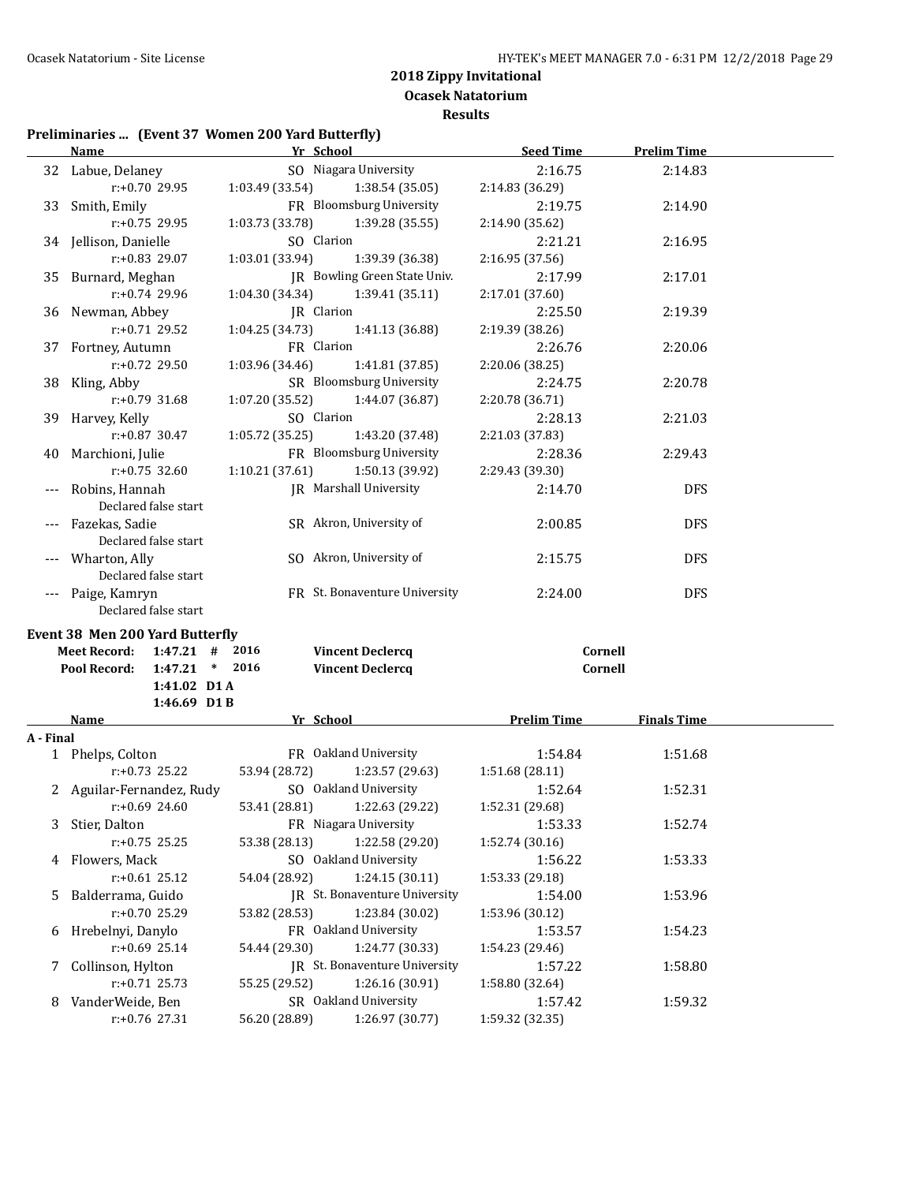## 2018 Zippy Invitational

## Ocasek Natatorium

## Results

### Preliminaries ... (Event 37 Women 200 Yard Butterfly)

| | Name | Yr | School | Seed Time | Prelim Time |
|---|---|---|---|---|---|
| 32 | Labue, Delaney | SO | Niagara University | 2:16.75 | 2:14.83 |
| | r:+0.70 29.95 | 1:03.49 (33.54) | 1:38.54 (35.05) | 2:14.83 (36.29) | |
| 33 | Smith, Emily | FR | Bloomsburg University | 2:19.75 | 2:14.90 |
| | r:+0.75 29.95 | 1:03.73 (33.78) | 1:39.28 (35.55) | 2:14.90 (35.62) | |
| 34 | Jellison, Danielle | SO | Clarion | 2:21.21 | 2:16.95 |
| | r:+0.83 29.07 | 1:03.01 (33.94) | 1:39.39 (36.38) | 2:16.95 (37.56) | |
| 35 | Burnard, Meghan | JR | Bowling Green State Univ. | 2:17.99 | 2:17.01 |
| | r:+0.74 29.96 | 1:04.30 (34.34) | 1:39.41 (35.11) | 2:17.01 (37.60) | |
| 36 | Newman, Abbey | JR | Clarion | 2:25.50 | 2:19.39 |
| | r:+0.71 29.52 | 1:04.25 (34.73) | 1:41.13 (36.88) | 2:19.39 (38.26) | |
| 37 | Fortney, Autumn | FR | Clarion | 2:26.76 | 2:20.06 |
| | r:+0.72 29.50 | 1:03.96 (34.46) | 1:41.81 (37.85) | 2:20.06 (38.25) | |
| 38 | Kling, Abby | SR | Bloomsburg University | 2:24.75 | 2:20.78 |
| | r:+0.79 31.68 | 1:07.20 (35.52) | 1:44.07 (36.87) | 2:20.78 (36.71) | |
| 39 | Harvey, Kelly | SO | Clarion | 2:28.13 | 2:21.03 |
| | r:+0.87 30.47 | 1:05.72 (35.25) | 1:43.20 (37.48) | 2:21.03 (37.83) | |
| 40 | Marchioni, Julie | FR | Bloomsburg University | 2:28.36 | 2:29.43 |
| | r:+0.75 32.60 | 1:10.21 (37.61) | 1:50.13 (39.92) | 2:29.43 (39.30) | |
| --- | Robins, Hannah | JR | Marshall University | 2:14.70 | DFS |
| | Declared false start | | | | |
| --- | Fazekas, Sadie | SR | Akron, University of | 2:00.85 | DFS |
| | Declared false start | | | | |
| --- | Wharton, Ally | SO | Akron, University of | 2:15.75 | DFS |
| | Declared false start | | | | |
| --- | Paige, Kamryn | FR | St. Bonaventure University | 2:24.00 | DFS |
| | Declared false start | | | | |

### Event 38 Men 200 Yard Butterfly

| | | | | | |
|---|---|---|---|---|---|
| **Meet Record:** | **1:47.21** | **#** | **2016** | **Vincent Declercq** | **Cornell** |
| **Pool Record:** | **1:47.21** | ***** | **2016** | **Vincent Declercq** | **Cornell** |
| | **1:41.02** | **D1 A** | | | |
| | **1:46.69** | **D1 B** | | | |

| | Name | Yr | School | Prelim Time | Finals Time |
|---|---|---|---|---|---|
| **A - Final** | | | | | |
| 1 | Phelps, Colton | FR | Oakland University | 1:54.84 | 1:51.68 |
| | r:+0.73 25.22 | 53.94 (28.72) | 1:23.57 (29.63) | 1:51.68 (28.11) | |
| 2 | Aguilar-Fernandez, Rudy | SO | Oakland University | 1:52.64 | 1:52.31 |
| | r:+0.69 24.60 | 53.41 (28.81) | 1:22.63 (29.22) | 1:52.31 (29.68) | |
| 3 | Stier, Dalton | FR | Niagara University | 1:53.33 | 1:52.74 |
| | r:+0.75 25.25 | 53.38 (28.13) | 1:22.58 (29.20) | 1:52.74 (30.16) | |
| 4 | Flowers, Mack | SO | Oakland University | 1:56.22 | 1:53.33 |
| | r:+0.61 25.12 | 54.04 (28.92) | 1:24.15 (30.11) | 1:53.33 (29.18) | |
| 5 | Balderrama, Guido | JR | St. Bonaventure University | 1:54.00 | 1:53.96 |
| | r:+0.70 25.29 | 53.82 (28.53) | 1:23.84 (30.02) | 1:53.96 (30.12) | |
| 6 | Hrebelnyi, Danylo | FR | Oakland University | 1:53.57 | 1:54.23 |
| | r:+0.69 25.14 | 54.44 (29.30) | 1:24.77 (30.33) | 1:54.23 (29.46) | |
| 7 | Collinson, Hylton | JR | St. Bonaventure University | 1:57.22 | 1:58.80 |
| | r:+0.71 25.73 | 55.25 (29.52) | 1:26.16 (30.91) | 1:58.80 (32.64) | |
| 8 | VanderWeide, Ben | SR | Oakland University | 1:57.42 | 1:59.32 |
| | r:+0.76 27.31 | 56.20 (28.89) | 1:26.97 (30.77) | 1:59.32 (32.35) | |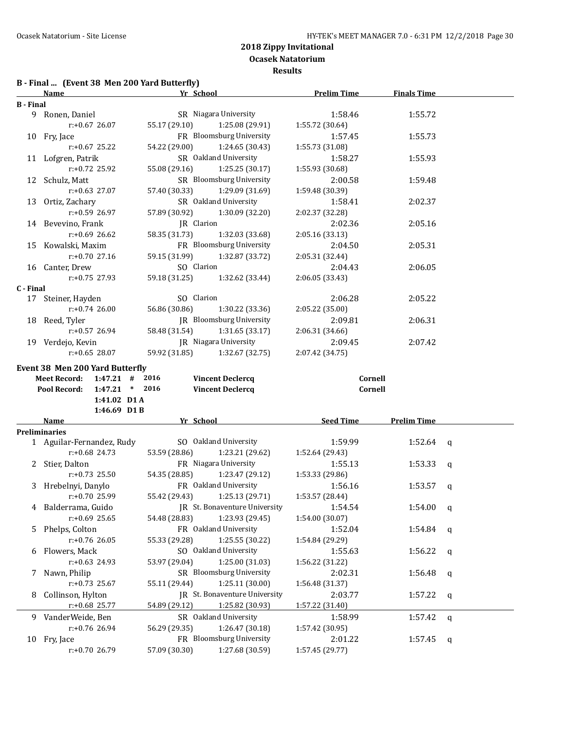## 2018 Zippy Invitational
### Ocasek Natatorium
### Results

**B - Final ... (Event 38 Men 200 Yard Butterfly)**

| | Name | Yr | School | Prelim Time | Finals Time |
|---|---|---|---|---|---|
| **B - Final** | | | | | |
| 9 | Ronen, Daniel | SR | Niagara University | 1:58.46 | 1:55.72 |
| | r:+0.67 26.07 | 55.17 (29.10) | 1:25.08 (29.91) | 1:55.72 (30.64) | |
| 10 | Fry, Jace | FR | Bloomsburg University | 1:57.45 | 1:55.73 |
| | r:+0.67 25.22 | 54.22 (29.00) | 1:24.65 (30.43) | 1:55.73 (31.08) | |
| 11 | Lofgren, Patrik | SR | Oakland University | 1:58.27 | 1:55.93 |
| | r:+0.72 25.92 | 55.08 (29.16) | 1:25.25 (30.17) | 1:55.93 (30.68) | |
| 12 | Schulz, Matt | SR | Bloomsburg University | 2:00.58 | 1:59.48 |
| | r:+0.63 27.07 | 57.40 (30.33) | 1:29.09 (31.69) | 1:59.48 (30.39) | |
| 13 | Ortiz, Zachary | SR | Oakland University | 1:58.41 | 2:02.37 |
| | r:+0.59 26.97 | 57.89 (30.92) | 1:30.09 (32.20) | 2:02.37 (32.28) | |
| 14 | Bevevino, Frank | JR | Clarion | 2:02.36 | 2:05.16 |
| | r:+0.69 26.62 | 58.35 (31.73) | 1:32.03 (33.68) | 2:05.16 (33.13) | |
| 15 | Kowalski, Maxim | FR | Bloomsburg University | 2:04.50 | 2:05.31 |
| | r:+0.70 27.16 | 59.15 (31.99) | 1:32.87 (33.72) | 2:05.31 (32.44) | |
| 16 | Canter, Drew | SO | Clarion | 2:04.43 | 2:06.05 |
| | r:+0.75 27.93 | 59.18 (31.25) | 1:32.62 (33.44) | 2:06.05 (33.43) | |
| **C - Final** | | | | | |
| 17 | Steiner, Hayden | SO | Clarion | 2:06.28 | 2:05.22 |
| | r:+0.74 26.00 | 56.86 (30.86) | 1:30.22 (33.36) | 2:05.22 (35.00) | |
| 18 | Reed, Tyler | JR | Bloomsburg University | 2:09.81 | 2:06.31 |
| | r:+0.57 26.94 | 58.48 (31.54) | 1:31.65 (33.17) | 2:06.31 (34.66) | |
| 19 | Verdejo, Kevin | JR | Niagara University | 2:09.45 | 2:07.42 |
| | r:+0.65 28.07 | 59.92 (31.85) | 1:32.67 (32.75) | 2:07.42 (34.75) | |

**Event 38 Men 200 Yard Butterfly**

| | | | | | |
|---|---|---|---|---|---|
| Meet Record: | 1:47.21 | # | 2016 | Vincent Declercq | Cornell |
| Pool Record: | 1:47.21 | * | 2016 | Vincent Declercq | Cornell |
| | 1:41.02 | D1 A | | | |
| | 1:46.69 | D1 B | | | |

| | Name | Yr | School | Seed Time | Prelim Time | |
|---|---|---|---|---|---|---|
| **Preliminaries** | | | | | | |
| 1 | Aguilar-Fernandez, Rudy | SO | Oakland University | 1:59.99 | 1:52.64 | q |
| | r:+0.68 24.73 | 53.59 (28.86) | 1:23.21 (29.62) | 1:52.64 (29.43) | | |
| 2 | Stier, Dalton | FR | Niagara University | 1:55.13 | 1:53.33 | q |
| | r:+0.73 25.50 | 54.35 (28.85) | 1:23.47 (29.12) | 1:53.33 (29.86) | | |
| 3 | Hrebelnyi, Danylo | FR | Oakland University | 1:56.16 | 1:53.57 | q |
| | r:+0.70 25.99 | 55.42 (29.43) | 1:25.13 (29.71) | 1:53.57 (28.44) | | |
| 4 | Balderrama, Guido | JR | St. Bonaventure University | 1:54.54 | 1:54.00 | q |
| | r:+0.69 25.65 | 54.48 (28.83) | 1:23.93 (29.45) | 1:54.00 (30.07) | | |
| 5 | Phelps, Colton | FR | Oakland University | 1:52.04 | 1:54.84 | q |
| | r:+0.76 26.05 | 55.33 (29.28) | 1:25.55 (30.22) | 1:54.84 (29.29) | | |
| 6 | Flowers, Mack | SO | Oakland University | 1:55.63 | 1:56.22 | q |
| | r:+0.63 24.93 | 53.97 (29.04) | 1:25.00 (31.03) | 1:56.22 (31.22) | | |
| 7 | Nawn, Philip | SR | Bloomsburg University | 2:02.31 | 1:56.48 | q |
| | r:+0.73 25.67 | 55.11 (29.44) | 1:25.11 (30.00) | 1:56.48 (31.37) | | |
| 8 | Collinson, Hylton | JR | St. Bonaventure University | 2:03.77 | 1:57.22 | q |
| | r:+0.68 25.77 | 54.89 (29.12) | 1:25.82 (30.93) | 1:57.22 (31.40) | | |
| 9 | VanderWeide, Ben | SR | Oakland University | 1:58.99 | 1:57.42 | q |
| | r:+0.76 26.94 | 56.29 (29.35) | 1:26.47 (30.18) | 1:57.42 (30.95) | | |
| 10 | Fry, Jace | FR | Bloomsburg University | 2:01.22 | 1:57.45 | q |
| | r:+0.70 26.79 | 57.09 (30.30) | 1:27.68 (30.59) | 1:57.45 (29.77) | | |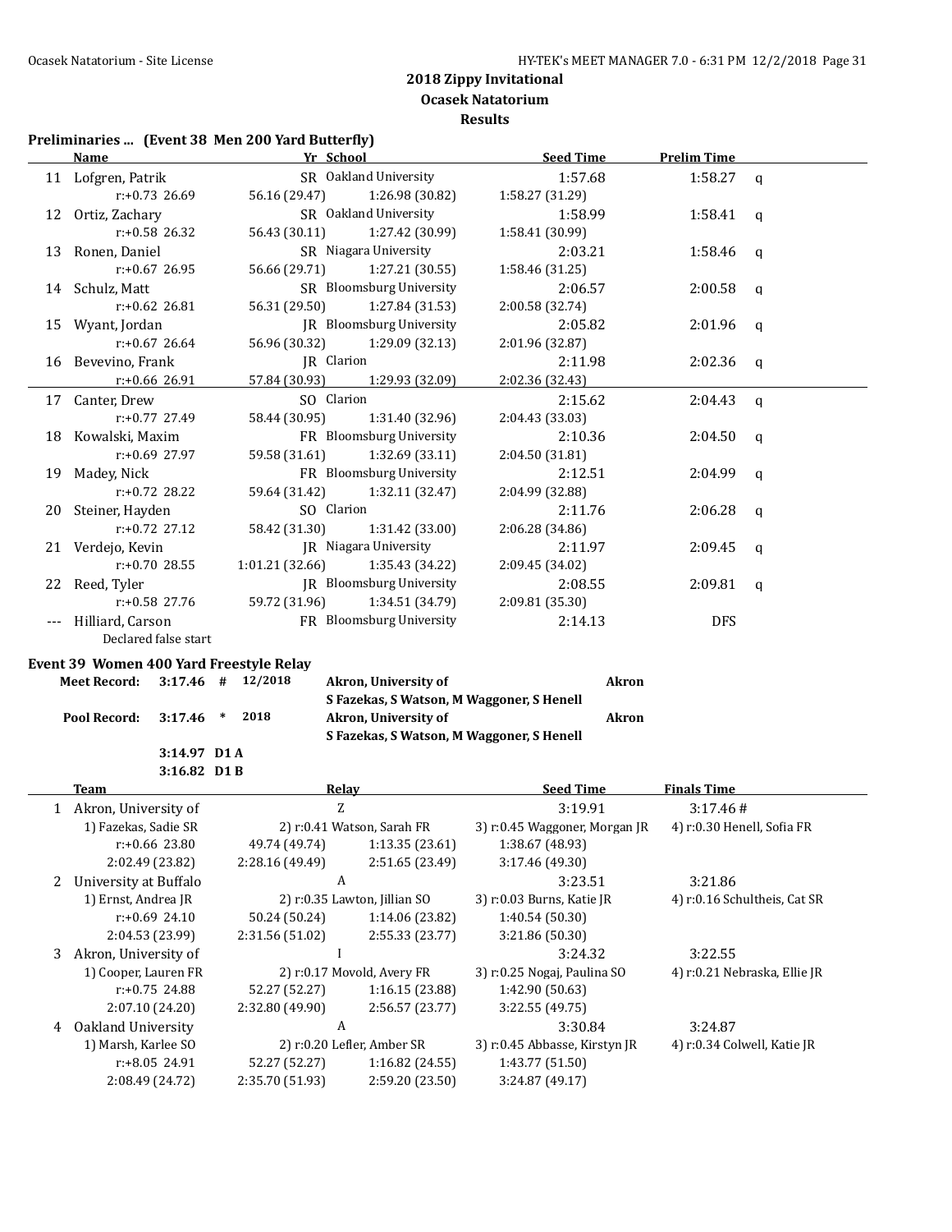# 2018 Zippy Invitational

## Ocasek Natatorium

## Results

### Preliminaries ... (Event 38 Men 200 Yard Butterfly)

| | Name | Yr | School | Seed Time | Prelim Time | |
|---|---|---|---|---|---|---|
| 11 | Lofgren, Patrik | SR | Oakland University | 1:57.68 | 1:58.27 | q |
| | r:+0.73 26.69 | 56.16 (29.47) | 1:26.98 (30.82) | 1:58.27 (31.29) | | |
| 12 | Ortiz, Zachary | SR | Oakland University | 1:58.99 | 1:58.41 | q |
| | r:+0.58 26.32 | 56.43 (30.11) | 1:27.42 (30.99) | 1:58.41 (30.99) | | |
| 13 | Ronen, Daniel | SR | Niagara University | 2:03.21 | 1:58.46 | q |
| | r:+0.67 26.95 | 56.66 (29.71) | 1:27.21 (30.55) | 1:58.46 (31.25) | | |
| 14 | Schulz, Matt | SR | Bloomsburg University | 2:06.57 | 2:00.58 | q |
| | r:+0.62 26.81 | 56.31 (29.50) | 1:27.84 (31.53) | 2:00.58 (32.74) | | |
| 15 | Wyant, Jordan | JR | Bloomsburg University | 2:05.82 | 2:01.96 | q |
| | r:+0.67 26.64 | 56.96 (30.32) | 1:29.09 (32.13) | 2:01.96 (32.87) | | |
| 16 | Bevevino, Frank | JR | Clarion | 2:11.98 | 2:02.36 | q |
| | r:+0.66 26.91 | 57.84 (30.93) | 1:29.93 (32.09) | 2:02.36 (32.43) | | |
| 17 | Canter, Drew | SO | Clarion | 2:15.62 | 2:04.43 | q |
| | r:+0.77 27.49 | 58.44 (30.95) | 1:31.40 (32.96) | 2:04.43 (33.03) | | |
| 18 | Kowalski, Maxim | FR | Bloomsburg University | 2:10.36 | 2:04.50 | q |
| | r:+0.69 27.97 | 59.58 (31.61) | 1:32.69 (33.11) | 2:04.50 (31.81) | | |
| 19 | Madey, Nick | FR | Bloomsburg University | 2:12.51 | 2:04.99 | q |
| | r:+0.72 28.22 | 59.64 (31.42) | 1:32.11 (32.47) | 2:04.99 (32.88) | | |
| 20 | Steiner, Hayden | SO | Clarion | 2:11.76 | 2:06.28 | q |
| | r:+0.72 27.12 | 58.42 (31.30) | 1:31.42 (33.00) | 2:06.28 (34.86) | | |
| 21 | Verdejo, Kevin | JR | Niagara University | 2:11.97 | 2:09.45 | q |
| | r:+0.70 28.55 | 1:01.21 (32.66) | 1:35.43 (34.22) | 2:09.45 (34.02) | | |
| 22 | Reed, Tyler | JR | Bloomsburg University | 2:08.55 | 2:09.81 | q |
| | r:+0.58 27.76 | 59.72 (31.96) | 1:34.51 (34.79) | 2:09.81 (35.30) | | |
| --- | Hilliard, Carson | FR | Bloomsburg University | 2:14.13 | DFS | |
| | Declared false start | | | | | |

### Event 39 Women 400 Yard Freestyle Relay

| | | | | | |
|---|---|---|---|---|---|
| Meet Record: | 3:17.46 | # | 12/2018 | Akron, University of<br>S Fazekas, S Watson, M Waggoner, S Henell | Akron |
| Pool Record: | 3:17.46 | * | 2018 | Akron, University of<br>S Fazekas, S Watson, M Waggoner, S Henell | Akron |
| | 3:14.97 | D1 A | | | |
| | 3:16.82 | D1 B | | | |

| | Team | Relay | | Seed Time | Finals Time |
|---|---|---|---|---|---|
| 1 | Akron, University of | Z | | 3:19.91 | 3:17.46 # |
| | 1) Fazekas, Sadie SR | 2) r:0.41 Watson, Sarah FR | | 3) r:0.45 Waggoner, Morgan JR | 4) r:0.30 Henell, Sofia FR |
| | r:+0.66 23.80 | 49.74 (49.74) | 1:13.35 (23.61) | 1:38.67 (48.93) | |
| | 2:02.49 (23.82) | 2:28.16 (49.49) | 2:51.65 (23.49) | 3:17.46 (49.30) | |
| 2 | University at Buffalo | A | | 3:23.51 | 3:21.86 |
| | 1) Ernst, Andrea JR | 2) r:0.35 Lawton, Jillian SO | | 3) r:0.03 Burns, Katie JR | 4) r:0.16 Schultheis, Cat SR |
| | r:+0.69 24.10 | 50.24 (50.24) | 1:14.06 (23.82) | 1:40.54 (50.30) | |
| | 2:04.53 (23.99) | 2:31.56 (51.02) | 2:55.33 (23.77) | 3:21.86 (50.30) | |
| 3 | Akron, University of | I | | 3:24.32 | 3:22.55 |
| | 1) Cooper, Lauren FR | 2) r:0.17 Movold, Avery FR | | 3) r:0.25 Nogaj, Paulina SO | 4) r:0.21 Nebraska, Ellie JR |
| | r:+0.75 24.88 | 52.27 (52.27) | 1:16.15 (23.88) | 1:42.90 (50.63) | |
| | 2:07.10 (24.20) | 2:32.80 (49.90) | 2:56.57 (23.77) | 3:22.55 (49.75) | |
| 4 | Oakland University | A | | 3:30.84 | 3:24.87 |
| | 1) Marsh, Karlee SO | 2) r:0.20 Lefler, Amber SR | | 3) r:0.45 Abbasse, Kirstyn JR | 4) r:0.34 Colwell, Katie JR |
| | r:+8.05 24.91 | 52.27 (52.27) | 1:16.82 (24.55) | 1:43.77 (51.50) | |
| | 2:08.49 (24.72) | 2:35.70 (51.93) | 2:59.20 (23.50) | 3:24.87 (49.17) | |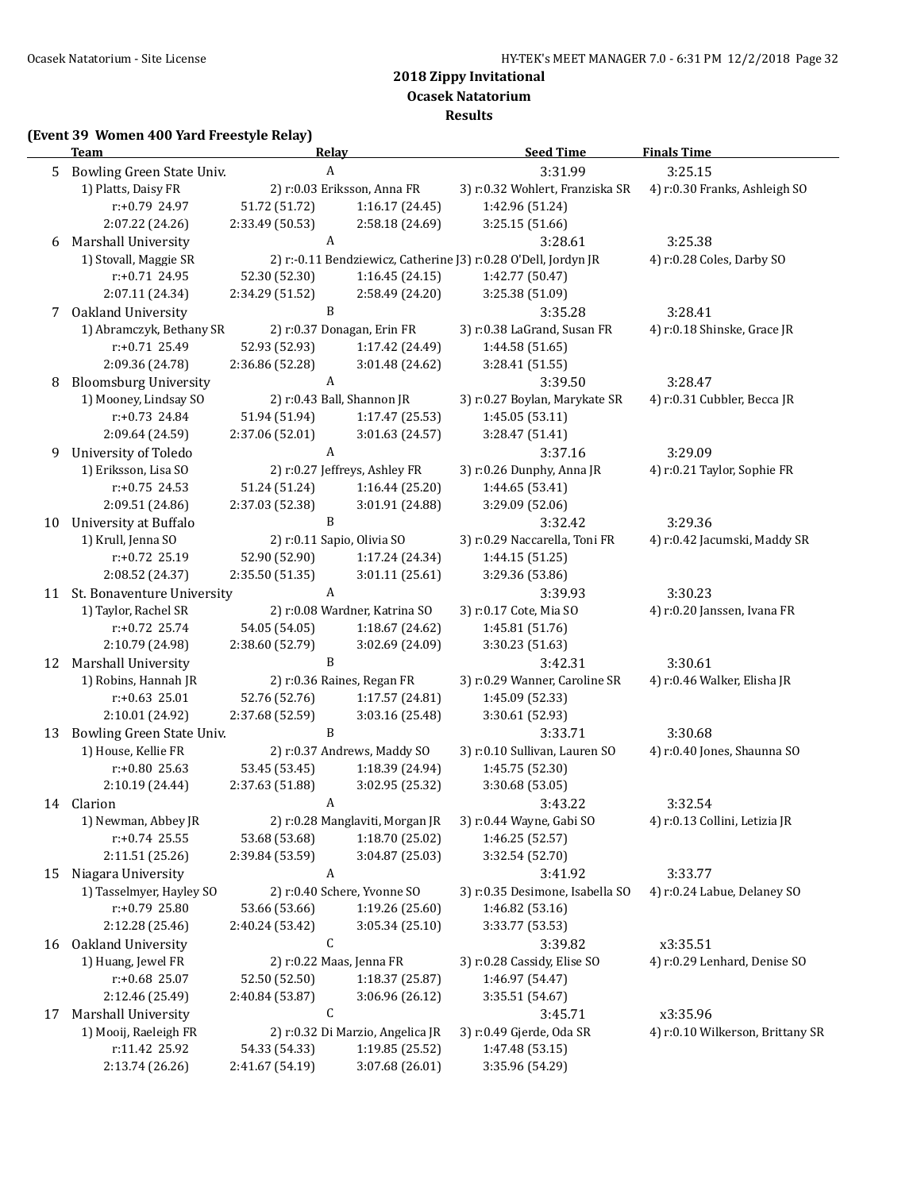**2018 Zippy Invitational**
**Ocasek Natatorium**
**Results**

**(Event 39 Women 400 Yard Freestyle Relay)**

| | Team | Relay | Seed Time | Finals Time |
|---|---|---|---|---|
| 5 | Bowling Green State Univ. | A | 3:31.99 | 3:25.15 |

1) Platts, Daisy FR 2) r:0.03 Eriksson, Anna FR 3) r:0.32 Wohlert, Franziska SR 4) r:0.30 Franks, Ashleigh SO
r:+0.79 24.97 51.72 (51.72) 1:16.17 (24.45) 1:42.96 (51.24)
2:07.22 (24.26) 2:33.49 (50.53) 2:58.18 (24.69) 3:25.15 (51.66)

| | Team | Relay | Seed Time | Finals Time |
|---|---|---|---|---|
| 6 | Marshall University | A | 3:28.61 | 3:25.38 |

1) Stovall, Maggie SR 2) r:-0.11 Bendziewicz, Catherine J 3) r:0.28 O'Dell, Jordyn JR 4) r:0.28 Coles, Darby SO
r:+0.71 24.95 52.30 (52.30) 1:16.45 (24.15) 1:42.77 (50.47)
2:07.11 (24.34) 2:34.29 (51.52) 2:58.49 (24.20) 3:25.38 (51.09)

| | Team | Relay | Seed Time | Finals Time |
|---|---|---|---|---|
| 7 | Oakland University | B | 3:35.28 | 3:28.41 |

1) Abramczyk, Bethany SR 2) r:0.37 Donagan, Erin FR 3) r:0.38 LaGrand, Susan FR 4) r:0.18 Shinske, Grace JR
r:+0.71 25.49 52.93 (52.93) 1:17.42 (24.49) 1:44.58 (51.65)
2:09.36 (24.78) 2:36.86 (52.28) 3:01.48 (24.62) 3:28.41 (51.55)

| | Team | Relay | Seed Time | Finals Time |
|---|---|---|---|---|
| 8 | Bloomsburg University | A | 3:39.50 | 3:28.47 |

1) Mooney, Lindsay SO 2) r:0.43 Ball, Shannon JR 3) r:0.27 Boylan, Marykate SR 4) r:0.31 Cubbler, Becca JR
r:+0.73 24.84 51.94 (51.94) 1:17.47 (25.53) 1:45.05 (53.11)
2:09.64 (24.59) 2:37.06 (52.01) 3:01.63 (24.57) 3:28.47 (51.41)

| | Team | Relay | Seed Time | Finals Time |
|---|---|---|---|---|
| 9 | University of Toledo | A | 3:37.16 | 3:29.09 |

1) Eriksson, Lisa SO 2) r:0.27 Jeffreys, Ashley FR 3) r:0.26 Dunphy, Anna JR 4) r:0.21 Taylor, Sophie FR
r:+0.75 24.53 51.24 (51.24) 1:16.44 (25.20) 1:44.65 (53.41)
2:09.51 (24.86) 2:37.03 (52.38) 3:01.91 (24.88) 3:29.09 (52.06)

| | Team | Relay | Seed Time | Finals Time |
|---|---|---|---|---|
| 10 | University at Buffalo | B | 3:32.42 | 3:29.36 |

1) Krull, Jenna SO 2) r:0.11 Sapio, Olivia SO 3) r:0.29 Naccarella, Toni FR 4) r:0.42 Jacumski, Maddy SR
r:+0.72 25.19 52.90 (52.90) 1:17.24 (24.34) 1:44.15 (51.25)
2:08.52 (24.37) 2:35.50 (51.35) 3:01.11 (25.61) 3:29.36 (53.86)

| | Team | Relay | Seed Time | Finals Time |
|---|---|---|---|---|
| 11 | St. Bonaventure University | A | 3:39.93 | 3:30.23 |

1) Taylor, Rachel SR 2) r:0.08 Wardner, Katrina SO 3) r:0.17 Cote, Mia SO 4) r:0.20 Janssen, Ivana FR
r:+0.72 25.74 54.05 (54.05) 1:18.67 (24.62) 1:45.81 (51.76)
2:10.79 (24.98) 2:38.60 (52.79) 3:02.69 (24.09) 3:30.23 (51.63)

| | Team | Relay | Seed Time | Finals Time |
|---|---|---|---|---|
| 12 | Marshall University | B | 3:42.31 | 3:30.61 |

1) Robins, Hannah JR 2) r:0.36 Raines, Regan FR 3) r:0.29 Wanner, Caroline SR 4) r:0.46 Walker, Elisha JR
r:+0.63 25.01 52.76 (52.76) 1:17.57 (24.81) 1:45.09 (52.33)
2:10.01 (24.92) 2:37.68 (52.59) 3:03.16 (25.48) 3:30.61 (52.93)

| | Team | Relay | Seed Time | Finals Time |
|---|---|---|---|---|
| 13 | Bowling Green State Univ. | B | 3:33.71 | 3:30.68 |

1) House, Kellie FR 2) r:0.37 Andrews, Maddy SO 3) r:0.10 Sullivan, Lauren SO 4) r:0.40 Jones, Shaunna SO
r:+0.80 25.63 53.45 (53.45) 1:18.39 (24.94) 1:45.75 (52.30)
2:10.19 (24.44) 2:37.63 (51.88) 3:02.95 (25.32) 3:30.68 (53.05)

| | Team | Relay | Seed Time | Finals Time |
|---|---|---|---|---|
| 14 | Clarion | A | 3:43.22 | 3:32.54 |

1) Newman, Abbey JR 2) r:0.28 Manglaviti, Morgan JR 3) r:0.44 Wayne, Gabi SO 4) r:0.13 Collini, Letizia JR
r:+0.74 25.55 53.68 (53.68) 1:18.70 (25.02) 1:46.25 (52.57)
2:11.51 (25.26) 2:39.84 (53.59) 3:04.87 (25.03) 3:32.54 (52.70)

| | Team | Relay | Seed Time | Finals Time |
|---|---|---|---|---|
| 15 | Niagara University | A | 3:41.92 | 3:33.77 |

1) Tasselmyer, Hayley SO 2) r:0.40 Schere, Yvonne SO 3) r:0.35 Desimone, Isabella SO 4) r:0.24 Labue, Delaney SO
r:+0.79 25.80 53.66 (53.66) 1:19.26 (25.60) 1:46.82 (53.16)
2:12.28 (25.46) 2:40.24 (53.42) 3:05.34 (25.10) 3:33.77 (53.53)

| | Team | Relay | Seed Time | Finals Time |
|---|---|---|---|---|
| 16 | Oakland University | C | 3:39.82 | x3:35.51 |

1) Huang, Jewel FR 2) r:0.22 Maas, Jenna FR 3) r:0.28 Cassidy, Elise SO 4) r:0.29 Lenhard, Denise SO
r:+0.68 25.07 52.50 (52.50) 1:18.37 (25.87) 1:46.97 (54.47)
2:12.46 (25.49) 2:40.84 (53.87) 3:06.96 (26.12) 3:35.51 (54.67)

| | Team | Relay | Seed Time | Finals Time |
|---|---|---|---|---|
| 17 | Marshall University | C | 3:45.71 | x3:35.96 |

1) Mooij, Raeleigh FR 2) r:0.32 Di Marzio, Angelica JR 3) r:0.49 Gjerde, Oda SR 4) r:0.10 Wilkerson, Brittany SR
r:11.42 25.92 54.33 (54.33) 1:19.85 (25.52) 1:47.48 (53.15)
2:13.74 (26.26) 2:41.67 (54.19) 3:07.68 (26.01) 3:35.96 (54.29)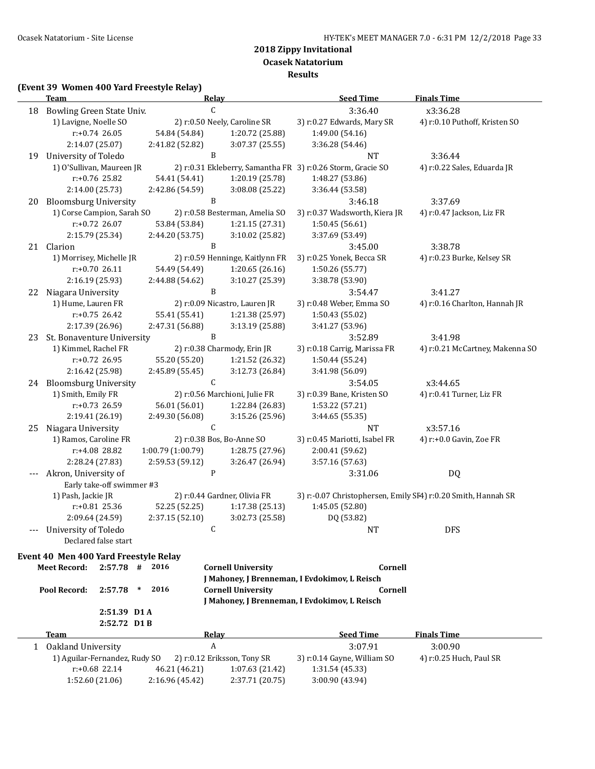## 2018 Zippy Invitational
## Ocasek Natatorium
## Results

### (Event 39 Women 400 Yard Freestyle Relay)

| | Team | Relay | Seed Time | Finals Time |
|---|---|---|---|---|
| 18 | Bowling Green State Univ. | C | 3:36.40 | x3:36.28 |

1) Lavigne, Noelle SO 2) r:0.50 Neely, Caroline SR 3) r:0.27 Edwards, Mary SR 4) r:0.10 Puthoff, Kristen SO
r:+0.74 26.05 54.84 (54.84) 1:20.72 (25.88) 1:49.00 (54.16)
2:14.07 (25.07) 2:41.82 (52.82) 3:07.37 (25.55) 3:36.28 (54.46)

| | Team | Relay | Seed Time | Finals Time |
|---|---|---|---|---|
| 19 | University of Toledo | B | NT | 3:36.44 |

1) O'Sullivan, Maureen JR 2) r:0.31 Ekleberry, Samantha FR 3) r:0.26 Storm, Gracie SO 4) r:0.22 Sales, Eduarda JR
r:+0.76 25.82 54.41 (54.41) 1:20.19 (25.78) 1:48.27 (53.86)
2:14.00 (25.73) 2:42.86 (54.59) 3:08.08 (25.22) 3:36.44 (53.58)

| | Team | Relay | Seed Time | Finals Time |
|---|---|---|---|---|
| 20 | Bloomsburg University | B | 3:46.18 | 3:37.69 |

1) Corse Campion, Sarah SO 2) r:0.58 Besterman, Amelia SO 3) r:0.37 Wadsworth, Kiera JR 4) r:0.47 Jackson, Liz FR
r:+0.72 26.07 53.84 (53.84) 1:21.15 (27.31) 1:50.45 (56.61)
2:15.79 (25.34) 2:44.20 (53.75) 3:10.02 (25.82) 3:37.69 (53.49)

| | Team | Relay | Seed Time | Finals Time |
|---|---|---|---|---|
| 21 | Clarion | B | 3:45.00 | 3:38.78 |

1) Morrisey, Michelle JR 2) r:0.59 Henninge, Kaitlynn FR 3) r:0.25 Yonek, Becca SR 4) r:0.23 Burke, Kelsey SR
r:+0.70 26.11 54.49 (54.49) 1:20.65 (26.16) 1:50.26 (55.77)
2:16.19 (25.93) 2:44.88 (54.62) 3:10.27 (25.39) 3:38.78 (53.90)

| | Team | Relay | Seed Time | Finals Time |
|---|---|---|---|---|
| 22 | Niagara University | B | 3:54.47 | 3:41.27 |

1) Hume, Lauren FR 2) r:0.09 Nicastro, Lauren JR 3) r:0.48 Weber, Emma SO 4) r:0.16 Charlton, Hannah JR
r:+0.75 26.42 55.41 (55.41) 1:21.38 (25.97) 1:50.43 (55.02)
2:17.39 (26.96) 2:47.31 (56.88) 3:13.19 (25.88) 3:41.27 (53.96)

| | Team | Relay | Seed Time | Finals Time |
|---|---|---|---|---|
| 23 | St. Bonaventure University | B | 3:52.89 | 3:41.98 |

1) Kimmel, Rachel FR 2) r:0.38 Charmody, Erin JR 3) r:0.18 Carrig, Marissa FR 4) r:0.21 McCartney, Makenna SO
r:+0.72 26.95 55.20 (55.20) 1:21.52 (26.32) 1:50.44 (55.24)
2:16.42 (25.98) 2:45.89 (55.45) 3:12.73 (26.84) 3:41.98 (56.09)

| | Team | Relay | Seed Time | Finals Time |
|---|---|---|---|---|
| 24 | Bloomsburg University | C | 3:54.05 | x3:44.65 |

1) Smith, Emily FR 2) r:0.56 Marchioni, Julie FR 3) r:0.39 Bane, Kristen SO 4) r:0.41 Turner, Liz FR
r:+0.73 26.59 56.01 (56.01) 1:22.84 (26.83) 1:53.22 (57.21)
2:19.41 (26.19) 2:49.30 (56.08) 3:15.26 (25.96) 3:44.65 (55.35)

| | Team | Relay | Seed Time | Finals Time |
|---|---|---|---|---|
| 25 | Niagara University | C | NT | x3:57.16 |

1) Ramos, Caroline FR 2) r:0.38 Bos, Bo-Anne SO 3) r:0.45 Mariotti, Isabel FR 4) r:+0.0 Gavin, Zoe FR
r:+4.08 28.82 1:00.79 (1:00.79) 1:28.75 (27.96) 2:00.41 (59.62)
2:28.24 (27.83) 2:59.53 (59.12) 3:26.47 (26.94) 3:57.16 (57.63)

| | Team | Relay | Seed Time | Finals Time |
|---|---|---|---|---|
| --- | Akron, University of | P | 3:31.06 | DQ |

Early take-off swimmer #3
1) Pash, Jackie JR 2) r:0.44 Gardner, Olivia FR 3) r:-0.07 Christophersen, Emily SR 4) r:0.20 Smith, Hannah SR
r:+0.81 25.36 52.25 (52.25) 1:17.38 (25.13) 1:45.05 (52.80)
2:09.64 (24.59) 2:37.15 (52.10) 3:02.73 (25.58) DQ (53.82)

| | Team | Relay | Seed Time | Finals Time |
|---|---|---|---|---|
| --- | University of Toledo | C | NT | DFS |

Declared false start

### Event 40 Men 400 Yard Freestyle Relay

**Meet Record:** 2:57.78 # 2016 **Cornell University** **Cornell**
**J Mahoney, J Brenneman, I Evdokimov, L Reisch**

**Pool Record:** 2:57.78 * 2016 **Cornell University** **Cornell**
**J Mahoney, J Brenneman, I Evdokimov, L Reisch**

**2:51.39 D1 A**
**2:52.72 D1 B**

| | Team | Relay | Seed Time | Finals Time |
|---|---|---|---|---|
| 1 | Oakland University | A | 3:07.91 | 3:00.90 |

1) Aguilar-Fernandez, Rudy SO 2) r:0.12 Eriksson, Tony SR 3) r:0.14 Gayne, William SO 4) r:0.25 Huch, Paul SR
r:+0.68 22.14 46.21 (46.21) 1:07.63 (21.42) 1:31.54 (45.33)
1:52.60 (21.06) 2:16.96 (45.42) 2:37.71 (20.75) 3:00.90 (43.94)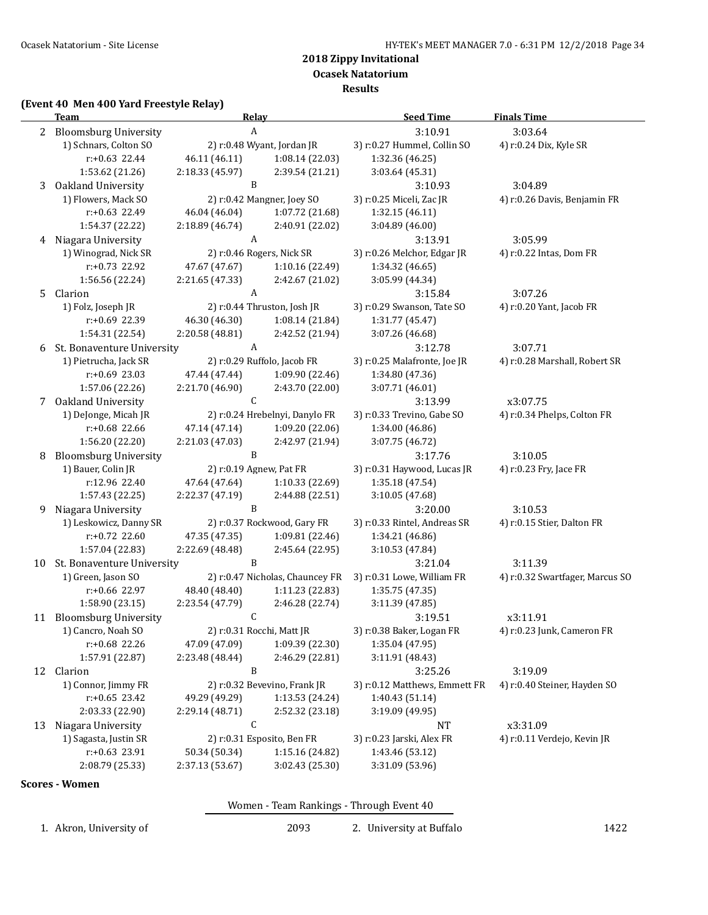## 2018 Zippy Invitational
## Ocasek Natatorium
## Results

**(Event 40 Men 400 Yard Freestyle Relay)**

| | Team | Relay | Seed Time | Finals Time |
|---|---|---|---|---|
| 2 | Bloomsburg University | A | 3:10.91 | 3:03.64 |

1) Schnars, Colton SO 2) r:0.48 Wyant, Jordan JR 3) r:0.27 Hummel, Collin SO 4) r:0.24 Dix, Kyle SR
r:+0.63 22.44 46.11 (46.11) 1:08.14 (22.03) 1:32.36 (46.25)
1:53.62 (21.26) 2:18.33 (45.97) 2:39.54 (21.21) 3:03.64 (45.31)

| | Team | Relay | Seed Time | Finals Time |
|---|---|---|---|---|
| 3 | Oakland University | B | 3:10.93 | 3:04.89 |

1) Flowers, Mack SO 2) r:0.42 Mangner, Joey SO 3) r:0.25 Miceli, Zac JR 4) r:0.26 Davis, Benjamin FR
r:+0.63 22.49 46.04 (46.04) 1:07.72 (21.68) 1:32.15 (46.11)
1:54.37 (22.22) 2:18.89 (46.74) 2:40.91 (22.02) 3:04.89 (46.00)

| | Team | Relay | Seed Time | Finals Time |
|---|---|---|---|---|
| 4 | Niagara University | A | 3:13.91 | 3:05.99 |

1) Winograd, Nick SR 2) r:0.46 Rogers, Nick SR 3) r:0.26 Melchor, Edgar JR 4) r:0.22 Intas, Dom FR
r:+0.73 22.92 47.67 (47.67) 1:10.16 (22.49) 1:34.32 (46.65)
1:56.56 (22.24) 2:21.65 (47.33) 2:42.67 (21.02) 3:05.99 (44.34)

| | Team | Relay | Seed Time | Finals Time |
|---|---|---|---|---|
| 5 | Clarion | A | 3:15.84 | 3:07.26 |

1) Folz, Joseph JR 2) r:0.44 Thruston, Josh JR 3) r:0.29 Swanson, Tate SO 4) r:0.20 Yant, Jacob FR
r:+0.69 22.39 46.30 (46.30) 1:08.14 (21.84) 1:31.77 (45.47)
1:54.31 (22.54) 2:20.58 (48.81) 2:42.52 (21.94) 3:07.26 (46.68)

| | Team | Relay | Seed Time | Finals Time |
|---|---|---|---|---|
| 6 | St. Bonaventure University | A | 3:12.78 | 3:07.71 |

1) Pietrucha, Jack SR 2) r:0.29 Ruffolo, Jacob FR 3) r:0.25 Malafronte, Joe JR 4) r:0.28 Marshall, Robert SR
r:+0.69 23.03 47.44 (47.44) 1:09.90 (22.46) 1:34.80 (47.36)
1:57.06 (22.26) 2:21.70 (46.90) 2:43.70 (22.00) 3:07.71 (46.01)

| | Team | Relay | Seed Time | Finals Time |
|---|---|---|---|---|
| 7 | Oakland University | C | 3:13.99 | x3:07.75 |

1) DeJonge, Micah JR 2) r:0.24 Hrebelnyi, Danylo FR 3) r:0.33 Trevino, Gabe SO 4) r:0.34 Phelps, Colton FR
r:+0.68 22.66 47.14 (47.14) 1:09.20 (22.06) 1:34.00 (46.86)
1:56.20 (22.20) 2:21.03 (47.03) 2:42.97 (21.94) 3:07.75 (46.72)

| | Team | Relay | Seed Time | Finals Time |
|---|---|---|---|---|
| 8 | Bloomsburg University | B | 3:17.76 | 3:10.05 |

1) Bauer, Colin JR 2) r:0.19 Agnew, Pat FR 3) r:0.31 Haywood, Lucas JR 4) r:0.23 Fry, Jace FR
r:12.96 22.40 47.64 (47.64) 1:10.33 (22.69) 1:35.18 (47.54)
1:57.43 (22.25) 2:22.37 (47.19) 2:44.88 (22.51) 3:10.05 (47.68)

| | Team | Relay | Seed Time | Finals Time |
|---|---|---|---|---|
| 9 | Niagara University | B | 3:20.00 | 3:10.53 |

1) Leskowicz, Danny SR 2) r:0.37 Rockwood, Gary FR 3) r:0.33 Rintel, Andreas SR 4) r:0.15 Stier, Dalton FR
r:+0.72 22.60 47.35 (47.35) 1:09.81 (22.46) 1:34.21 (46.86)
1:57.04 (22.83) 2:22.69 (48.48) 2:45.64 (22.95) 3:10.53 (47.84)

| | Team | Relay | Seed Time | Finals Time |
|---|---|---|---|---|
| 10 | St. Bonaventure University | B | 3:21.04 | 3:11.39 |

1) Green, Jason SO 2) r:0.47 Nicholas, Chauncey FR 3) r:0.31 Lowe, William FR 4) r:0.32 Swartfager, Marcus SO
r:+0.66 22.97 48.40 (48.40) 1:11.23 (22.83) 1:35.75 (47.35)
1:58.90 (23.15) 2:23.54 (47.79) 2:46.28 (22.74) 3:11.39 (47.85)

| | Team | Relay | Seed Time | Finals Time |
|---|---|---|---|---|
| 11 | Bloomsburg University | C | 3:19.51 | x3:11.91 |

1) Cancro, Noah SO 2) r:0.31 Rocchi, Matt JR 3) r:0.38 Baker, Logan FR 4) r:0.23 Junk, Cameron FR
r:+0.68 22.26 47.09 (47.09) 1:09.39 (22.30) 1:35.04 (47.95)
1:57.91 (22.87) 2:23.48 (48.44) 2:46.29 (22.81) 3:11.91 (48.43)

| | Team | Relay | Seed Time | Finals Time |
|---|---|---|---|---|
| 12 | Clarion | B | 3:25.26 | 3:19.09 |

1) Connor, Jimmy FR 2) r:0.32 Bevevino, Frank JR 3) r:0.12 Matthews, Emmett FR 4) r:0.40 Steiner, Hayden SO
r:+0.65 23.42 49.29 (49.29) 1:13.53 (24.24) 1:40.43 (51.14)
2:03.33 (22.90) 2:29.14 (48.71) 2:52.32 (23.18) 3:19.09 (49.95)

| | Team | Relay | Seed Time | Finals Time |
|---|---|---|---|---|
| 13 | Niagara University | C | NT | x3:31.09 |

1) Sagasta, Justin SR 2) r:0.31 Esposito, Ben FR 3) r:0.23 Jarski, Alex FR 4) r:0.11 Verdejo, Kevin JR
r:+0.63 23.91 50.34 (50.34) 1:15.16 (24.82) 1:43.46 (53.12)
2:08.79 (25.33) 2:37.13 (53.67) 3:02.43 (25.30) 3:31.09 (53.96)

**Scores - Women**

Women - Team Rankings - Through Event 40

| | Team | Score | | Team | Score |
|---|---|---|---|---|---|
| 1. | Akron, University of | 2093 | 2. | University at Buffalo | 1422 |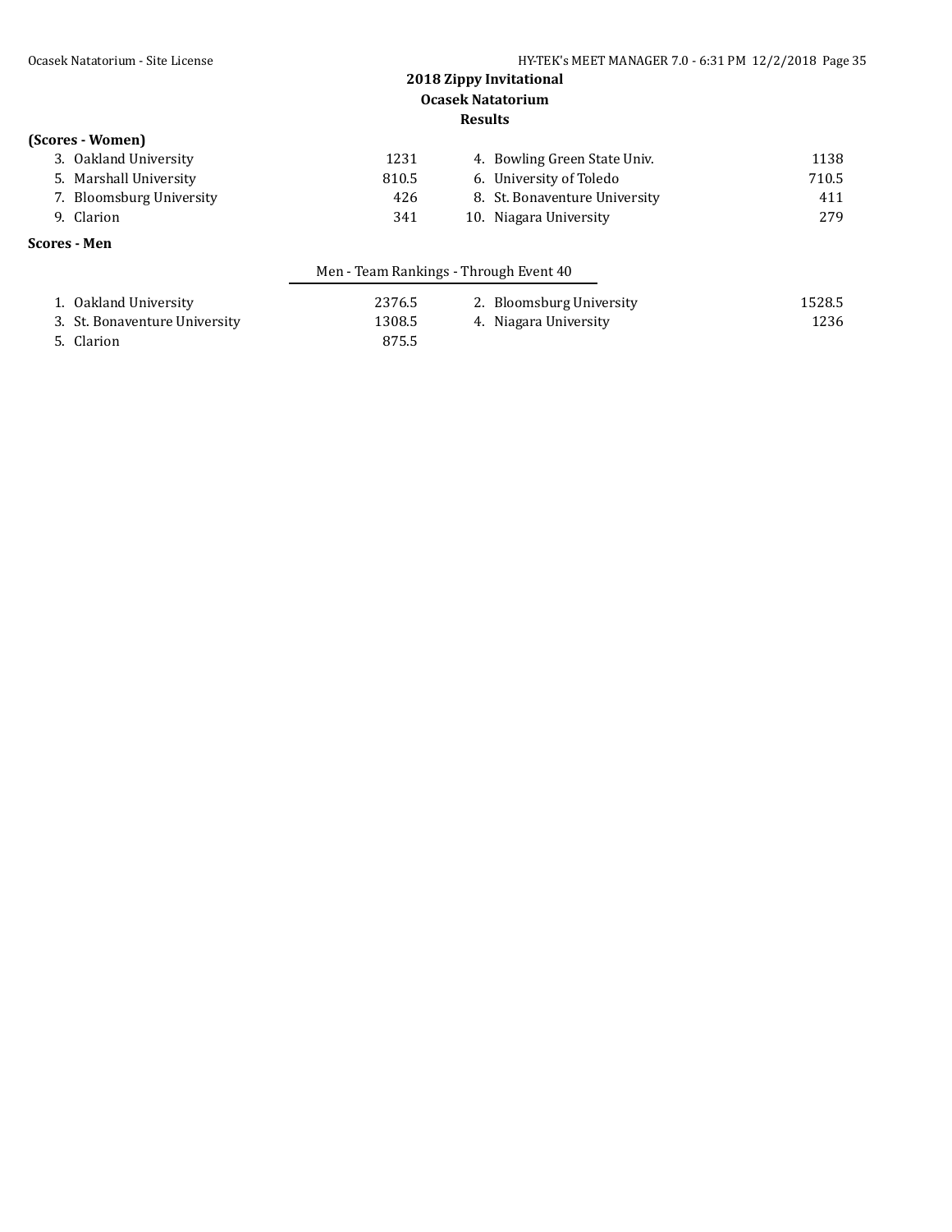**(Scores - Women)**

| | | | |
|---|---|---|---|
| 3. Oakland University | 1231 | 4. Bowling Green State Univ. | 1138 |
| 5. Marshall University | 810.5 | 6. University of Toledo | 710.5 |
| 7. Bloomsburg University | 426 | 8. St. Bonaventure University | 411 |
| 9. Clarion | 341 | 10. Niagara University | 279 |

**Scores - Men**

Men - Team Rankings - Through Event 40

| | | | |
|---|---|---|---|
| 1. Oakland University | 2376.5 | 2. Bloomsburg University | 1528.5 |
| 3. St. Bonaventure University | 1308.5 | 4. Niagara University | 1236 |
| 5. Clarion | 875.5 | | |